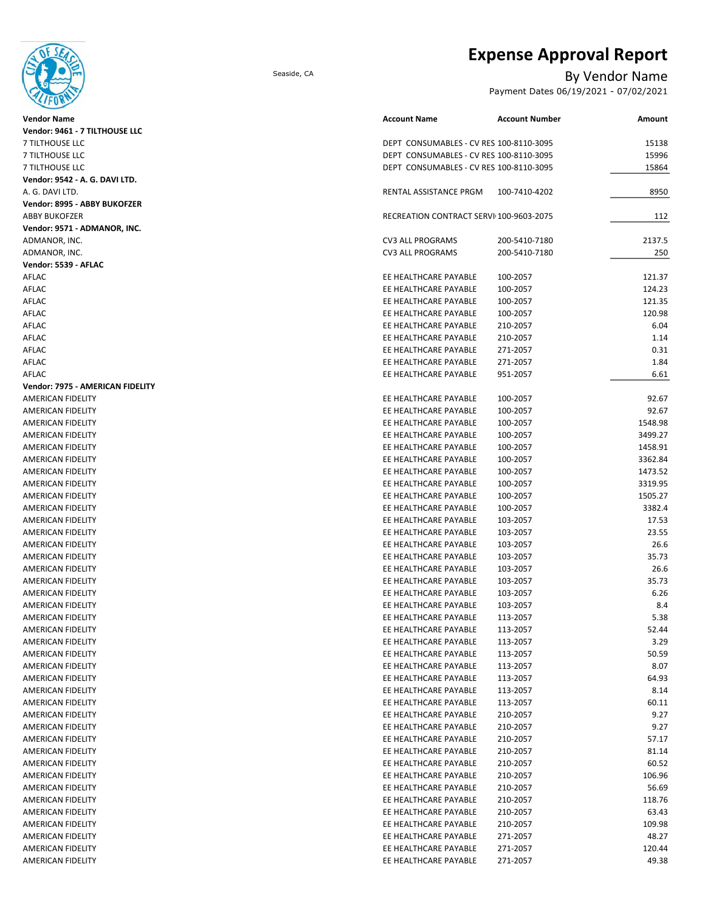# Expense Approval Report

Seaside, CA

## By Vendor Name

Payment Dates 06/19/2021 - 07/02/2021

| Vendor Name | Account Name | Account Number | Amount |
|---|---|---|---|
| **Vendor: 9461 - 7 TILTHOUSE LLC** | | | |
| 7 TILTHOUSE LLC | DEPT CONSUMABLES - CV RES | 100-8110-3095 | 15138 |
| 7 TILTHOUSE LLC | DEPT CONSUMABLES - CV RES | 100-8110-3095 | 15996 |
| 7 TILTHOUSE LLC | DEPT CONSUMABLES - CV RES | 100-8110-3095 | 15864 |
| **Vendor: 9542 - A. G. DAVI LTD.** | | | |
| A. G. DAVI LTD. | RENTAL ASSISTANCE PRGM | 100-7410-4202 | 8950 |
| **Vendor: 8995 - ABBY BUKOFZER** | | | |
| ABBY BUKOFZER | RECREATION CONTRACT SERVI | 100-9603-2075 | 112 |
| **Vendor: 9571 - ADMANOR, INC.** | | | |
| ADMANOR, INC. | CV3 ALL PROGRAMS | 200-5410-7180 | 2137.5 |
| ADMANOR, INC. | CV3 ALL PROGRAMS | 200-5410-7180 | 250 |
| **Vendor: 5539 - AFLAC** | | | |
| AFLAC | EE HEALTHCARE PAYABLE | 100-2057 | 121.37 |
| AFLAC | EE HEALTHCARE PAYABLE | 100-2057 | 124.23 |
| AFLAC | EE HEALTHCARE PAYABLE | 100-2057 | 121.35 |
| AFLAC | EE HEALTHCARE PAYABLE | 100-2057 | 120.98 |
| AFLAC | EE HEALTHCARE PAYABLE | 210-2057 | 6.04 |
| AFLAC | EE HEALTHCARE PAYABLE | 210-2057 | 1.14 |
| AFLAC | EE HEALTHCARE PAYABLE | 271-2057 | 0.31 |
| AFLAC | EE HEALTHCARE PAYABLE | 271-2057 | 1.84 |
| AFLAC | EE HEALTHCARE PAYABLE | 951-2057 | 6.61 |
| **Vendor: 7975 - AMERICAN FIDELITY** | | | |
| AMERICAN FIDELITY | EE HEALTHCARE PAYABLE | 100-2057 | 92.67 |
| AMERICAN FIDELITY | EE HEALTHCARE PAYABLE | 100-2057 | 92.67 |
| AMERICAN FIDELITY | EE HEALTHCARE PAYABLE | 100-2057 | 1548.98 |
| AMERICAN FIDELITY | EE HEALTHCARE PAYABLE | 100-2057 | 3499.27 |
| AMERICAN FIDELITY | EE HEALTHCARE PAYABLE | 100-2057 | 1458.91 |
| AMERICAN FIDELITY | EE HEALTHCARE PAYABLE | 100-2057 | 3362.84 |
| AMERICAN FIDELITY | EE HEALTHCARE PAYABLE | 100-2057 | 1473.52 |
| AMERICAN FIDELITY | EE HEALTHCARE PAYABLE | 100-2057 | 3319.95 |
| AMERICAN FIDELITY | EE HEALTHCARE PAYABLE | 100-2057 | 1505.27 |
| AMERICAN FIDELITY | EE HEALTHCARE PAYABLE | 100-2057 | 3382.4 |
| AMERICAN FIDELITY | EE HEALTHCARE PAYABLE | 103-2057 | 17.53 |
| AMERICAN FIDELITY | EE HEALTHCARE PAYABLE | 103-2057 | 23.55 |
| AMERICAN FIDELITY | EE HEALTHCARE PAYABLE | 103-2057 | 26.6 |
| AMERICAN FIDELITY | EE HEALTHCARE PAYABLE | 103-2057 | 35.73 |
| AMERICAN FIDELITY | EE HEALTHCARE PAYABLE | 103-2057 | 26.6 |
| AMERICAN FIDELITY | EE HEALTHCARE PAYABLE | 103-2057 | 35.73 |
| AMERICAN FIDELITY | EE HEALTHCARE PAYABLE | 103-2057 | 6.26 |
| AMERICAN FIDELITY | EE HEALTHCARE PAYABLE | 103-2057 | 8.4 |
| AMERICAN FIDELITY | EE HEALTHCARE PAYABLE | 113-2057 | 5.38 |
| AMERICAN FIDELITY | EE HEALTHCARE PAYABLE | 113-2057 | 52.44 |
| AMERICAN FIDELITY | EE HEALTHCARE PAYABLE | 113-2057 | 3.29 |
| AMERICAN FIDELITY | EE HEALTHCARE PAYABLE | 113-2057 | 50.59 |
| AMERICAN FIDELITY | EE HEALTHCARE PAYABLE | 113-2057 | 8.07 |
| AMERICAN FIDELITY | EE HEALTHCARE PAYABLE | 113-2057 | 64.93 |
| AMERICAN FIDELITY | EE HEALTHCARE PAYABLE | 113-2057 | 8.14 |
| AMERICAN FIDELITY | EE HEALTHCARE PAYABLE | 113-2057 | 60.11 |
| AMERICAN FIDELITY | EE HEALTHCARE PAYABLE | 210-2057 | 9.27 |
| AMERICAN FIDELITY | EE HEALTHCARE PAYABLE | 210-2057 | 9.27 |
| AMERICAN FIDELITY | EE HEALTHCARE PAYABLE | 210-2057 | 57.17 |
| AMERICAN FIDELITY | EE HEALTHCARE PAYABLE | 210-2057 | 81.14 |
| AMERICAN FIDELITY | EE HEALTHCARE PAYABLE | 210-2057 | 60.52 |
| AMERICAN FIDELITY | EE HEALTHCARE PAYABLE | 210-2057 | 106.96 |
| AMERICAN FIDELITY | EE HEALTHCARE PAYABLE | 210-2057 | 56.69 |
| AMERICAN FIDELITY | EE HEALTHCARE PAYABLE | 210-2057 | 118.76 |
| AMERICAN FIDELITY | EE HEALTHCARE PAYABLE | 210-2057 | 63.43 |
| AMERICAN FIDELITY | EE HEALTHCARE PAYABLE | 210-2057 | 109.98 |
| AMERICAN FIDELITY | EE HEALTHCARE PAYABLE | 271-2057 | 48.27 |
| AMERICAN FIDELITY | EE HEALTHCARE PAYABLE | 271-2057 | 120.44 |
| AMERICAN FIDELITY | EE HEALTHCARE PAYABLE | 271-2057 | 49.38 |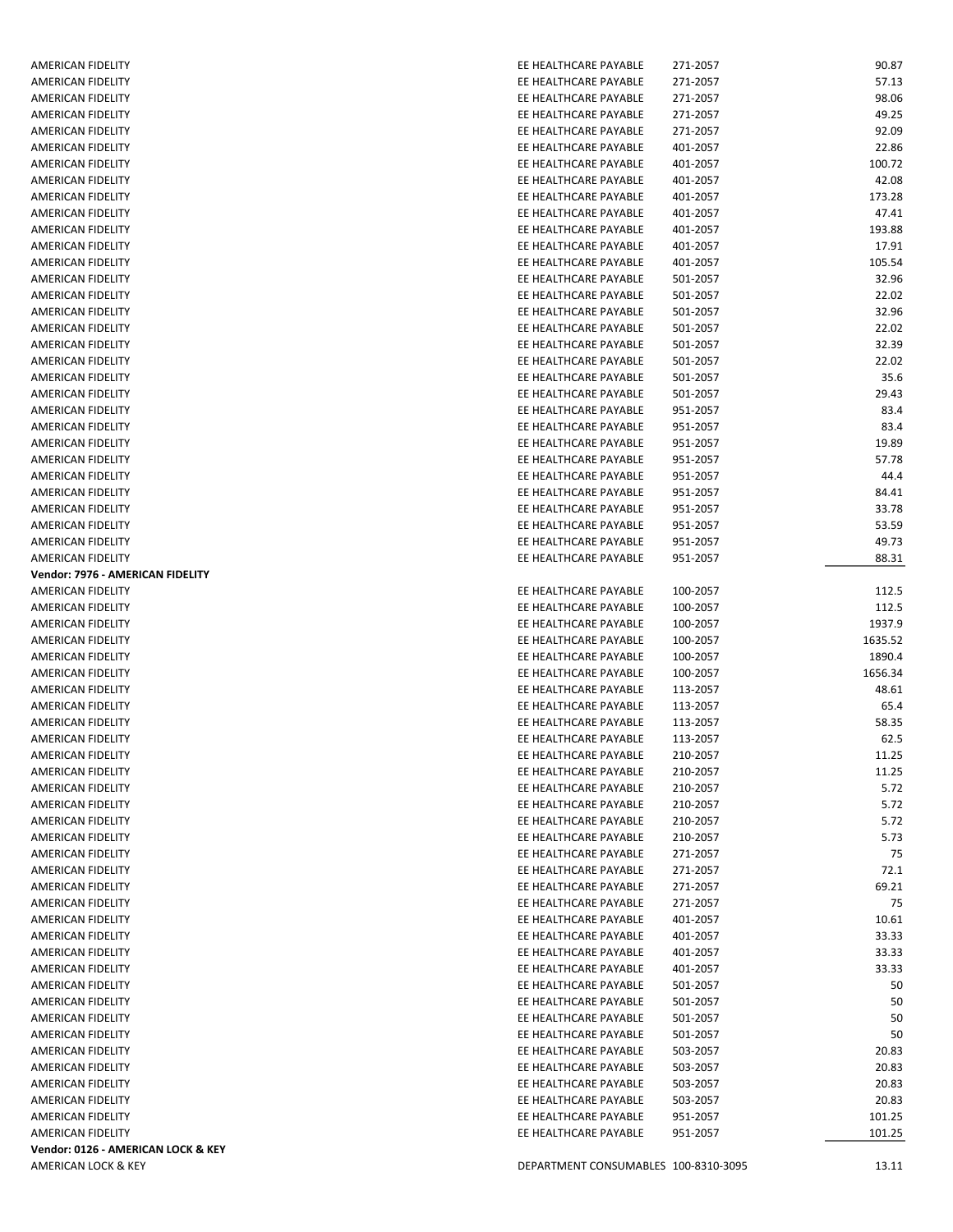| | | | |
|---|---|---|---|
| AMERICAN FIDELITY | EE HEALTHCARE PAYABLE | 271-2057 | 90.87 |
| AMERICAN FIDELITY | EE HEALTHCARE PAYABLE | 271-2057 | 57.13 |
| AMERICAN FIDELITY | EE HEALTHCARE PAYABLE | 271-2057 | 98.06 |
| AMERICAN FIDELITY | EE HEALTHCARE PAYABLE | 271-2057 | 49.25 |
| AMERICAN FIDELITY | EE HEALTHCARE PAYABLE | 271-2057 | 92.09 |
| AMERICAN FIDELITY | EE HEALTHCARE PAYABLE | 401-2057 | 22.86 |
| AMERICAN FIDELITY | EE HEALTHCARE PAYABLE | 401-2057 | 100.72 |
| AMERICAN FIDELITY | EE HEALTHCARE PAYABLE | 401-2057 | 42.08 |
| AMERICAN FIDELITY | EE HEALTHCARE PAYABLE | 401-2057 | 173.28 |
| AMERICAN FIDELITY | EE HEALTHCARE PAYABLE | 401-2057 | 47.41 |
| AMERICAN FIDELITY | EE HEALTHCARE PAYABLE | 401-2057 | 193.88 |
| AMERICAN FIDELITY | EE HEALTHCARE PAYABLE | 401-2057 | 17.91 |
| AMERICAN FIDELITY | EE HEALTHCARE PAYABLE | 401-2057 | 105.54 |
| AMERICAN FIDELITY | EE HEALTHCARE PAYABLE | 501-2057 | 32.96 |
| AMERICAN FIDELITY | EE HEALTHCARE PAYABLE | 501-2057 | 22.02 |
| AMERICAN FIDELITY | EE HEALTHCARE PAYABLE | 501-2057 | 32.96 |
| AMERICAN FIDELITY | EE HEALTHCARE PAYABLE | 501-2057 | 22.02 |
| AMERICAN FIDELITY | EE HEALTHCARE PAYABLE | 501-2057 | 32.39 |
| AMERICAN FIDELITY | EE HEALTHCARE PAYABLE | 501-2057 | 22.02 |
| AMERICAN FIDELITY | EE HEALTHCARE PAYABLE | 501-2057 | 35.6 |
| AMERICAN FIDELITY | EE HEALTHCARE PAYABLE | 501-2057 | 29.43 |
| AMERICAN FIDELITY | EE HEALTHCARE PAYABLE | 951-2057 | 83.4 |
| AMERICAN FIDELITY | EE HEALTHCARE PAYABLE | 951-2057 | 83.4 |
| AMERICAN FIDELITY | EE HEALTHCARE PAYABLE | 951-2057 | 19.89 |
| AMERICAN FIDELITY | EE HEALTHCARE PAYABLE | 951-2057 | 57.78 |
| AMERICAN FIDELITY | EE HEALTHCARE PAYABLE | 951-2057 | 44.4 |
| AMERICAN FIDELITY | EE HEALTHCARE PAYABLE | 951-2057 | 84.41 |
| AMERICAN FIDELITY | EE HEALTHCARE PAYABLE | 951-2057 | 33.78 |
| AMERICAN FIDELITY | EE HEALTHCARE PAYABLE | 951-2057 | 53.59 |
| AMERICAN FIDELITY | EE HEALTHCARE PAYABLE | 951-2057 | 49.73 |
| AMERICAN FIDELITY | EE HEALTHCARE PAYABLE | 951-2057 | 88.31 |
| **Vendor: 7976 - AMERICAN FIDELITY** | | | |
| AMERICAN FIDELITY | EE HEALTHCARE PAYABLE | 100-2057 | 112.5 |
| AMERICAN FIDELITY | EE HEALTHCARE PAYABLE | 100-2057 | 112.5 |
| AMERICAN FIDELITY | EE HEALTHCARE PAYABLE | 100-2057 | 1937.9 |
| AMERICAN FIDELITY | EE HEALTHCARE PAYABLE | 100-2057 | 1635.52 |
| AMERICAN FIDELITY | EE HEALTHCARE PAYABLE | 100-2057 | 1890.4 |
| AMERICAN FIDELITY | EE HEALTHCARE PAYABLE | 100-2057 | 1656.34 |
| AMERICAN FIDELITY | EE HEALTHCARE PAYABLE | 113-2057 | 48.61 |
| AMERICAN FIDELITY | EE HEALTHCARE PAYABLE | 113-2057 | 65.4 |
| AMERICAN FIDELITY | EE HEALTHCARE PAYABLE | 113-2057 | 58.35 |
| AMERICAN FIDELITY | EE HEALTHCARE PAYABLE | 113-2057 | 62.5 |
| AMERICAN FIDELITY | EE HEALTHCARE PAYABLE | 210-2057 | 11.25 |
| AMERICAN FIDELITY | EE HEALTHCARE PAYABLE | 210-2057 | 11.25 |
| AMERICAN FIDELITY | EE HEALTHCARE PAYABLE | 210-2057 | 5.72 |
| AMERICAN FIDELITY | EE HEALTHCARE PAYABLE | 210-2057 | 5.72 |
| AMERICAN FIDELITY | EE HEALTHCARE PAYABLE | 210-2057 | 5.72 |
| AMERICAN FIDELITY | EE HEALTHCARE PAYABLE | 210-2057 | 5.73 |
| AMERICAN FIDELITY | EE HEALTHCARE PAYABLE | 271-2057 | 75 |
| AMERICAN FIDELITY | EE HEALTHCARE PAYABLE | 271-2057 | 72.1 |
| AMERICAN FIDELITY | EE HEALTHCARE PAYABLE | 271-2057 | 69.21 |
| AMERICAN FIDELITY | EE HEALTHCARE PAYABLE | 271-2057 | 75 |
| AMERICAN FIDELITY | EE HEALTHCARE PAYABLE | 401-2057 | 10.61 |
| AMERICAN FIDELITY | EE HEALTHCARE PAYABLE | 401-2057 | 33.33 |
| AMERICAN FIDELITY | EE HEALTHCARE PAYABLE | 401-2057 | 33.33 |
| AMERICAN FIDELITY | EE HEALTHCARE PAYABLE | 401-2057 | 33.33 |
| AMERICAN FIDELITY | EE HEALTHCARE PAYABLE | 501-2057 | 50 |
| AMERICAN FIDELITY | EE HEALTHCARE PAYABLE | 501-2057 | 50 |
| AMERICAN FIDELITY | EE HEALTHCARE PAYABLE | 501-2057 | 50 |
| AMERICAN FIDELITY | EE HEALTHCARE PAYABLE | 501-2057 | 50 |
| AMERICAN FIDELITY | EE HEALTHCARE PAYABLE | 503-2057 | 20.83 |
| AMERICAN FIDELITY | EE HEALTHCARE PAYABLE | 503-2057 | 20.83 |
| AMERICAN FIDELITY | EE HEALTHCARE PAYABLE | 503-2057 | 20.83 |
| AMERICAN FIDELITY | EE HEALTHCARE PAYABLE | 503-2057 | 20.83 |
| AMERICAN FIDELITY | EE HEALTHCARE PAYABLE | 951-2057 | 101.25 |
| AMERICAN FIDELITY | EE HEALTHCARE PAYABLE | 951-2057 | 101.25 |
| **Vendor: 0126 - AMERICAN LOCK & KEY** | | | |
| AMERICAN LOCK & KEY | DEPARTMENT CONSUMABLES | 100-8310-3095 | 13.11 |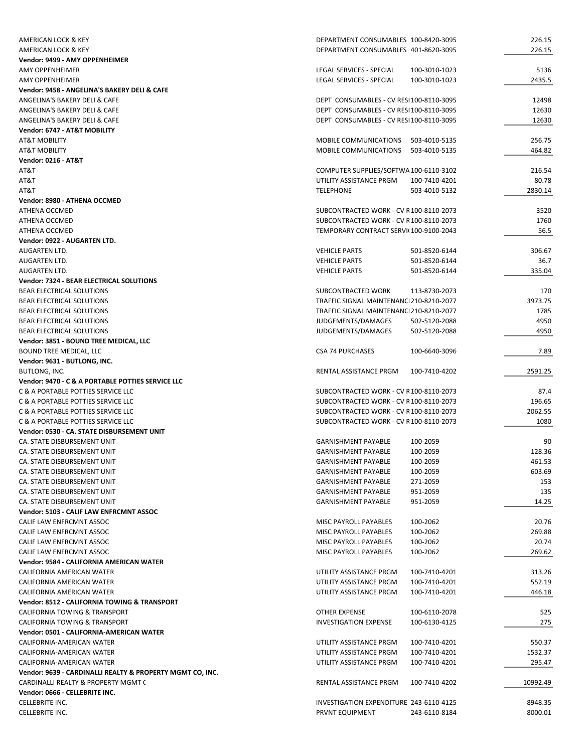| | | | |
|---|---|---|---|
| AMERICAN LOCK & KEY | DEPARTMENT CONSUMABLES | 100-8420-3095 | 226.15 |
| AMERICAN LOCK & KEY | DEPARTMENT CONSUMABLES | 401-8620-3095 | 226.15 |
| **Vendor: 9499 - AMY OPPENHEIMER** | | | |
| AMY OPPENHEIMER | LEGAL SERVICES - SPECIAL | 100-3010-1023 | 5136 |
| AMY OPPENHEIMER | LEGAL SERVICES - SPECIAL | 100-3010-1023 | 2435.5 |
| **Vendor: 9458 - ANGELINA'S BAKERY DELI & CAFE** | | | |
| ANGELINA'S BAKERY DELI & CAFE | DEPT CONSUMABLES - CV RESI | 100-8110-3095 | 12498 |
| ANGELINA'S BAKERY DELI & CAFE | DEPT CONSUMABLES - CV RESI | 100-8110-3095 | 12630 |
| ANGELINA'S BAKERY DELI & CAFE | DEPT CONSUMABLES - CV RESI | 100-8110-3095 | 12630 |
| **Vendor: 6747 - AT&T MOBILITY** | | | |
| AT&T MOBILITY | MOBILE COMMUNICATIONS | 503-4010-5135 | 256.75 |
| AT&T MOBILITY | MOBILE COMMUNICATIONS | 503-4010-5135 | 464.82 |
| **Vendor: 0216 - AT&T** | | | |
| AT&T | COMPUTER SUPPLIES/SOFTWA | 100-6110-3102 | 216.54 |
| AT&T | UTILITY ASSISTANCE PRGM | 100-7410-4201 | 80.78 |
| AT&T | TELEPHONE | 503-4010-5132 | 2830.14 |
| **Vendor: 8980 - ATHENA OCCMED** | | | |
| ATHENA OCCMED | SUBCONTRACTED WORK - CV R | 100-8110-2073 | 3520 |
| ATHENA OCCMED | SUBCONTRACTED WORK - CV R | 100-8110-2073 | 1760 |
| ATHENA OCCMED | TEMPORARY CONTRACT SERVI | 100-9100-2043 | 56.5 |
| **Vendor: 0922 - AUGARTEN LTD.** | | | |
| AUGARTEN LTD. | VEHICLE PARTS | 501-8520-6144 | 306.67 |
| AUGARTEN LTD. | VEHICLE PARTS | 501-8520-6144 | 36.7 |
| AUGARTEN LTD. | VEHICLE PARTS | 501-8520-6144 | 335.04 |
| **Vendor: 7324 - BEAR ELECTRICAL SOLUTIONS** | | | |
| BEAR ELECTRICAL SOLUTIONS | SUBCONTRACTED WORK | 113-8730-2073 | 170 |
| BEAR ELECTRICAL SOLUTIONS | TRAFFIC SIGNAL MAINTENANC | 210-8210-2077 | 3973.75 |
| BEAR ELECTRICAL SOLUTIONS | TRAFFIC SIGNAL MAINTENANC | 210-8210-2077 | 1785 |
| BEAR ELECTRICAL SOLUTIONS | JUDGEMENTS/DAMAGES | 502-5120-2088 | 4950 |
| BEAR ELECTRICAL SOLUTIONS | JUDGEMENTS/DAMAGES | 502-5120-2088 | 4950 |
| **Vendor: 3851 - BOUND TREE MEDICAL, LLC** | | | |
| BOUND TREE MEDICAL, LLC | CSA 74 PURCHASES | 100-6640-3096 | 7.89 |
| **Vendor: 9631 - BUTLONG, INC.** | | | |
| BUTLONG, INC. | RENTAL ASSISTANCE PRGM | 100-7410-4202 | 2591.25 |
| **Vendor: 9470 - C & A PORTABLE POTTIES SERVICE LLC** | | | |
| C & A PORTABLE POTTIES SERVICE LLC | SUBCONTRACTED WORK - CV R | 100-8110-2073 | 87.4 |
| C & A PORTABLE POTTIES SERVICE LLC | SUBCONTRACTED WORK - CV R | 100-8110-2073 | 196.65 |
| C & A PORTABLE POTTIES SERVICE LLC | SUBCONTRACTED WORK - CV R | 100-8110-2073 | 2062.55 |
| C & A PORTABLE POTTIES SERVICE LLC | SUBCONTRACTED WORK - CV R | 100-8110-2073 | 1080 |
| **Vendor: 0530 - CA. STATE DISBURSEMENT UNIT** | | | |
| CA. STATE DISBURSEMENT UNIT | GARNISHMENT PAYABLE | 100-2059 | 90 |
| CA. STATE DISBURSEMENT UNIT | GARNISHMENT PAYABLE | 100-2059 | 128.36 |
| CA. STATE DISBURSEMENT UNIT | GARNISHMENT PAYABLE | 100-2059 | 461.53 |
| CA. STATE DISBURSEMENT UNIT | GARNISHMENT PAYABLE | 100-2059 | 603.69 |
| CA. STATE DISBURSEMENT UNIT | GARNISHMENT PAYABLE | 271-2059 | 153 |
| CA. STATE DISBURSEMENT UNIT | GARNISHMENT PAYABLE | 951-2059 | 135 |
| CA. STATE DISBURSEMENT UNIT | GARNISHMENT PAYABLE | 951-2059 | 14.25 |
| **Vendor: 5103 - CALIF LAW ENFRCMNT ASSOC** | | | |
| CALIF LAW ENFRCMNT ASSOC | MISC PAYROLL PAYABLES | 100-2062 | 20.76 |
| CALIF LAW ENFRCMNT ASSOC | MISC PAYROLL PAYABLES | 100-2062 | 269.88 |
| CALIF LAW ENFRCMNT ASSOC | MISC PAYROLL PAYABLES | 100-2062 | 20.74 |
| CALIF LAW ENFRCMNT ASSOC | MISC PAYROLL PAYABLES | 100-2062 | 269.62 |
| **Vendor: 9584 - CALIFORNIA AMERICAN WATER** | | | |
| CALIFORNIA AMERICAN WATER | UTILITY ASSISTANCE PRGM | 100-7410-4201 | 313.26 |
| CALIFORNIA AMERICAN WATER | UTILITY ASSISTANCE PRGM | 100-7410-4201 | 552.19 |
| CALIFORNIA AMERICAN WATER | UTILITY ASSISTANCE PRGM | 100-7410-4201 | 446.18 |
| **Vendor: 8512 - CALIFORNIA TOWING & TRANSPORT** | | | |
| CALIFORNIA TOWING & TRANSPORT | OTHER EXPENSE | 100-6110-2078 | 525 |
| CALIFORNIA TOWING & TRANSPORT | INVESTIGATION EXPENSE | 100-6130-4125 | 275 |
| **Vendor: 0501 - CALIFORNIA-AMERICAN WATER** | | | |
| CALIFORNIA-AMERICAN WATER | UTILITY ASSISTANCE PRGM | 100-7410-4201 | 550.37 |
| CALIFORNIA-AMERICAN WATER | UTILITY ASSISTANCE PRGM | 100-7410-4201 | 1532.37 |
| CALIFORNIA-AMERICAN WATER | UTILITY ASSISTANCE PRGM | 100-7410-4201 | 295.47 |
| **Vendor: 9639 - CARDINALLI REALTY & PROPERTY MGMT CO, INC.** | | | |
| CARDINALLI REALTY & PROPERTY MGMT C | RENTAL ASSISTANCE PRGM | 100-7410-4202 | 10992.49 |
| **Vendor: 0666 - CELLEBRITE INC.** | | | |
| CELLEBRITE INC. | INVESTIGATION EXPENDITURE | 243-6110-4125 | 8948.35 |
| CELLEBRITE INC. | PRVNT EQUIPMENT | 243-6110-8184 | 8000.01 |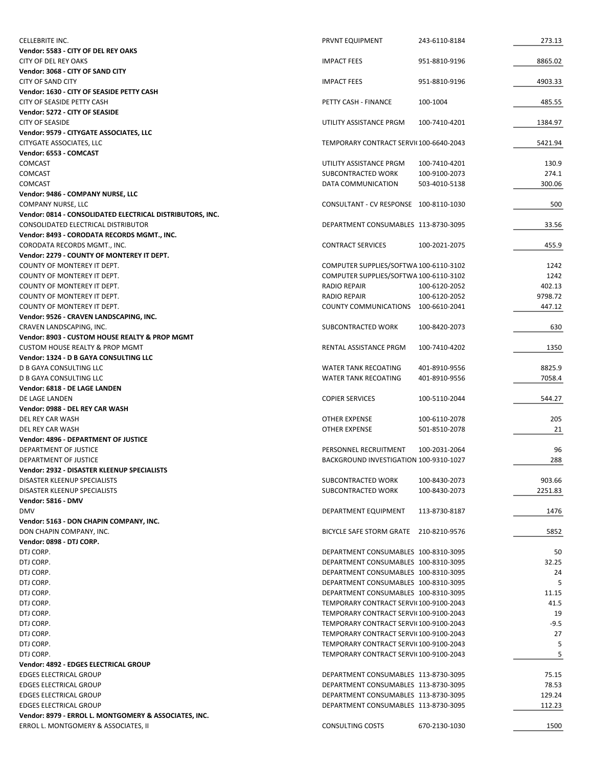| | | | |
|---|---|---|---|
| CELLEBRITE INC. | PRVNT EQUIPMENT | 243-6110-8184 | 273.13 |
| **Vendor: 5583 - CITY OF DEL REY OAKS** | | | |
| CITY OF DEL REY OAKS | IMPACT FEES | 951-8810-9196 | 8865.02 |
| **Vendor: 3068 - CITY OF SAND CITY** | | | |
| CITY OF SAND CITY | IMPACT FEES | 951-8810-9196 | 4903.33 |
| **Vendor: 1630 - CITY OF SEASIDE PETTY CASH** | | | |
| CITY OF SEASIDE PETTY CASH | PETTY CASH - FINANCE | 100-1004 | 485.55 |
| **Vendor: 5272 - CITY OF SEASIDE** | | | |
| CITY OF SEASIDE | UTILITY ASSISTANCE PRGM | 100-7410-4201 | 1384.97 |
| **Vendor: 9579 - CITYGATE ASSOCIATES, LLC** | | | |
| CITYGATE ASSOCIATES, LLC | TEMPORARY CONTRACT SERVI( | 100-6640-2043 | 5421.94 |
| **Vendor: 6553 - COMCAST** | | | |
| COMCAST | UTILITY ASSISTANCE PRGM | 100-7410-4201 | 130.9 |
| COMCAST | SUBCONTRACTED WORK | 100-9100-2073 | 274.1 |
| COMCAST | DATA COMMUNICATION | 503-4010-5138 | 300.06 |
| **Vendor: 9486 - COMPANY NURSE, LLC** | | | |
| COMPANY NURSE, LLC | CONSULTANT - CV RESPONSE | 100-8110-1030 | 500 |
| **Vendor: 0814 - CONSOLIDATED ELECTRICAL DISTRIBUTORS, INC.** | | | |
| CONSOLIDATED ELECTRICAL DISTRIBUTOR | DEPARTMENT CONSUMABLES | 113-8730-3095 | 33.56 |
| **Vendor: 8493 - CORODATA RECORDS MGMT., INC.** | | | |
| CORODATA RECORDS MGMT., INC. | CONTRACT SERVICES | 100-2021-2075 | 455.9 |
| **Vendor: 2279 - COUNTY OF MONTEREY IT DEPT.** | | | |
| COUNTY OF MONTEREY IT DEPT. | COMPUTER SUPPLIES/SOFTWA | 100-6110-3102 | 1242 |
| COUNTY OF MONTEREY IT DEPT. | COMPUTER SUPPLIES/SOFTWA | 100-6110-3102 | 1242 |
| COUNTY OF MONTEREY IT DEPT. | RADIO REPAIR | 100-6120-2052 | 402.13 |
| COUNTY OF MONTEREY IT DEPT. | RADIO REPAIR | 100-6120-2052 | 9798.72 |
| COUNTY OF MONTEREY IT DEPT. | COUNTY COMMUNICATIONS | 100-6610-2041 | 447.12 |
| **Vendor: 9526 - CRAVEN LANDSCAPING, INC.** | | | |
| CRAVEN LANDSCAPING, INC. | SUBCONTRACTED WORK | 100-8420-2073 | 630 |
| **Vendor: 8903 - CUSTOM HOUSE REALTY & PROP MGMT** | | | |
| CUSTOM HOUSE REALTY & PROP MGMT | RENTAL ASSISTANCE PRGM | 100-7410-4202 | 1350 |
| **Vendor: 1324 - D B GAYA CONSULTING LLC** | | | |
| D B GAYA CONSULTING LLC | WATER TANK RECOATING | 401-8910-9556 | 8825.9 |
| D B GAYA CONSULTING LLC | WATER TANK RECOATING | 401-8910-9556 | 7058.4 |
| **Vendor: 6818 - DE LAGE LANDEN** | | | |
| DE LAGE LANDEN | COPIER SERVICES | 100-5110-2044 | 544.27 |
| **Vendor: 0988 - DEL REY CAR WASH** | | | |
| DEL REY CAR WASH | OTHER EXPENSE | 100-6110-2078 | 205 |
| DEL REY CAR WASH | OTHER EXPENSE | 501-8510-2078 | 21 |
| **Vendor: 4896 - DEPARTMENT OF JUSTICE** | | | |
| DEPARTMENT OF JUSTICE | PERSONNEL RECRUITMENT | 100-2031-2064 | 96 |
| DEPARTMENT OF JUSTICE | BACKGROUND INVESTIGATION | 100-9310-1027 | 288 |
| **Vendor: 2932 - DISASTER KLEENUP SPECIALISTS** | | | |
| DISASTER KLEENUP SPECIALISTS | SUBCONTRACTED WORK | 100-8430-2073 | 903.66 |
| DISASTER KLEENUP SPECIALISTS | SUBCONTRACTED WORK | 100-8430-2073 | 2251.83 |
| **Vendor: 5816 - DMV** | | | |
| DMV | DEPARTMENT EQUIPMENT | 113-8730-8187 | 1476 |
| **Vendor: 5163 - DON CHAPIN COMPANY, INC.** | | | |
| DON CHAPIN COMPANY, INC. | BICYCLE SAFE STORM GRATE | 210-8210-9576 | 5852 |
| **Vendor: 0898 - DTJ CORP.** | | | |
| DTJ CORP. | DEPARTMENT CONSUMABLES | 100-8310-3095 | 50 |
| DTJ CORP. | DEPARTMENT CONSUMABLES | 100-8310-3095 | 32.25 |
| DTJ CORP. | DEPARTMENT CONSUMABLES | 100-8310-3095 | 24 |
| DTJ CORP. | DEPARTMENT CONSUMABLES | 100-8310-3095 | 5 |
| DTJ CORP. | DEPARTMENT CONSUMABLES | 100-8310-3095 | 11.15 |
| DTJ CORP. | TEMPORARY CONTRACT SERVI( | 100-9100-2043 | 41.5 |
| DTJ CORP. | TEMPORARY CONTRACT SERVI( | 100-9100-2043 | 19 |
| DTJ CORP. | TEMPORARY CONTRACT SERVI( | 100-9100-2043 | -9.5 |
| DTJ CORP. | TEMPORARY CONTRACT SERVI( | 100-9100-2043 | 27 |
| DTJ CORP. | TEMPORARY CONTRACT SERVI( | 100-9100-2043 | 5 |
| DTJ CORP. | TEMPORARY CONTRACT SERVI( | 100-9100-2043 | 5 |
| **Vendor: 4892 - EDGES ELECTRICAL GROUP** | | | |
| EDGES ELECTRICAL GROUP | DEPARTMENT CONSUMABLES | 113-8730-3095 | 75.15 |
| EDGES ELECTRICAL GROUP | DEPARTMENT CONSUMABLES | 113-8730-3095 | 78.53 |
| EDGES ELECTRICAL GROUP | DEPARTMENT CONSUMABLES | 113-8730-3095 | 129.24 |
| EDGES ELECTRICAL GROUP | DEPARTMENT CONSUMABLES | 113-8730-3095 | 112.23 |
| **Vendor: 8979 - ERROL L. MONTGOMERY & ASSOCIATES, INC.** | | | |
| ERROL L. MONTGOMERY & ASSOCIATES, II | CONSULTING COSTS | 670-2130-1030 | 1500 |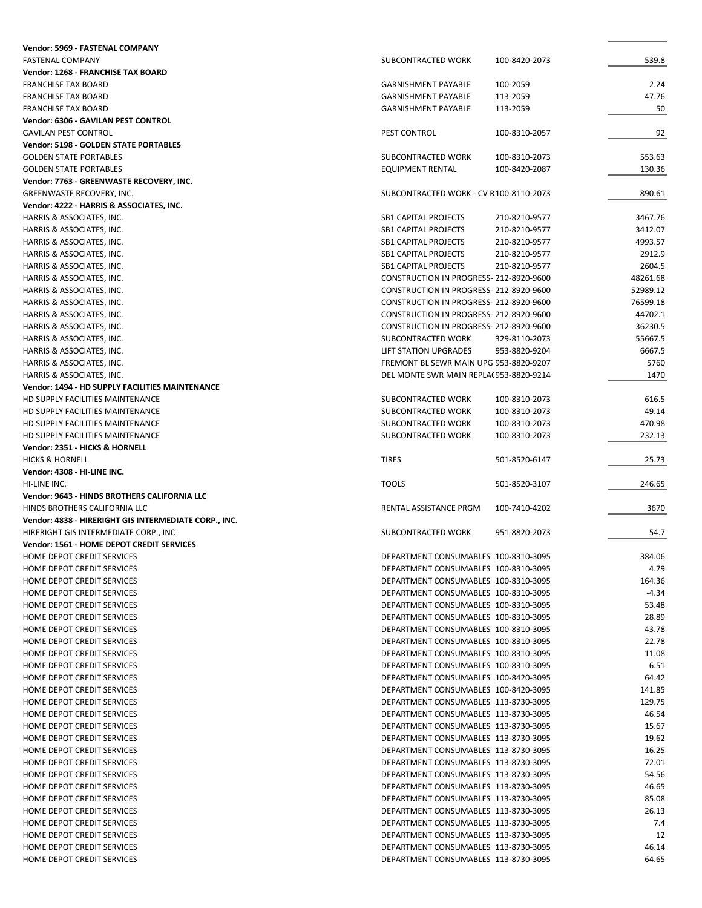| | | | |
|---|---|---|---|
| **Vendor: 5969 - FASTENAL COMPANY** | | | |
| FASTENAL COMPANY | SUBCONTRACTED WORK | 100-8420-2073 | 539.8 |
| **Vendor: 1268 - FRANCHISE TAX BOARD** | | | |
| FRANCHISE TAX BOARD | GARNISHMENT PAYABLE | 100-2059 | 2.24 |
| FRANCHISE TAX BOARD | GARNISHMENT PAYABLE | 113-2059 | 47.76 |
| FRANCHISE TAX BOARD | GARNISHMENT PAYABLE | 113-2059 | 50 |
| **Vendor: 6306 - GAVILAN PEST CONTROL** | | | |
| GAVILAN PEST CONTROL | PEST CONTROL | 100-8310-2057 | 92 |
| **Vendor: 5198 - GOLDEN STATE PORTABLES** | | | |
| GOLDEN STATE PORTABLES | SUBCONTRACTED WORK | 100-8310-2073 | 553.63 |
| GOLDEN STATE PORTABLES | EQUIPMENT RENTAL | 100-8420-2087 | 130.36 |
| **Vendor: 7763 - GREENWASTE RECOVERY, INC.** | | | |
| GREENWASTE RECOVERY, INC. | SUBCONTRACTED WORK - CV R | 100-8110-2073 | 890.61 |
| **Vendor: 4222 - HARRIS & ASSOCIATES, INC.** | | | |
| HARRIS & ASSOCIATES, INC. | SB1 CAPITAL PROJECTS | 210-8210-9577 | 3467.76 |
| HARRIS & ASSOCIATES, INC. | SB1 CAPITAL PROJECTS | 210-8210-9577 | 3412.07 |
| HARRIS & ASSOCIATES, INC. | SB1 CAPITAL PROJECTS | 210-8210-9577 | 4993.57 |
| HARRIS & ASSOCIATES, INC. | SB1 CAPITAL PROJECTS | 210-8210-9577 | 2912.9 |
| HARRIS & ASSOCIATES, INC. | SB1 CAPITAL PROJECTS | 210-8210-9577 | 2604.5 |
| HARRIS & ASSOCIATES, INC. | CONSTRUCTION IN PROGRESS- | 212-8920-9600 | 48261.68 |
| HARRIS & ASSOCIATES, INC. | CONSTRUCTION IN PROGRESS- | 212-8920-9600 | 52989.12 |
| HARRIS & ASSOCIATES, INC. | CONSTRUCTION IN PROGRESS- | 212-8920-9600 | 76599.18 |
| HARRIS & ASSOCIATES, INC. | CONSTRUCTION IN PROGRESS- | 212-8920-9600 | 44702.1 |
| HARRIS & ASSOCIATES, INC. | CONSTRUCTION IN PROGRESS- | 212-8920-9600 | 36230.5 |
| HARRIS & ASSOCIATES, INC. | SUBCONTRACTED WORK | 329-8110-2073 | 55667.5 |
| HARRIS & ASSOCIATES, INC. | LIFT STATION UPGRADES | 953-8820-9204 | 6667.5 |
| HARRIS & ASSOCIATES, INC. | FREMONT BL SEWR MAIN UPG | 953-8820-9207 | 5760 |
| HARRIS & ASSOCIATES, INC. | DEL MONTE SWR MAIN REPLA( | 953-8820-9214 | 1470 |
| **Vendor: 1494 - HD SUPPLY FACILITIES MAINTENANCE** | | | |
| HD SUPPLY FACILITIES MAINTENANCE | SUBCONTRACTED WORK | 100-8310-2073 | 616.5 |
| HD SUPPLY FACILITIES MAINTENANCE | SUBCONTRACTED WORK | 100-8310-2073 | 49.14 |
| HD SUPPLY FACILITIES MAINTENANCE | SUBCONTRACTED WORK | 100-8310-2073 | 470.98 |
| HD SUPPLY FACILITIES MAINTENANCE | SUBCONTRACTED WORK | 100-8310-2073 | 232.13 |
| **Vendor: 2351 - HICKS & HORNELL** | | | |
| HICKS & HORNELL | TIRES | 501-8520-6147 | 25.73 |
| **Vendor: 4308 - HI-LINE INC.** | | | |
| HI-LINE INC. | TOOLS | 501-8520-3107 | 246.65 |
| **Vendor: 9643 - HINDS BROTHERS CALIFORNIA LLC** | | | |
| HINDS BROTHERS CALIFORNIA LLC | RENTAL ASSISTANCE PRGM | 100-7410-4202 | 3670 |
| **Vendor: 4838 - HIRERIGHT GIS INTERMEDIATE CORP., INC.** | | | |
| HIRERIGHT GIS INTERMEDIATE CORP., INC | SUBCONTRACTED WORK | 951-8820-2073 | 54.7 |
| **Vendor: 1561 - HOME DEPOT CREDIT SERVICES** | | | |
| HOME DEPOT CREDIT SERVICES | DEPARTMENT CONSUMABLES | 100-8310-3095 | 384.06 |
| HOME DEPOT CREDIT SERVICES | DEPARTMENT CONSUMABLES | 100-8310-3095 | 4.79 |
| HOME DEPOT CREDIT SERVICES | DEPARTMENT CONSUMABLES | 100-8310-3095 | 164.36 |
| HOME DEPOT CREDIT SERVICES | DEPARTMENT CONSUMABLES | 100-8310-3095 | -4.34 |
| HOME DEPOT CREDIT SERVICES | DEPARTMENT CONSUMABLES | 100-8310-3095 | 53.48 |
| HOME DEPOT CREDIT SERVICES | DEPARTMENT CONSUMABLES | 100-8310-3095 | 28.89 |
| HOME DEPOT CREDIT SERVICES | DEPARTMENT CONSUMABLES | 100-8310-3095 | 43.78 |
| HOME DEPOT CREDIT SERVICES | DEPARTMENT CONSUMABLES | 100-8310-3095 | 22.78 |
| HOME DEPOT CREDIT SERVICES | DEPARTMENT CONSUMABLES | 100-8310-3095 | 11.08 |
| HOME DEPOT CREDIT SERVICES | DEPARTMENT CONSUMABLES | 100-8310-3095 | 6.51 |
| HOME DEPOT CREDIT SERVICES | DEPARTMENT CONSUMABLES | 100-8420-3095 | 64.42 |
| HOME DEPOT CREDIT SERVICES | DEPARTMENT CONSUMABLES | 100-8420-3095 | 141.85 |
| HOME DEPOT CREDIT SERVICES | DEPARTMENT CONSUMABLES | 113-8730-3095 | 129.75 |
| HOME DEPOT CREDIT SERVICES | DEPARTMENT CONSUMABLES | 113-8730-3095 | 46.54 |
| HOME DEPOT CREDIT SERVICES | DEPARTMENT CONSUMABLES | 113-8730-3095 | 15.67 |
| HOME DEPOT CREDIT SERVICES | DEPARTMENT CONSUMABLES | 113-8730-3095 | 19.62 |
| HOME DEPOT CREDIT SERVICES | DEPARTMENT CONSUMABLES | 113-8730-3095 | 16.25 |
| HOME DEPOT CREDIT SERVICES | DEPARTMENT CONSUMABLES | 113-8730-3095 | 72.01 |
| HOME DEPOT CREDIT SERVICES | DEPARTMENT CONSUMABLES | 113-8730-3095 | 54.56 |
| HOME DEPOT CREDIT SERVICES | DEPARTMENT CONSUMABLES | 113-8730-3095 | 46.65 |
| HOME DEPOT CREDIT SERVICES | DEPARTMENT CONSUMABLES | 113-8730-3095 | 85.08 |
| HOME DEPOT CREDIT SERVICES | DEPARTMENT CONSUMABLES | 113-8730-3095 | 26.13 |
| HOME DEPOT CREDIT SERVICES | DEPARTMENT CONSUMABLES | 113-8730-3095 | 7.4 |
| HOME DEPOT CREDIT SERVICES | DEPARTMENT CONSUMABLES | 113-8730-3095 | 12 |
| HOME DEPOT CREDIT SERVICES | DEPARTMENT CONSUMABLES | 113-8730-3095 | 46.14 |
| HOME DEPOT CREDIT SERVICES | DEPARTMENT CONSUMABLES | 113-8730-3095 | 64.65 |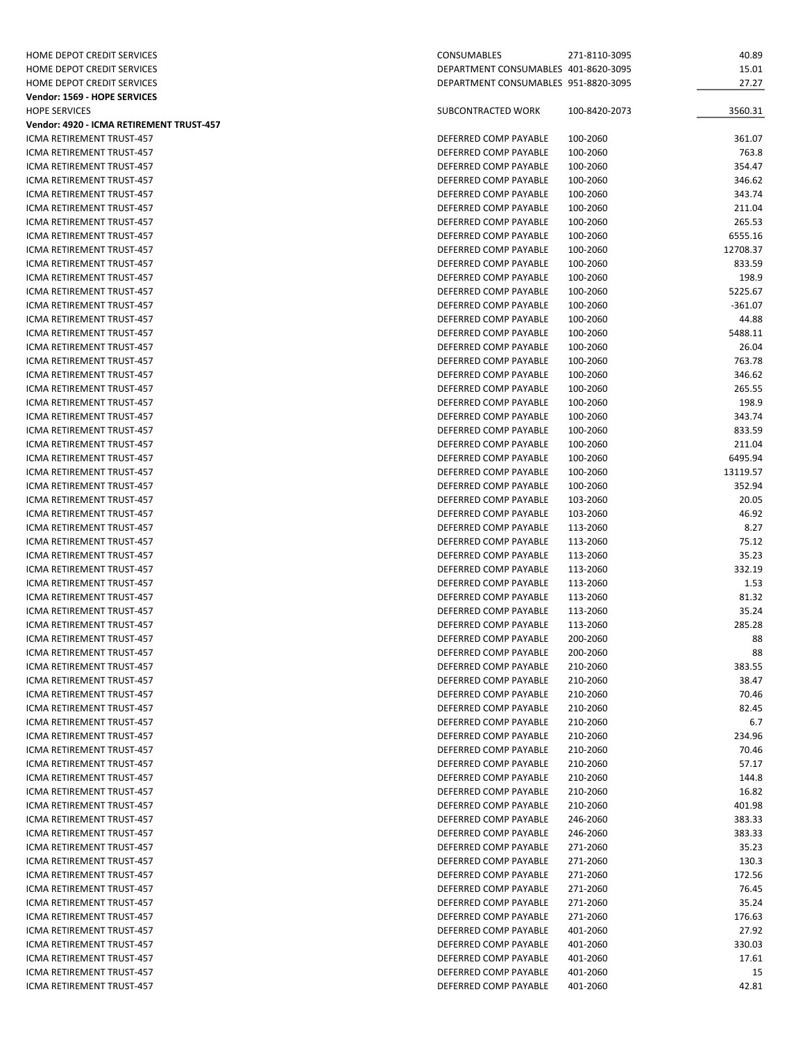| | | | |
|---|---|---|---|
| HOME DEPOT CREDIT SERVICES | CONSUMABLES | 271-8110-3095 | 40.89 |
| HOME DEPOT CREDIT SERVICES | DEPARTMENT CONSUMABLES | 401-8620-3095 | 15.01 |
| HOME DEPOT CREDIT SERVICES | DEPARTMENT CONSUMABLES | 951-8820-3095 | 27.27 |
| **Vendor: 1569 - HOPE SERVICES** | | | |
| HOPE SERVICES | SUBCONTRACTED WORK | 100-8420-2073 | 3560.31 |
| **Vendor: 4920 - ICMA RETIREMENT TRUST-457** | | | |
| ICMA RETIREMENT TRUST-457 | DEFERRED COMP PAYABLE | 100-2060 | 361.07 |
| ICMA RETIREMENT TRUST-457 | DEFERRED COMP PAYABLE | 100-2060 | 763.8 |
| ICMA RETIREMENT TRUST-457 | DEFERRED COMP PAYABLE | 100-2060 | 354.47 |
| ICMA RETIREMENT TRUST-457 | DEFERRED COMP PAYABLE | 100-2060 | 346.62 |
| ICMA RETIREMENT TRUST-457 | DEFERRED COMP PAYABLE | 100-2060 | 343.74 |
| ICMA RETIREMENT TRUST-457 | DEFERRED COMP PAYABLE | 100-2060 | 211.04 |
| ICMA RETIREMENT TRUST-457 | DEFERRED COMP PAYABLE | 100-2060 | 265.53 |
| ICMA RETIREMENT TRUST-457 | DEFERRED COMP PAYABLE | 100-2060 | 6555.16 |
| ICMA RETIREMENT TRUST-457 | DEFERRED COMP PAYABLE | 100-2060 | 12708.37 |
| ICMA RETIREMENT TRUST-457 | DEFERRED COMP PAYABLE | 100-2060 | 833.59 |
| ICMA RETIREMENT TRUST-457 | DEFERRED COMP PAYABLE | 100-2060 | 198.9 |
| ICMA RETIREMENT TRUST-457 | DEFERRED COMP PAYABLE | 100-2060 | 5225.67 |
| ICMA RETIREMENT TRUST-457 | DEFERRED COMP PAYABLE | 100-2060 | -361.07 |
| ICMA RETIREMENT TRUST-457 | DEFERRED COMP PAYABLE | 100-2060 | 44.88 |
| ICMA RETIREMENT TRUST-457 | DEFERRED COMP PAYABLE | 100-2060 | 5488.11 |
| ICMA RETIREMENT TRUST-457 | DEFERRED COMP PAYABLE | 100-2060 | 26.04 |
| ICMA RETIREMENT TRUST-457 | DEFERRED COMP PAYABLE | 100-2060 | 763.78 |
| ICMA RETIREMENT TRUST-457 | DEFERRED COMP PAYABLE | 100-2060 | 346.62 |
| ICMA RETIREMENT TRUST-457 | DEFERRED COMP PAYABLE | 100-2060 | 265.55 |
| ICMA RETIREMENT TRUST-457 | DEFERRED COMP PAYABLE | 100-2060 | 198.9 |
| ICMA RETIREMENT TRUST-457 | DEFERRED COMP PAYABLE | 100-2060 | 343.74 |
| ICMA RETIREMENT TRUST-457 | DEFERRED COMP PAYABLE | 100-2060 | 833.59 |
| ICMA RETIREMENT TRUST-457 | DEFERRED COMP PAYABLE | 100-2060 | 211.04 |
| ICMA RETIREMENT TRUST-457 | DEFERRED COMP PAYABLE | 100-2060 | 6495.94 |
| ICMA RETIREMENT TRUST-457 | DEFERRED COMP PAYABLE | 100-2060 | 13119.57 |
| ICMA RETIREMENT TRUST-457 | DEFERRED COMP PAYABLE | 100-2060 | 352.94 |
| ICMA RETIREMENT TRUST-457 | DEFERRED COMP PAYABLE | 103-2060 | 20.05 |
| ICMA RETIREMENT TRUST-457 | DEFERRED COMP PAYABLE | 103-2060 | 46.92 |
| ICMA RETIREMENT TRUST-457 | DEFERRED COMP PAYABLE | 113-2060 | 8.27 |
| ICMA RETIREMENT TRUST-457 | DEFERRED COMP PAYABLE | 113-2060 | 75.12 |
| ICMA RETIREMENT TRUST-457 | DEFERRED COMP PAYABLE | 113-2060 | 35.23 |
| ICMA RETIREMENT TRUST-457 | DEFERRED COMP PAYABLE | 113-2060 | 332.19 |
| ICMA RETIREMENT TRUST-457 | DEFERRED COMP PAYABLE | 113-2060 | 1.53 |
| ICMA RETIREMENT TRUST-457 | DEFERRED COMP PAYABLE | 113-2060 | 81.32 |
| ICMA RETIREMENT TRUST-457 | DEFERRED COMP PAYABLE | 113-2060 | 35.24 |
| ICMA RETIREMENT TRUST-457 | DEFERRED COMP PAYABLE | 113-2060 | 285.28 |
| ICMA RETIREMENT TRUST-457 | DEFERRED COMP PAYABLE | 200-2060 | 88 |
| ICMA RETIREMENT TRUST-457 | DEFERRED COMP PAYABLE | 200-2060 | 88 |
| ICMA RETIREMENT TRUST-457 | DEFERRED COMP PAYABLE | 210-2060 | 383.55 |
| ICMA RETIREMENT TRUST-457 | DEFERRED COMP PAYABLE | 210-2060 | 38.47 |
| ICMA RETIREMENT TRUST-457 | DEFERRED COMP PAYABLE | 210-2060 | 70.46 |
| ICMA RETIREMENT TRUST-457 | DEFERRED COMP PAYABLE | 210-2060 | 82.45 |
| ICMA RETIREMENT TRUST-457 | DEFERRED COMP PAYABLE | 210-2060 | 6.7 |
| ICMA RETIREMENT TRUST-457 | DEFERRED COMP PAYABLE | 210-2060 | 234.96 |
| ICMA RETIREMENT TRUST-457 | DEFERRED COMP PAYABLE | 210-2060 | 70.46 |
| ICMA RETIREMENT TRUST-457 | DEFERRED COMP PAYABLE | 210-2060 | 57.17 |
| ICMA RETIREMENT TRUST-457 | DEFERRED COMP PAYABLE | 210-2060 | 144.8 |
| ICMA RETIREMENT TRUST-457 | DEFERRED COMP PAYABLE | 210-2060 | 16.82 |
| ICMA RETIREMENT TRUST-457 | DEFERRED COMP PAYABLE | 210-2060 | 401.98 |
| ICMA RETIREMENT TRUST-457 | DEFERRED COMP PAYABLE | 246-2060 | 383.33 |
| ICMA RETIREMENT TRUST-457 | DEFERRED COMP PAYABLE | 246-2060 | 383.33 |
| ICMA RETIREMENT TRUST-457 | DEFERRED COMP PAYABLE | 271-2060 | 35.23 |
| ICMA RETIREMENT TRUST-457 | DEFERRED COMP PAYABLE | 271-2060 | 130.3 |
| ICMA RETIREMENT TRUST-457 | DEFERRED COMP PAYABLE | 271-2060 | 172.56 |
| ICMA RETIREMENT TRUST-457 | DEFERRED COMP PAYABLE | 271-2060 | 76.45 |
| ICMA RETIREMENT TRUST-457 | DEFERRED COMP PAYABLE | 271-2060 | 35.24 |
| ICMA RETIREMENT TRUST-457 | DEFERRED COMP PAYABLE | 271-2060 | 176.63 |
| ICMA RETIREMENT TRUST-457 | DEFERRED COMP PAYABLE | 401-2060 | 27.92 |
| ICMA RETIREMENT TRUST-457 | DEFERRED COMP PAYABLE | 401-2060 | 330.03 |
| ICMA RETIREMENT TRUST-457 | DEFERRED COMP PAYABLE | 401-2060 | 17.61 |
| ICMA RETIREMENT TRUST-457 | DEFERRED COMP PAYABLE | 401-2060 | 15 |
| ICMA RETIREMENT TRUST-457 | DEFERRED COMP PAYABLE | 401-2060 | 42.81 |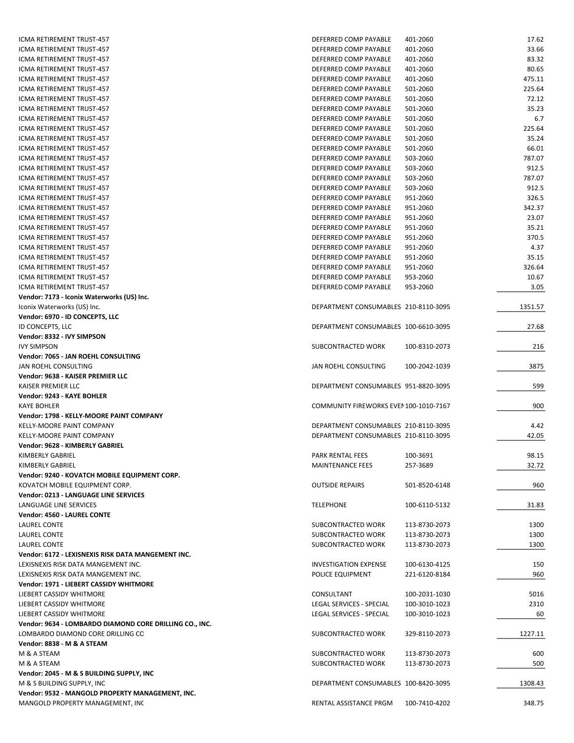| | | | |
|---|---|---|---|
| ICMA RETIREMENT TRUST-457 | DEFERRED COMP PAYABLE | 401-2060 | 17.62 |
| ICMA RETIREMENT TRUST-457 | DEFERRED COMP PAYABLE | 401-2060 | 33.66 |
| ICMA RETIREMENT TRUST-457 | DEFERRED COMP PAYABLE | 401-2060 | 83.32 |
| ICMA RETIREMENT TRUST-457 | DEFERRED COMP PAYABLE | 401-2060 | 80.65 |
| ICMA RETIREMENT TRUST-457 | DEFERRED COMP PAYABLE | 401-2060 | 475.11 |
| ICMA RETIREMENT TRUST-457 | DEFERRED COMP PAYABLE | 501-2060 | 225.64 |
| ICMA RETIREMENT TRUST-457 | DEFERRED COMP PAYABLE | 501-2060 | 72.12 |
| ICMA RETIREMENT TRUST-457 | DEFERRED COMP PAYABLE | 501-2060 | 35.23 |
| ICMA RETIREMENT TRUST-457 | DEFERRED COMP PAYABLE | 501-2060 | 6.7 |
| ICMA RETIREMENT TRUST-457 | DEFERRED COMP PAYABLE | 501-2060 | 225.64 |
| ICMA RETIREMENT TRUST-457 | DEFERRED COMP PAYABLE | 501-2060 | 35.24 |
| ICMA RETIREMENT TRUST-457 | DEFERRED COMP PAYABLE | 501-2060 | 66.01 |
| ICMA RETIREMENT TRUST-457 | DEFERRED COMP PAYABLE | 503-2060 | 787.07 |
| ICMA RETIREMENT TRUST-457 | DEFERRED COMP PAYABLE | 503-2060 | 912.5 |
| ICMA RETIREMENT TRUST-457 | DEFERRED COMP PAYABLE | 503-2060 | 787.07 |
| ICMA RETIREMENT TRUST-457 | DEFERRED COMP PAYABLE | 503-2060 | 912.5 |
| ICMA RETIREMENT TRUST-457 | DEFERRED COMP PAYABLE | 951-2060 | 326.5 |
| ICMA RETIREMENT TRUST-457 | DEFERRED COMP PAYABLE | 951-2060 | 342.37 |
| ICMA RETIREMENT TRUST-457 | DEFERRED COMP PAYABLE | 951-2060 | 23.07 |
| ICMA RETIREMENT TRUST-457 | DEFERRED COMP PAYABLE | 951-2060 | 35.21 |
| ICMA RETIREMENT TRUST-457 | DEFERRED COMP PAYABLE | 951-2060 | 370.5 |
| ICMA RETIREMENT TRUST-457 | DEFERRED COMP PAYABLE | 951-2060 | 4.37 |
| ICMA RETIREMENT TRUST-457 | DEFERRED COMP PAYABLE | 951-2060 | 35.15 |
| ICMA RETIREMENT TRUST-457 | DEFERRED COMP PAYABLE | 951-2060 | 326.64 |
| ICMA RETIREMENT TRUST-457 | DEFERRED COMP PAYABLE | 953-2060 | 10.67 |
| ICMA RETIREMENT TRUST-457 | DEFERRED COMP PAYABLE | 953-2060 | 3.05 |
| **Vendor: 7173 - Iconix Waterworks (US) Inc.** | | | |
| Iconix Waterworks (US) Inc. | DEPARTMENT CONSUMABLES | 210-8110-3095 | 1351.57 |
| **Vendor: 6970 - ID CONCEPTS, LLC** | | | |
| ID CONCEPTS, LLC | DEPARTMENT CONSUMABLES | 100-6610-3095 | 27.68 |
| **Vendor: 8332 - IVY SIMPSON** | | | |
| IVY SIMPSON | SUBCONTRACTED WORK | 100-8310-2073 | 216 |
| **Vendor: 7065 - JAN ROEHL CONSULTING** | | | |
| JAN ROEHL CONSULTING | JAN ROEHL CONSULTING | 100-2042-1039 | 3875 |
| **Vendor: 9638 - KAISER PREMIER LLC** | | | |
| KAISER PREMIER LLC | DEPARTMENT CONSUMABLES | 951-8820-3095 | 599 |
| **Vendor: 9243 - KAYE BOHLER** | | | |
| KAYE BOHLER | COMMUNITY FIREWORKS EVEN | 100-1010-7167 | 900 |
| **Vendor: 1798 - KELLY-MOORE PAINT COMPANY** | | | |
| KELLY-MOORE PAINT COMPANY | DEPARTMENT CONSUMABLES | 210-8110-3095 | 4.42 |
| KELLY-MOORE PAINT COMPANY | DEPARTMENT CONSUMABLES | 210-8110-3095 | 42.05 |
| **Vendor: 9628 - KIMBERLY GABRIEL** | | | |
| KIMBERLY GABRIEL | PARK RENTAL FEES | 100-3691 | 98.15 |
| KIMBERLY GABRIEL | MAINTENANCE FEES | 257-3689 | 32.72 |
| **Vendor: 9240 - KOVATCH MOBILE EQUIPMENT CORP.** | | | |
| KOVATCH MOBILE EQUIPMENT CORP. | OUTSIDE REPAIRS | 501-8520-6148 | 960 |
| **Vendor: 0213 - LANGUAGE LINE SERVICES** | | | |
| LANGUAGE LINE SERVICES | TELEPHONE | 100-6110-5132 | 31.83 |
| **Vendor: 4560 - LAUREL CONTE** | | | |
| LAUREL CONTE | SUBCONTRACTED WORK | 113-8730-2073 | 1300 |
| LAUREL CONTE | SUBCONTRACTED WORK | 113-8730-2073 | 1300 |
| LAUREL CONTE | SUBCONTRACTED WORK | 113-8730-2073 | 1300 |
| **Vendor: 6172 - LEXISNEXIS RISK DATA MANGEMENT INC.** | | | |
| LEXISNEXIS RISK DATA MANGEMENT INC. | INVESTIGATION EXPENSE | 100-6130-4125 | 150 |
| LEXISNEXIS RISK DATA MANGEMENT INC. | POLICE EQUIPMENT | 221-6120-8184 | 960 |
| **Vendor: 1971 - LIEBERT CASSIDY WHITMORE** | | | |
| LIEBERT CASSIDY WHITMORE | CONSULTANT | 100-2031-1030 | 5016 |
| LIEBERT CASSIDY WHITMORE | LEGAL SERVICES - SPECIAL | 100-3010-1023 | 2310 |
| LIEBERT CASSIDY WHITMORE | LEGAL SERVICES - SPECIAL | 100-3010-1023 | 60 |
| **Vendor: 9634 - LOMBARDO DIAMOND CORE DRILLING CO., INC.** | | | |
| LOMBARDO DIAMOND CORE DRILLING CO | SUBCONTRACTED WORK | 329-8110-2073 | 1227.11 |
| **Vendor: 8838 - M & A STEAM** | | | |
| M & A STEAM | SUBCONTRACTED WORK | 113-8730-2073 | 600 |
| M & A STEAM | SUBCONTRACTED WORK | 113-8730-2073 | 500 |
| **Vendor: 2045 - M & S BUILDING SUPPLY, INC** | | | |
| M & S BUILDING SUPPLY, INC | DEPARTMENT CONSUMABLES | 100-8420-3095 | 1308.43 |
| **Vendor: 9532 - MANGOLD PROPERTY MANAGEMENT, INC.** | | | |
| MANGOLD PROPERTY MANAGEMENT, INC | RENTAL ASSISTANCE PRGM | 100-7410-4202 | 348.75 |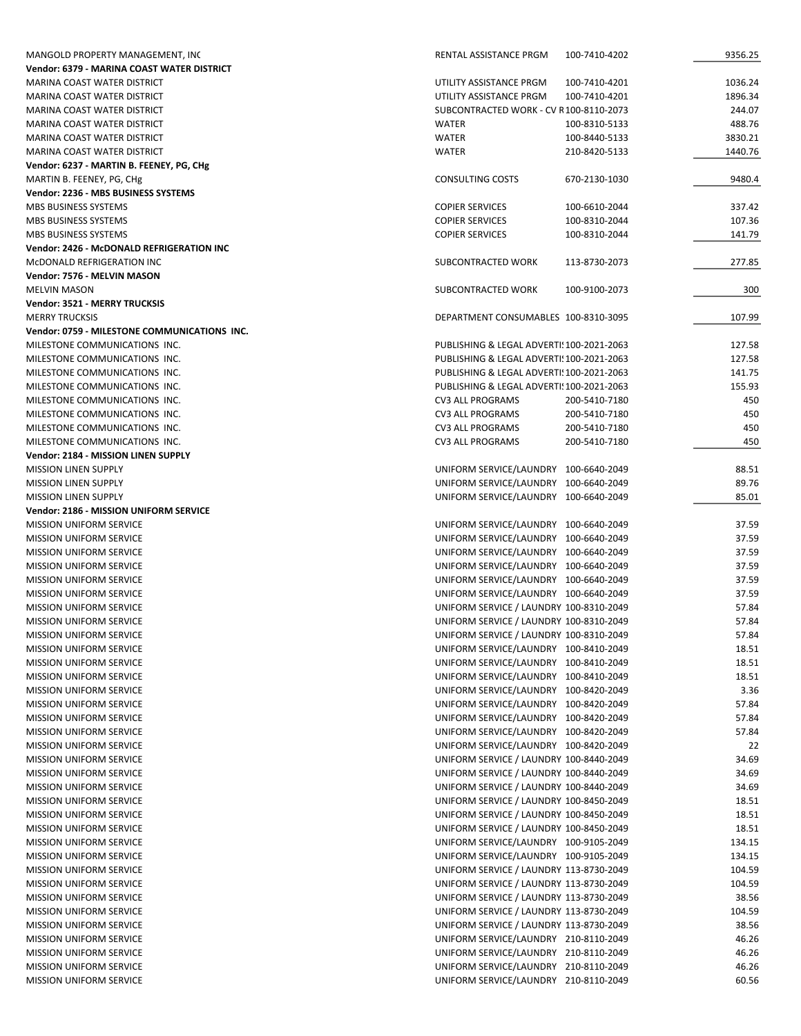| Vendor | Description | Account | Amount |
|---|---|---|---|
| MANGOLD PROPERTY MANAGEMENT, INC | RENTAL ASSISTANCE PRGM | 100-7410-4202 | 9356.25 |
| **Vendor: 6379 - MARINA COAST WATER DISTRICT** | | | |
| MARINA COAST WATER DISTRICT | UTILITY ASSISTANCE PRGM | 100-7410-4201 | 1036.24 |
| MARINA COAST WATER DISTRICT | UTILITY ASSISTANCE PRGM | 100-7410-4201 | 1896.34 |
| MARINA COAST WATER DISTRICT | SUBCONTRACTED WORK - CV R | 100-8110-2073 | 244.07 |
| MARINA COAST WATER DISTRICT | WATER | 100-8310-5133 | 488.76 |
| MARINA COAST WATER DISTRICT | WATER | 100-8440-5133 | 3830.21 |
| MARINA COAST WATER DISTRICT | WATER | 210-8420-5133 | 1440.76 |
| **Vendor: 6237 - MARTIN B. FEENEY, PG, CHg** | | | |
| MARTIN B. FEENEY, PG, CHg | CONSULTING COSTS | 670-2130-1030 | 9480.4 |
| **Vendor: 2236 - MBS BUSINESS SYSTEMS** | | | |
| MBS BUSINESS SYSTEMS | COPIER SERVICES | 100-6610-2044 | 337.42 |
| MBS BUSINESS SYSTEMS | COPIER SERVICES | 100-8310-2044 | 107.36 |
| MBS BUSINESS SYSTEMS | COPIER SERVICES | 100-8310-2044 | 141.79 |
| **Vendor: 2426 - McDONALD REFRIGERATION INC** | | | |
| McDONALD REFRIGERATION INC | SUBCONTRACTED WORK | 113-8730-2073 | 277.85 |
| **Vendor: 7576 - MELVIN MASON** | | | |
| MELVIN MASON | SUBCONTRACTED WORK | 100-9100-2073 | 300 |
| **Vendor: 3521 - MERRY TRUCKSIS** | | | |
| MERRY TRUCKSIS | DEPARTMENT CONSUMABLES | 100-8310-3095 | 107.99 |
| **Vendor: 0759 - MILESTONE COMMUNICATIONS INC.** | | | |
| MILESTONE COMMUNICATIONS INC. | PUBLISHING & LEGAL ADVERTI | 100-2021-2063 | 127.58 |
| MILESTONE COMMUNICATIONS INC. | PUBLISHING & LEGAL ADVERTI | 100-2021-2063 | 127.58 |
| MILESTONE COMMUNICATIONS INC. | PUBLISHING & LEGAL ADVERTI | 100-2021-2063 | 141.75 |
| MILESTONE COMMUNICATIONS INC. | PUBLISHING & LEGAL ADVERTI | 100-2021-2063 | 155.93 |
| MILESTONE COMMUNICATIONS INC. | CV3 ALL PROGRAMS | 200-5410-7180 | 450 |
| MILESTONE COMMUNICATIONS INC. | CV3 ALL PROGRAMS | 200-5410-7180 | 450 |
| MILESTONE COMMUNICATIONS INC. | CV3 ALL PROGRAMS | 200-5410-7180 | 450 |
| MILESTONE COMMUNICATIONS INC. | CV3 ALL PROGRAMS | 200-5410-7180 | 450 |
| **Vendor: 2184 - MISSION LINEN SUPPLY** | | | |
| MISSION LINEN SUPPLY | UNIFORM SERVICE/LAUNDRY | 100-6640-2049 | 88.51 |
| MISSION LINEN SUPPLY | UNIFORM SERVICE/LAUNDRY | 100-6640-2049 | 89.76 |
| MISSION LINEN SUPPLY | UNIFORM SERVICE/LAUNDRY | 100-6640-2049 | 85.01 |
| **Vendor: 2186 - MISSION UNIFORM SERVICE** | | | |
| MISSION UNIFORM SERVICE | UNIFORM SERVICE/LAUNDRY | 100-6640-2049 | 37.59 |
| MISSION UNIFORM SERVICE | UNIFORM SERVICE/LAUNDRY | 100-6640-2049 | 37.59 |
| MISSION UNIFORM SERVICE | UNIFORM SERVICE/LAUNDRY | 100-6640-2049 | 37.59 |
| MISSION UNIFORM SERVICE | UNIFORM SERVICE/LAUNDRY | 100-6640-2049 | 37.59 |
| MISSION UNIFORM SERVICE | UNIFORM SERVICE/LAUNDRY | 100-6640-2049 | 37.59 |
| MISSION UNIFORM SERVICE | UNIFORM SERVICE/LAUNDRY | 100-6640-2049 | 37.59 |
| MISSION UNIFORM SERVICE | UNIFORM SERVICE / LAUNDRY | 100-8310-2049 | 57.84 |
| MISSION UNIFORM SERVICE | UNIFORM SERVICE / LAUNDRY | 100-8310-2049 | 57.84 |
| MISSION UNIFORM SERVICE | UNIFORM SERVICE / LAUNDRY | 100-8310-2049 | 57.84 |
| MISSION UNIFORM SERVICE | UNIFORM SERVICE/LAUNDRY | 100-8410-2049 | 18.51 |
| MISSION UNIFORM SERVICE | UNIFORM SERVICE/LAUNDRY | 100-8410-2049 | 18.51 |
| MISSION UNIFORM SERVICE | UNIFORM SERVICE/LAUNDRY | 100-8410-2049 | 18.51 |
| MISSION UNIFORM SERVICE | UNIFORM SERVICE/LAUNDRY | 100-8420-2049 | 3.36 |
| MISSION UNIFORM SERVICE | UNIFORM SERVICE/LAUNDRY | 100-8420-2049 | 57.84 |
| MISSION UNIFORM SERVICE | UNIFORM SERVICE/LAUNDRY | 100-8420-2049 | 57.84 |
| MISSION UNIFORM SERVICE | UNIFORM SERVICE/LAUNDRY | 100-8420-2049 | 57.84 |
| MISSION UNIFORM SERVICE | UNIFORM SERVICE/LAUNDRY | 100-8420-2049 | 22 |
| MISSION UNIFORM SERVICE | UNIFORM SERVICE / LAUNDRY | 100-8440-2049 | 34.69 |
| MISSION UNIFORM SERVICE | UNIFORM SERVICE / LAUNDRY | 100-8440-2049 | 34.69 |
| MISSION UNIFORM SERVICE | UNIFORM SERVICE / LAUNDRY | 100-8440-2049 | 34.69 |
| MISSION UNIFORM SERVICE | UNIFORM SERVICE / LAUNDRY | 100-8450-2049 | 18.51 |
| MISSION UNIFORM SERVICE | UNIFORM SERVICE / LAUNDRY | 100-8450-2049 | 18.51 |
| MISSION UNIFORM SERVICE | UNIFORM SERVICE / LAUNDRY | 100-8450-2049 | 18.51 |
| MISSION UNIFORM SERVICE | UNIFORM SERVICE/LAUNDRY | 100-9105-2049 | 134.15 |
| MISSION UNIFORM SERVICE | UNIFORM SERVICE/LAUNDRY | 100-9105-2049 | 134.15 |
| MISSION UNIFORM SERVICE | UNIFORM SERVICE / LAUNDRY | 113-8730-2049 | 104.59 |
| MISSION UNIFORM SERVICE | UNIFORM SERVICE / LAUNDRY | 113-8730-2049 | 104.59 |
| MISSION UNIFORM SERVICE | UNIFORM SERVICE / LAUNDRY | 113-8730-2049 | 38.56 |
| MISSION UNIFORM SERVICE | UNIFORM SERVICE / LAUNDRY | 113-8730-2049 | 104.59 |
| MISSION UNIFORM SERVICE | UNIFORM SERVICE / LAUNDRY | 113-8730-2049 | 38.56 |
| MISSION UNIFORM SERVICE | UNIFORM SERVICE/LAUNDRY | 210-8110-2049 | 46.26 |
| MISSION UNIFORM SERVICE | UNIFORM SERVICE/LAUNDRY | 210-8110-2049 | 46.26 |
| MISSION UNIFORM SERVICE | UNIFORM SERVICE/LAUNDRY | 210-8110-2049 | 46.26 |
| MISSION UNIFORM SERVICE | UNIFORM SERVICE/LAUNDRY | 210-8110-2049 | 60.56 |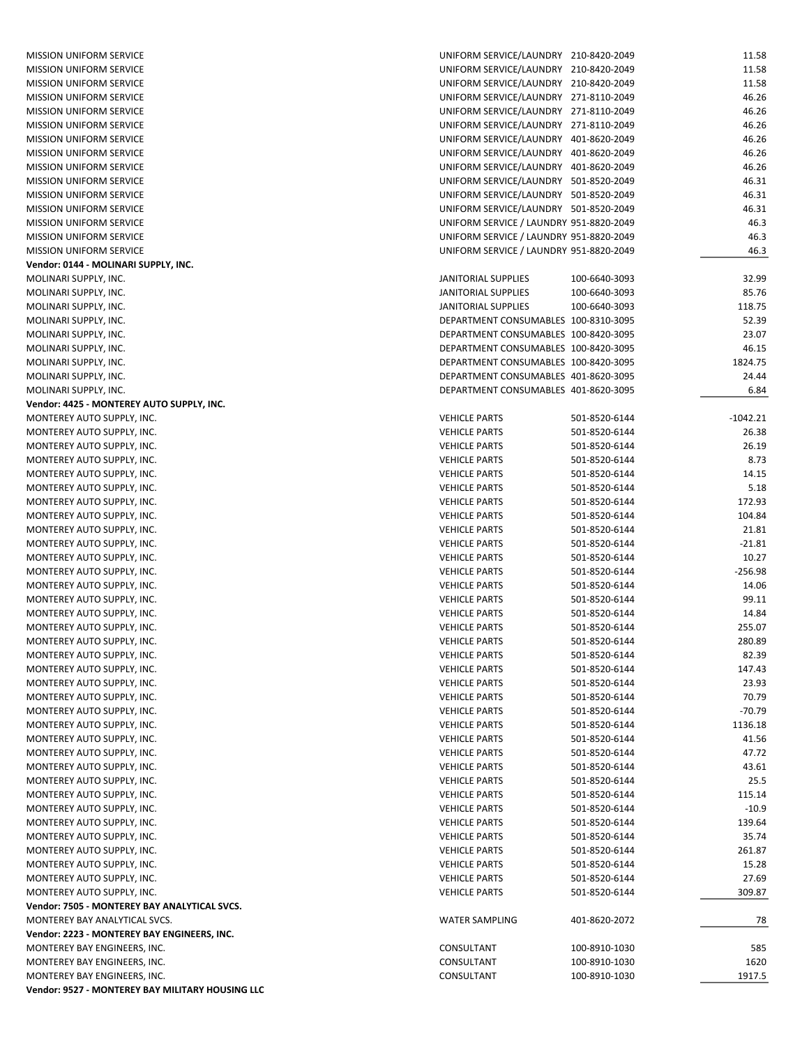| Vendor | Description | Account | Amount |
|---|---|---|---|
| MISSION UNIFORM SERVICE | UNIFORM SERVICE/LAUNDRY | 210-8420-2049 | 11.58 |
| MISSION UNIFORM SERVICE | UNIFORM SERVICE/LAUNDRY | 210-8420-2049 | 11.58 |
| MISSION UNIFORM SERVICE | UNIFORM SERVICE/LAUNDRY | 210-8420-2049 | 11.58 |
| MISSION UNIFORM SERVICE | UNIFORM SERVICE/LAUNDRY | 271-8110-2049 | 46.26 |
| MISSION UNIFORM SERVICE | UNIFORM SERVICE/LAUNDRY | 271-8110-2049 | 46.26 |
| MISSION UNIFORM SERVICE | UNIFORM SERVICE/LAUNDRY | 271-8110-2049 | 46.26 |
| MISSION UNIFORM SERVICE | UNIFORM SERVICE/LAUNDRY | 401-8620-2049 | 46.26 |
| MISSION UNIFORM SERVICE | UNIFORM SERVICE/LAUNDRY | 401-8620-2049 | 46.26 |
| MISSION UNIFORM SERVICE | UNIFORM SERVICE/LAUNDRY | 401-8620-2049 | 46.26 |
| MISSION UNIFORM SERVICE | UNIFORM SERVICE/LAUNDRY | 501-8520-2049 | 46.31 |
| MISSION UNIFORM SERVICE | UNIFORM SERVICE/LAUNDRY | 501-8520-2049 | 46.31 |
| MISSION UNIFORM SERVICE | UNIFORM SERVICE/LAUNDRY | 501-8520-2049 | 46.31 |
| MISSION UNIFORM SERVICE | UNIFORM SERVICE / LAUNDRY | 951-8820-2049 | 46.3 |
| MISSION UNIFORM SERVICE | UNIFORM SERVICE / LAUNDRY | 951-8820-2049 | 46.3 |
| MISSION UNIFORM SERVICE | UNIFORM SERVICE / LAUNDRY | 951-8820-2049 | 46.3 |
| **Vendor: 0144 - MOLINARI SUPPLY, INC.** | | | |
| MOLINARI SUPPLY, INC. | JANITORIAL SUPPLIES | 100-6640-3093 | 32.99 |
| MOLINARI SUPPLY, INC. | JANITORIAL SUPPLIES | 100-6640-3093 | 85.76 |
| MOLINARI SUPPLY, INC. | JANITORIAL SUPPLIES | 100-6640-3093 | 118.75 |
| MOLINARI SUPPLY, INC. | DEPARTMENT CONSUMABLES | 100-8310-3095 | 52.39 |
| MOLINARI SUPPLY, INC. | DEPARTMENT CONSUMABLES | 100-8420-3095 | 23.07 |
| MOLINARI SUPPLY, INC. | DEPARTMENT CONSUMABLES | 100-8420-3095 | 46.15 |
| MOLINARI SUPPLY, INC. | DEPARTMENT CONSUMABLES | 100-8420-3095 | 1824.75 |
| MOLINARI SUPPLY, INC. | DEPARTMENT CONSUMABLES | 401-8620-3095 | 24.44 |
| MOLINARI SUPPLY, INC. | DEPARTMENT CONSUMABLES | 401-8620-3095 | 6.84 |
| **Vendor: 4425 - MONTEREY AUTO SUPPLY, INC.** | | | |
| MONTEREY AUTO SUPPLY, INC. | VEHICLE PARTS | 501-8520-6144 | -1042.21 |
| MONTEREY AUTO SUPPLY, INC. | VEHICLE PARTS | 501-8520-6144 | 26.38 |
| MONTEREY AUTO SUPPLY, INC. | VEHICLE PARTS | 501-8520-6144 | 26.19 |
| MONTEREY AUTO SUPPLY, INC. | VEHICLE PARTS | 501-8520-6144 | 8.73 |
| MONTEREY AUTO SUPPLY, INC. | VEHICLE PARTS | 501-8520-6144 | 14.15 |
| MONTEREY AUTO SUPPLY, INC. | VEHICLE PARTS | 501-8520-6144 | 5.18 |
| MONTEREY AUTO SUPPLY, INC. | VEHICLE PARTS | 501-8520-6144 | 172.93 |
| MONTEREY AUTO SUPPLY, INC. | VEHICLE PARTS | 501-8520-6144 | 104.84 |
| MONTEREY AUTO SUPPLY, INC. | VEHICLE PARTS | 501-8520-6144 | 21.81 |
| MONTEREY AUTO SUPPLY, INC. | VEHICLE PARTS | 501-8520-6144 | -21.81 |
| MONTEREY AUTO SUPPLY, INC. | VEHICLE PARTS | 501-8520-6144 | 10.27 |
| MONTEREY AUTO SUPPLY, INC. | VEHICLE PARTS | 501-8520-6144 | -256.98 |
| MONTEREY AUTO SUPPLY, INC. | VEHICLE PARTS | 501-8520-6144 | 14.06 |
| MONTEREY AUTO SUPPLY, INC. | VEHICLE PARTS | 501-8520-6144 | 99.11 |
| MONTEREY AUTO SUPPLY, INC. | VEHICLE PARTS | 501-8520-6144 | 14.84 |
| MONTEREY AUTO SUPPLY, INC. | VEHICLE PARTS | 501-8520-6144 | 255.07 |
| MONTEREY AUTO SUPPLY, INC. | VEHICLE PARTS | 501-8520-6144 | 280.89 |
| MONTEREY AUTO SUPPLY, INC. | VEHICLE PARTS | 501-8520-6144 | 82.39 |
| MONTEREY AUTO SUPPLY, INC. | VEHICLE PARTS | 501-8520-6144 | 147.43 |
| MONTEREY AUTO SUPPLY, INC. | VEHICLE PARTS | 501-8520-6144 | 23.93 |
| MONTEREY AUTO SUPPLY, INC. | VEHICLE PARTS | 501-8520-6144 | 70.79 |
| MONTEREY AUTO SUPPLY, INC. | VEHICLE PARTS | 501-8520-6144 | -70.79 |
| MONTEREY AUTO SUPPLY, INC. | VEHICLE PARTS | 501-8520-6144 | 1136.18 |
| MONTEREY AUTO SUPPLY, INC. | VEHICLE PARTS | 501-8520-6144 | 41.56 |
| MONTEREY AUTO SUPPLY, INC. | VEHICLE PARTS | 501-8520-6144 | 47.72 |
| MONTEREY AUTO SUPPLY, INC. | VEHICLE PARTS | 501-8520-6144 | 43.61 |
| MONTEREY AUTO SUPPLY, INC. | VEHICLE PARTS | 501-8520-6144 | 25.5 |
| MONTEREY AUTO SUPPLY, INC. | VEHICLE PARTS | 501-8520-6144 | 115.14 |
| MONTEREY AUTO SUPPLY, INC. | VEHICLE PARTS | 501-8520-6144 | -10.9 |
| MONTEREY AUTO SUPPLY, INC. | VEHICLE PARTS | 501-8520-6144 | 139.64 |
| MONTEREY AUTO SUPPLY, INC. | VEHICLE PARTS | 501-8520-6144 | 35.74 |
| MONTEREY AUTO SUPPLY, INC. | VEHICLE PARTS | 501-8520-6144 | 261.87 |
| MONTEREY AUTO SUPPLY, INC. | VEHICLE PARTS | 501-8520-6144 | 15.28 |
| MONTEREY AUTO SUPPLY, INC. | VEHICLE PARTS | 501-8520-6144 | 27.69 |
| MONTEREY AUTO SUPPLY, INC. | VEHICLE PARTS | 501-8520-6144 | 309.87 |
| **Vendor: 7505 - MONTEREY BAY ANALYTICAL SVCS.** | | | |
| MONTEREY BAY ANALYTICAL SVCS. | WATER SAMPLING | 401-8620-2072 | 78 |
| **Vendor: 2223 - MONTEREY BAY ENGINEERS, INC.** | | | |
| MONTEREY BAY ENGINEERS, INC. | CONSULTANT | 100-8910-1030 | 585 |
| MONTEREY BAY ENGINEERS, INC. | CONSULTANT | 100-8910-1030 | 1620 |
| MONTEREY BAY ENGINEERS, INC. | CONSULTANT | 100-8910-1030 | 1917.5 |
| **Vendor: 9527 - MONTEREY BAY MILITARY HOUSING LLC** | | | |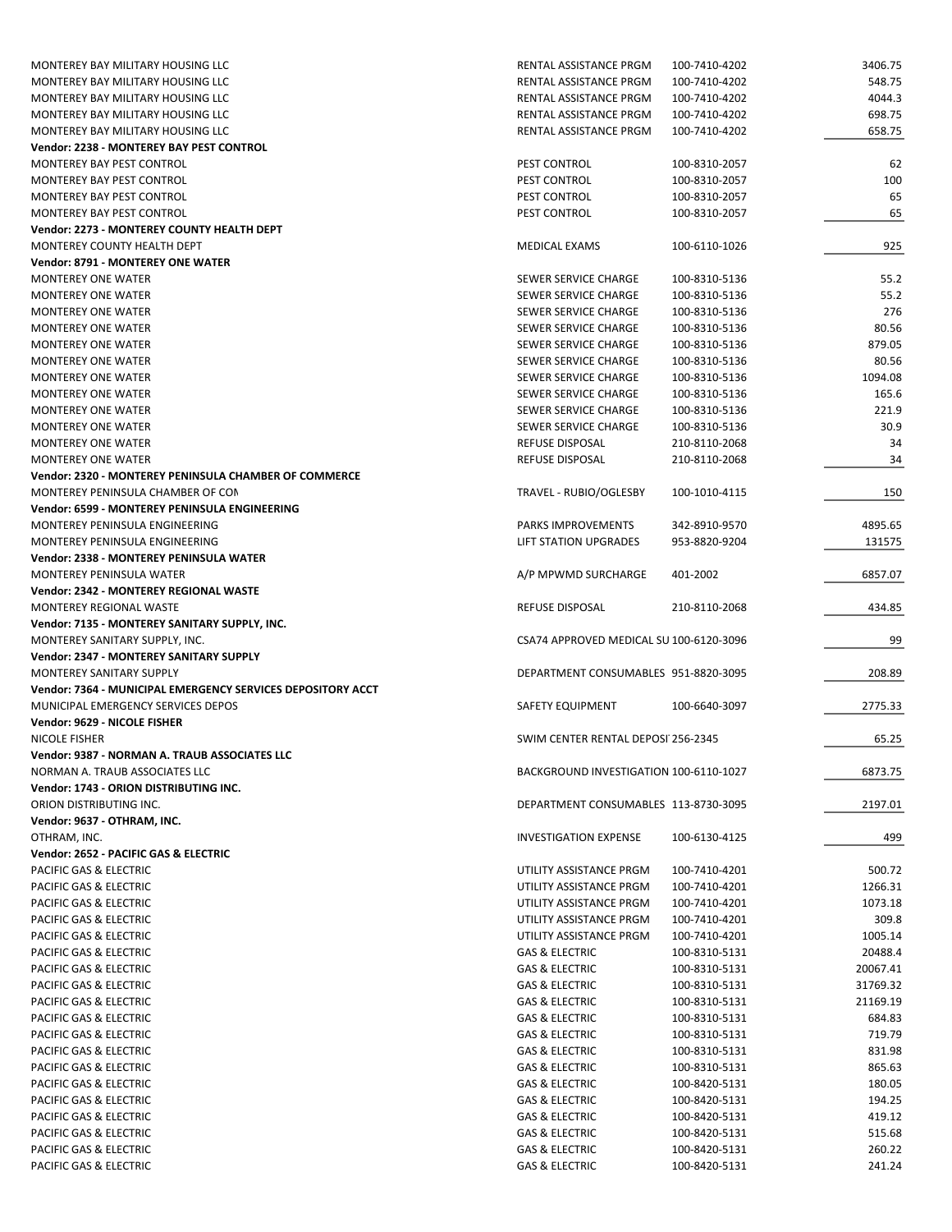| | | | |
|---|---|---|---|
| MONTEREY BAY MILITARY HOUSING LLC | RENTAL ASSISTANCE PRGM | 100-7410-4202 | 3406.75 |
| MONTEREY BAY MILITARY HOUSING LLC | RENTAL ASSISTANCE PRGM | 100-7410-4202 | 548.75 |
| MONTEREY BAY MILITARY HOUSING LLC | RENTAL ASSISTANCE PRGM | 100-7410-4202 | 4044.3 |
| MONTEREY BAY MILITARY HOUSING LLC | RENTAL ASSISTANCE PRGM | 100-7410-4202 | 698.75 |
| MONTEREY BAY MILITARY HOUSING LLC | RENTAL ASSISTANCE PRGM | 100-7410-4202 | 658.75 |
| **Vendor: 2238 - MONTEREY BAY PEST CONTROL** | | | |
| MONTEREY BAY PEST CONTROL | PEST CONTROL | 100-8310-2057 | 62 |
| MONTEREY BAY PEST CONTROL | PEST CONTROL | 100-8310-2057 | 100 |
| MONTEREY BAY PEST CONTROL | PEST CONTROL | 100-8310-2057 | 65 |
| MONTEREY BAY PEST CONTROL | PEST CONTROL | 100-8310-2057 | 65 |
| **Vendor: 2273 - MONTEREY COUNTY HEALTH DEPT** | | | |
| MONTEREY COUNTY HEALTH DEPT | MEDICAL EXAMS | 100-6110-1026 | 925 |
| **Vendor: 8791 - MONTEREY ONE WATER** | | | |
| MONTEREY ONE WATER | SEWER SERVICE CHARGE | 100-8310-5136 | 55.2 |
| MONTEREY ONE WATER | SEWER SERVICE CHARGE | 100-8310-5136 | 55.2 |
| MONTEREY ONE WATER | SEWER SERVICE CHARGE | 100-8310-5136 | 276 |
| MONTEREY ONE WATER | SEWER SERVICE CHARGE | 100-8310-5136 | 80.56 |
| MONTEREY ONE WATER | SEWER SERVICE CHARGE | 100-8310-5136 | 879.05 |
| MONTEREY ONE WATER | SEWER SERVICE CHARGE | 100-8310-5136 | 80.56 |
| MONTEREY ONE WATER | SEWER SERVICE CHARGE | 100-8310-5136 | 1094.08 |
| MONTEREY ONE WATER | SEWER SERVICE CHARGE | 100-8310-5136 | 165.6 |
| MONTEREY ONE WATER | SEWER SERVICE CHARGE | 100-8310-5136 | 221.9 |
| MONTEREY ONE WATER | SEWER SERVICE CHARGE | 100-8310-5136 | 30.9 |
| MONTEREY ONE WATER | REFUSE DISPOSAL | 210-8110-2068 | 34 |
| MONTEREY ONE WATER | REFUSE DISPOSAL | 210-8110-2068 | 34 |
| **Vendor: 2320 - MONTEREY PENINSULA CHAMBER OF COMMERCE** | | | |
| MONTEREY PENINSULA CHAMBER OF COM | TRAVEL - RUBIO/OGLESBY | 100-1010-4115 | 150 |
| **Vendor: 6599 - MONTEREY PENINSULA ENGINEERING** | | | |
| MONTEREY PENINSULA ENGINEERING | PARKS IMPROVEMENTS | 342-8910-9570 | 4895.65 |
| MONTEREY PENINSULA ENGINEERING | LIFT STATION UPGRADES | 953-8820-9204 | 131575 |
| **Vendor: 2338 - MONTEREY PENINSULA WATER** | | | |
| MONTEREY PENINSULA WATER | A/P MPWMD SURCHARGE | 401-2002 | 6857.07 |
| **Vendor: 2342 - MONTEREY REGIONAL WASTE** | | | |
| MONTEREY REGIONAL WASTE | REFUSE DISPOSAL | 210-8110-2068 | 434.85 |
| **Vendor: 7135 - MONTEREY SANITARY SUPPLY, INC.** | | | |
| MONTEREY SANITARY SUPPLY, INC. | CSA74 APPROVED MEDICAL SU | 100-6120-3096 | 99 |
| **Vendor: 2347 - MONTEREY SANITARY SUPPLY** | | | |
| MONTEREY SANITARY SUPPLY | DEPARTMENT CONSUMABLES | 951-8820-3095 | 208.89 |
| **Vendor: 7364 - MUNICIPAL EMERGENCY SERVICES DEPOSITORY ACCT** | | | |
| MUNICIPAL EMERGENCY SERVICES DEPOS | SAFETY EQUIPMENT | 100-6640-3097 | 2775.33 |
| **Vendor: 9629 - NICOLE FISHER** | | | |
| NICOLE FISHER | SWIM CENTER RENTAL DEPOSI | 256-2345 | 65.25 |
| **Vendor: 9387 - NORMAN A. TRAUB ASSOCIATES LLC** | | | |
| NORMAN A. TRAUB ASSOCIATES LLC | BACKGROUND INVESTIGATION | 100-6110-1027 | 6873.75 |
| **Vendor: 1743 - ORION DISTRIBUTING INC.** | | | |
| ORION DISTRIBUTING INC. | DEPARTMENT CONSUMABLES | 113-8730-3095 | 2197.01 |
| **Vendor: 9637 - OTHRAM, INC.** | | | |
| OTHRAM, INC. | INVESTIGATION EXPENSE | 100-6130-4125 | 499 |
| **Vendor: 2652 - PACIFIC GAS & ELECTRIC** | | | |
| PACIFIC GAS & ELECTRIC | UTILITY ASSISTANCE PRGM | 100-7410-4201 | 500.72 |
| PACIFIC GAS & ELECTRIC | UTILITY ASSISTANCE PRGM | 100-7410-4201 | 1266.31 |
| PACIFIC GAS & ELECTRIC | UTILITY ASSISTANCE PRGM | 100-7410-4201 | 1073.18 |
| PACIFIC GAS & ELECTRIC | UTILITY ASSISTANCE PRGM | 100-7410-4201 | 309.8 |
| PACIFIC GAS & ELECTRIC | UTILITY ASSISTANCE PRGM | 100-7410-4201 | 1005.14 |
| PACIFIC GAS & ELECTRIC | GAS & ELECTRIC | 100-8310-5131 | 20488.4 |
| PACIFIC GAS & ELECTRIC | GAS & ELECTRIC | 100-8310-5131 | 20067.41 |
| PACIFIC GAS & ELECTRIC | GAS & ELECTRIC | 100-8310-5131 | 31769.32 |
| PACIFIC GAS & ELECTRIC | GAS & ELECTRIC | 100-8310-5131 | 21169.19 |
| PACIFIC GAS & ELECTRIC | GAS & ELECTRIC | 100-8310-5131 | 684.83 |
| PACIFIC GAS & ELECTRIC | GAS & ELECTRIC | 100-8310-5131 | 719.79 |
| PACIFIC GAS & ELECTRIC | GAS & ELECTRIC | 100-8310-5131 | 831.98 |
| PACIFIC GAS & ELECTRIC | GAS & ELECTRIC | 100-8310-5131 | 865.63 |
| PACIFIC GAS & ELECTRIC | GAS & ELECTRIC | 100-8420-5131 | 180.05 |
| PACIFIC GAS & ELECTRIC | GAS & ELECTRIC | 100-8420-5131 | 194.25 |
| PACIFIC GAS & ELECTRIC | GAS & ELECTRIC | 100-8420-5131 | 419.12 |
| PACIFIC GAS & ELECTRIC | GAS & ELECTRIC | 100-8420-5131 | 515.68 |
| PACIFIC GAS & ELECTRIC | GAS & ELECTRIC | 100-8420-5131 | 260.22 |
| PACIFIC GAS & ELECTRIC | GAS & ELECTRIC | 100-8420-5131 | 241.24 |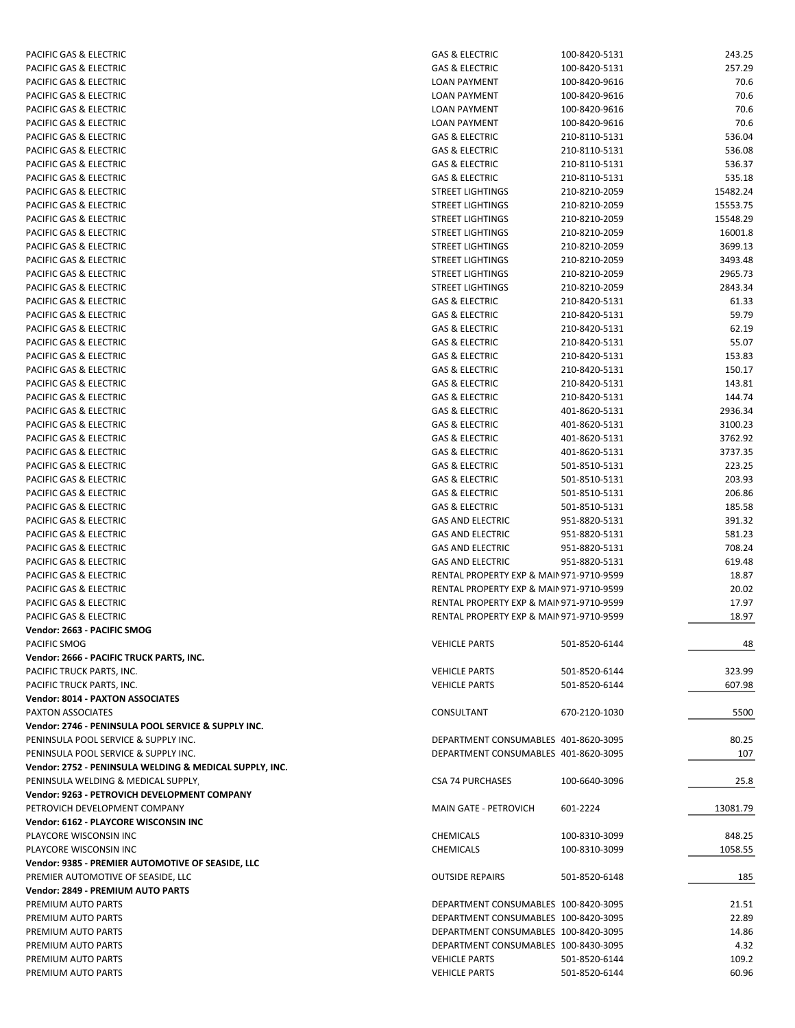| | | | |
|---|---|---|---|
| PACIFIC GAS & ELECTRIC | GAS & ELECTRIC | 100-8420-5131 | 243.25 |
| PACIFIC GAS & ELECTRIC | GAS & ELECTRIC | 100-8420-5131 | 257.29 |
| PACIFIC GAS & ELECTRIC | LOAN PAYMENT | 100-8420-9616 | 70.6 |
| PACIFIC GAS & ELECTRIC | LOAN PAYMENT | 100-8420-9616 | 70.6 |
| PACIFIC GAS & ELECTRIC | LOAN PAYMENT | 100-8420-9616 | 70.6 |
| PACIFIC GAS & ELECTRIC | LOAN PAYMENT | 100-8420-9616 | 70.6 |
| PACIFIC GAS & ELECTRIC | GAS & ELECTRIC | 210-8110-5131 | 536.04 |
| PACIFIC GAS & ELECTRIC | GAS & ELECTRIC | 210-8110-5131 | 536.08 |
| PACIFIC GAS & ELECTRIC | GAS & ELECTRIC | 210-8110-5131 | 536.37 |
| PACIFIC GAS & ELECTRIC | GAS & ELECTRIC | 210-8110-5131 | 535.18 |
| PACIFIC GAS & ELECTRIC | STREET LIGHTINGS | 210-8210-2059 | 15482.24 |
| PACIFIC GAS & ELECTRIC | STREET LIGHTINGS | 210-8210-2059 | 15553.75 |
| PACIFIC GAS & ELECTRIC | STREET LIGHTINGS | 210-8210-2059 | 15548.29 |
| PACIFIC GAS & ELECTRIC | STREET LIGHTINGS | 210-8210-2059 | 16001.8 |
| PACIFIC GAS & ELECTRIC | STREET LIGHTINGS | 210-8210-2059 | 3699.13 |
| PACIFIC GAS & ELECTRIC | STREET LIGHTINGS | 210-8210-2059 | 3493.48 |
| PACIFIC GAS & ELECTRIC | STREET LIGHTINGS | 210-8210-2059 | 2965.73 |
| PACIFIC GAS & ELECTRIC | STREET LIGHTINGS | 210-8210-2059 | 2843.34 |
| PACIFIC GAS & ELECTRIC | GAS & ELECTRIC | 210-8420-5131 | 61.33 |
| PACIFIC GAS & ELECTRIC | GAS & ELECTRIC | 210-8420-5131 | 59.79 |
| PACIFIC GAS & ELECTRIC | GAS & ELECTRIC | 210-8420-5131 | 62.19 |
| PACIFIC GAS & ELECTRIC | GAS & ELECTRIC | 210-8420-5131 | 55.07 |
| PACIFIC GAS & ELECTRIC | GAS & ELECTRIC | 210-8420-5131 | 153.83 |
| PACIFIC GAS & ELECTRIC | GAS & ELECTRIC | 210-8420-5131 | 150.17 |
| PACIFIC GAS & ELECTRIC | GAS & ELECTRIC | 210-8420-5131 | 143.81 |
| PACIFIC GAS & ELECTRIC | GAS & ELECTRIC | 210-8420-5131 | 144.74 |
| PACIFIC GAS & ELECTRIC | GAS & ELECTRIC | 401-8620-5131 | 2936.34 |
| PACIFIC GAS & ELECTRIC | GAS & ELECTRIC | 401-8620-5131 | 3100.23 |
| PACIFIC GAS & ELECTRIC | GAS & ELECTRIC | 401-8620-5131 | 3762.92 |
| PACIFIC GAS & ELECTRIC | GAS & ELECTRIC | 401-8620-5131 | 3737.35 |
| PACIFIC GAS & ELECTRIC | GAS & ELECTRIC | 501-8510-5131 | 223.25 |
| PACIFIC GAS & ELECTRIC | GAS & ELECTRIC | 501-8510-5131 | 203.93 |
| PACIFIC GAS & ELECTRIC | GAS & ELECTRIC | 501-8510-5131 | 206.86 |
| PACIFIC GAS & ELECTRIC | GAS & ELECTRIC | 501-8510-5131 | 185.58 |
| PACIFIC GAS & ELECTRIC | GAS AND ELECTRIC | 951-8820-5131 | 391.32 |
| PACIFIC GAS & ELECTRIC | GAS AND ELECTRIC | 951-8820-5131 | 581.23 |
| PACIFIC GAS & ELECTRIC | GAS AND ELECTRIC | 951-8820-5131 | 708.24 |
| PACIFIC GAS & ELECTRIC | GAS AND ELECTRIC | 951-8820-5131 | 619.48 |
| PACIFIC GAS & ELECTRIC | RENTAL PROPERTY EXP & MAIN | 971-9710-9599 | 18.87 |
| PACIFIC GAS & ELECTRIC | RENTAL PROPERTY EXP & MAIN | 971-9710-9599 | 20.02 |
| PACIFIC GAS & ELECTRIC | RENTAL PROPERTY EXP & MAIN | 971-9710-9599 | 17.97 |
| PACIFIC GAS & ELECTRIC | RENTAL PROPERTY EXP & MAIN | 971-9710-9599 | 18.97 |
| **Vendor: 2663 - PACIFIC SMOG** | | | |
| PACIFIC SMOG | VEHICLE PARTS | 501-8520-6144 | 48 |
| **Vendor: 2666 - PACIFIC TRUCK PARTS, INC.** | | | |
| PACIFIC TRUCK PARTS, INC. | VEHICLE PARTS | 501-8520-6144 | 323.99 |
| PACIFIC TRUCK PARTS, INC. | VEHICLE PARTS | 501-8520-6144 | 607.98 |
| **Vendor: 8014 - PAXTON ASSOCIATES** | | | |
| PAXTON ASSOCIATES | CONSULTANT | 670-2120-1030 | 5500 |
| **Vendor: 2746 - PENINSULA POOL SERVICE & SUPPLY INC.** | | | |
| PENINSULA POOL SERVICE & SUPPLY INC. | DEPARTMENT CONSUMABLES | 401-8620-3095 | 80.25 |
| PENINSULA POOL SERVICE & SUPPLY INC. | DEPARTMENT CONSUMABLES | 401-8620-3095 | 107 |
| **Vendor: 2752 - PENINSULA WELDING & MEDICAL SUPPLY, INC.** | | | |
| PENINSULA WELDING & MEDICAL SUPPLY, | CSA 74 PURCHASES | 100-6640-3096 | 25.8 |
| **Vendor: 9263 - PETROVICH DEVELOPMENT COMPANY** | | | |
| PETROVICH DEVELOPMENT COMPANY | MAIN GATE - PETROVICH | 601-2224 | 13081.79 |
| **Vendor: 6162 - PLAYCORE WISCONSIN INC** | | | |
| PLAYCORE WISCONSIN INC | CHEMICALS | 100-8310-3099 | 848.25 |
| PLAYCORE WISCONSIN INC | CHEMICALS | 100-8310-3099 | 1058.55 |
| **Vendor: 9385 - PREMIER AUTOMOTIVE OF SEASIDE, LLC** | | | |
| PREMIER AUTOMOTIVE OF SEASIDE, LLC | OUTSIDE REPAIRS | 501-8520-6148 | 185 |
| **Vendor: 2849 - PREMIUM AUTO PARTS** | | | |
| PREMIUM AUTO PARTS | DEPARTMENT CONSUMABLES | 100-8420-3095 | 21.51 |
| PREMIUM AUTO PARTS | DEPARTMENT CONSUMABLES | 100-8420-3095 | 22.89 |
| PREMIUM AUTO PARTS | DEPARTMENT CONSUMABLES | 100-8420-3095 | 14.86 |
| PREMIUM AUTO PARTS | DEPARTMENT CONSUMABLES | 100-8430-3095 | 4.32 |
| PREMIUM AUTO PARTS | VEHICLE PARTS | 501-8520-6144 | 109.2 |
| PREMIUM AUTO PARTS | VEHICLE PARTS | 501-8520-6144 | 60.96 |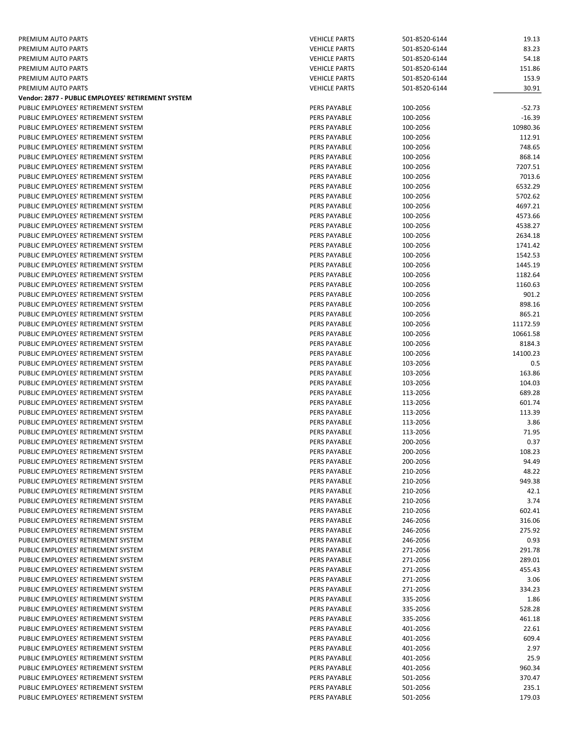| | | | |
|---|---|---|---|
| PREMIUM AUTO PARTS | VEHICLE PARTS | 501-8520-6144 | 19.13 |
| PREMIUM AUTO PARTS | VEHICLE PARTS | 501-8520-6144 | 83.23 |
| PREMIUM AUTO PARTS | VEHICLE PARTS | 501-8520-6144 | 54.18 |
| PREMIUM AUTO PARTS | VEHICLE PARTS | 501-8520-6144 | 151.86 |
| PREMIUM AUTO PARTS | VEHICLE PARTS | 501-8520-6144 | 153.9 |
| PREMIUM AUTO PARTS | VEHICLE PARTS | 501-8520-6144 | 30.91 |
| **Vendor: 2877 - PUBLIC EMPLOYEES' RETIREMENT SYSTEM** | | | |
| PUBLIC EMPLOYEES' RETIREMENT SYSTEM | PERS PAYABLE | 100-2056 | -52.73 |
| PUBLIC EMPLOYEES' RETIREMENT SYSTEM | PERS PAYABLE | 100-2056 | -16.39 |
| PUBLIC EMPLOYEES' RETIREMENT SYSTEM | PERS PAYABLE | 100-2056 | 10980.36 |
| PUBLIC EMPLOYEES' RETIREMENT SYSTEM | PERS PAYABLE | 100-2056 | 112.91 |
| PUBLIC EMPLOYEES' RETIREMENT SYSTEM | PERS PAYABLE | 100-2056 | 748.65 |
| PUBLIC EMPLOYEES' RETIREMENT SYSTEM | PERS PAYABLE | 100-2056 | 868.14 |
| PUBLIC EMPLOYEES' RETIREMENT SYSTEM | PERS PAYABLE | 100-2056 | 7207.51 |
| PUBLIC EMPLOYEES' RETIREMENT SYSTEM | PERS PAYABLE | 100-2056 | 7013.6 |
| PUBLIC EMPLOYEES' RETIREMENT SYSTEM | PERS PAYABLE | 100-2056 | 6532.29 |
| PUBLIC EMPLOYEES' RETIREMENT SYSTEM | PERS PAYABLE | 100-2056 | 5702.62 |
| PUBLIC EMPLOYEES' RETIREMENT SYSTEM | PERS PAYABLE | 100-2056 | 4697.21 |
| PUBLIC EMPLOYEES' RETIREMENT SYSTEM | PERS PAYABLE | 100-2056 | 4573.66 |
| PUBLIC EMPLOYEES' RETIREMENT SYSTEM | PERS PAYABLE | 100-2056 | 4538.27 |
| PUBLIC EMPLOYEES' RETIREMENT SYSTEM | PERS PAYABLE | 100-2056 | 2634.18 |
| PUBLIC EMPLOYEES' RETIREMENT SYSTEM | PERS PAYABLE | 100-2056 | 1741.42 |
| PUBLIC EMPLOYEES' RETIREMENT SYSTEM | PERS PAYABLE | 100-2056 | 1542.53 |
| PUBLIC EMPLOYEES' RETIREMENT SYSTEM | PERS PAYABLE | 100-2056 | 1445.19 |
| PUBLIC EMPLOYEES' RETIREMENT SYSTEM | PERS PAYABLE | 100-2056 | 1182.64 |
| PUBLIC EMPLOYEES' RETIREMENT SYSTEM | PERS PAYABLE | 100-2056 | 1160.63 |
| PUBLIC EMPLOYEES' RETIREMENT SYSTEM | PERS PAYABLE | 100-2056 | 901.2 |
| PUBLIC EMPLOYEES' RETIREMENT SYSTEM | PERS PAYABLE | 100-2056 | 898.16 |
| PUBLIC EMPLOYEES' RETIREMENT SYSTEM | PERS PAYABLE | 100-2056 | 865.21 |
| PUBLIC EMPLOYEES' RETIREMENT SYSTEM | PERS PAYABLE | 100-2056 | 11172.59 |
| PUBLIC EMPLOYEES' RETIREMENT SYSTEM | PERS PAYABLE | 100-2056 | 10661.58 |
| PUBLIC EMPLOYEES' RETIREMENT SYSTEM | PERS PAYABLE | 100-2056 | 8184.3 |
| PUBLIC EMPLOYEES' RETIREMENT SYSTEM | PERS PAYABLE | 100-2056 | 14100.23 |
| PUBLIC EMPLOYEES' RETIREMENT SYSTEM | PERS PAYABLE | 103-2056 | 0.5 |
| PUBLIC EMPLOYEES' RETIREMENT SYSTEM | PERS PAYABLE | 103-2056 | 163.86 |
| PUBLIC EMPLOYEES' RETIREMENT SYSTEM | PERS PAYABLE | 103-2056 | 104.03 |
| PUBLIC EMPLOYEES' RETIREMENT SYSTEM | PERS PAYABLE | 113-2056 | 689.28 |
| PUBLIC EMPLOYEES' RETIREMENT SYSTEM | PERS PAYABLE | 113-2056 | 601.74 |
| PUBLIC EMPLOYEES' RETIREMENT SYSTEM | PERS PAYABLE | 113-2056 | 113.39 |
| PUBLIC EMPLOYEES' RETIREMENT SYSTEM | PERS PAYABLE | 113-2056 | 3.86 |
| PUBLIC EMPLOYEES' RETIREMENT SYSTEM | PERS PAYABLE | 113-2056 | 71.95 |
| PUBLIC EMPLOYEES' RETIREMENT SYSTEM | PERS PAYABLE | 200-2056 | 0.37 |
| PUBLIC EMPLOYEES' RETIREMENT SYSTEM | PERS PAYABLE | 200-2056 | 108.23 |
| PUBLIC EMPLOYEES' RETIREMENT SYSTEM | PERS PAYABLE | 200-2056 | 94.49 |
| PUBLIC EMPLOYEES' RETIREMENT SYSTEM | PERS PAYABLE | 210-2056 | 48.22 |
| PUBLIC EMPLOYEES' RETIREMENT SYSTEM | PERS PAYABLE | 210-2056 | 949.38 |
| PUBLIC EMPLOYEES' RETIREMENT SYSTEM | PERS PAYABLE | 210-2056 | 42.1 |
| PUBLIC EMPLOYEES' RETIREMENT SYSTEM | PERS PAYABLE | 210-2056 | 3.74 |
| PUBLIC EMPLOYEES' RETIREMENT SYSTEM | PERS PAYABLE | 210-2056 | 602.41 |
| PUBLIC EMPLOYEES' RETIREMENT SYSTEM | PERS PAYABLE | 246-2056 | 316.06 |
| PUBLIC EMPLOYEES' RETIREMENT SYSTEM | PERS PAYABLE | 246-2056 | 275.92 |
| PUBLIC EMPLOYEES' RETIREMENT SYSTEM | PERS PAYABLE | 246-2056 | 0.93 |
| PUBLIC EMPLOYEES' RETIREMENT SYSTEM | PERS PAYABLE | 271-2056 | 291.78 |
| PUBLIC EMPLOYEES' RETIREMENT SYSTEM | PERS PAYABLE | 271-2056 | 289.01 |
| PUBLIC EMPLOYEES' RETIREMENT SYSTEM | PERS PAYABLE | 271-2056 | 455.43 |
| PUBLIC EMPLOYEES' RETIREMENT SYSTEM | PERS PAYABLE | 271-2056 | 3.06 |
| PUBLIC EMPLOYEES' RETIREMENT SYSTEM | PERS PAYABLE | 271-2056 | 334.23 |
| PUBLIC EMPLOYEES' RETIREMENT SYSTEM | PERS PAYABLE | 335-2056 | 1.86 |
| PUBLIC EMPLOYEES' RETIREMENT SYSTEM | PERS PAYABLE | 335-2056 | 528.28 |
| PUBLIC EMPLOYEES' RETIREMENT SYSTEM | PERS PAYABLE | 335-2056 | 461.18 |
| PUBLIC EMPLOYEES' RETIREMENT SYSTEM | PERS PAYABLE | 401-2056 | 22.61 |
| PUBLIC EMPLOYEES' RETIREMENT SYSTEM | PERS PAYABLE | 401-2056 | 609.4 |
| PUBLIC EMPLOYEES' RETIREMENT SYSTEM | PERS PAYABLE | 401-2056 | 2.97 |
| PUBLIC EMPLOYEES' RETIREMENT SYSTEM | PERS PAYABLE | 401-2056 | 25.9 |
| PUBLIC EMPLOYEES' RETIREMENT SYSTEM | PERS PAYABLE | 401-2056 | 960.34 |
| PUBLIC EMPLOYEES' RETIREMENT SYSTEM | PERS PAYABLE | 501-2056 | 370.47 |
| PUBLIC EMPLOYEES' RETIREMENT SYSTEM | PERS PAYABLE | 501-2056 | 235.1 |
| PUBLIC EMPLOYEES' RETIREMENT SYSTEM | PERS PAYABLE | 501-2056 | 179.03 |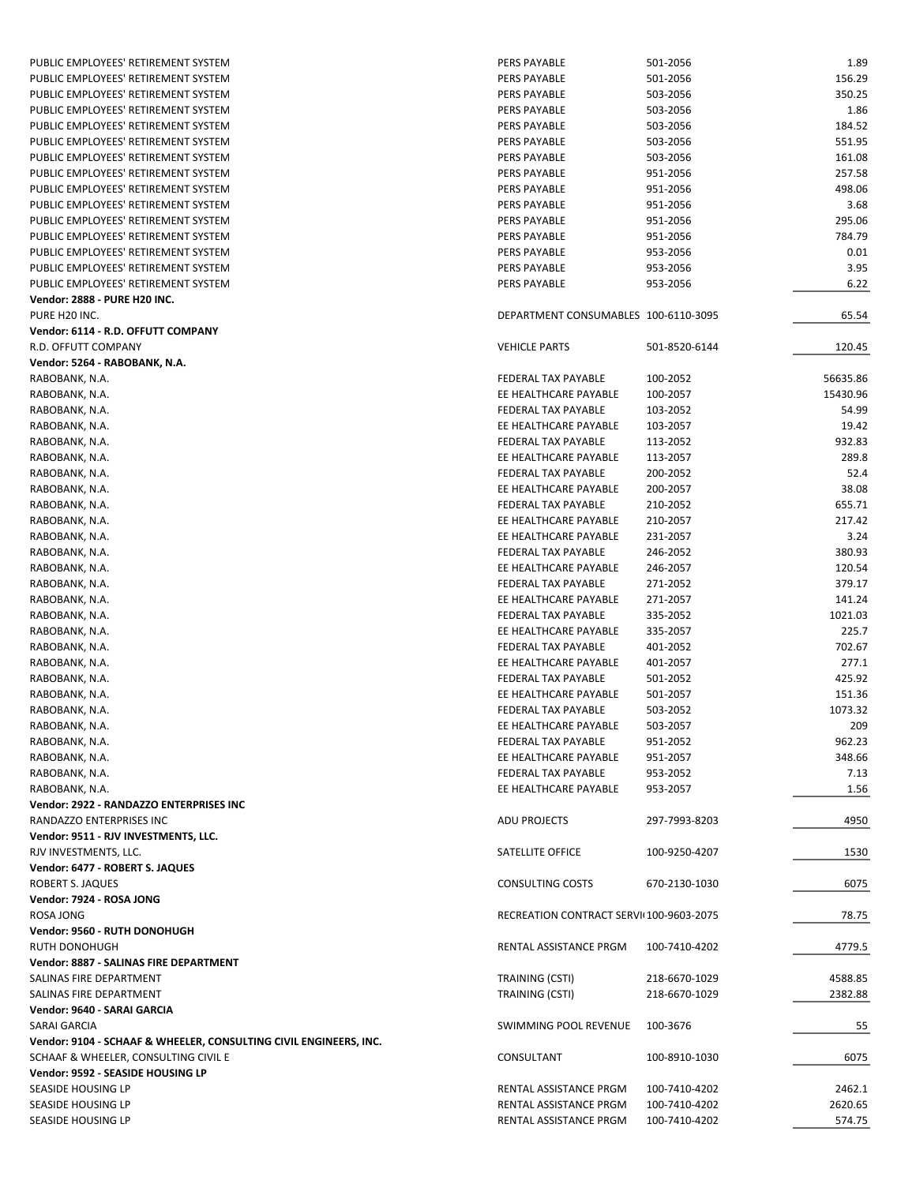| | | | |
|---|---|---|---|
| PUBLIC EMPLOYEES' RETIREMENT SYSTEM | PERS PAYABLE | 501-2056 | 1.89 |
| PUBLIC EMPLOYEES' RETIREMENT SYSTEM | PERS PAYABLE | 501-2056 | 156.29 |
| PUBLIC EMPLOYEES' RETIREMENT SYSTEM | PERS PAYABLE | 503-2056 | 350.25 |
| PUBLIC EMPLOYEES' RETIREMENT SYSTEM | PERS PAYABLE | 503-2056 | 1.86 |
| PUBLIC EMPLOYEES' RETIREMENT SYSTEM | PERS PAYABLE | 503-2056 | 184.52 |
| PUBLIC EMPLOYEES' RETIREMENT SYSTEM | PERS PAYABLE | 503-2056 | 551.95 |
| PUBLIC EMPLOYEES' RETIREMENT SYSTEM | PERS PAYABLE | 503-2056 | 161.08 |
| PUBLIC EMPLOYEES' RETIREMENT SYSTEM | PERS PAYABLE | 951-2056 | 257.58 |
| PUBLIC EMPLOYEES' RETIREMENT SYSTEM | PERS PAYABLE | 951-2056 | 498.06 |
| PUBLIC EMPLOYEES' RETIREMENT SYSTEM | PERS PAYABLE | 951-2056 | 3.68 |
| PUBLIC EMPLOYEES' RETIREMENT SYSTEM | PERS PAYABLE | 951-2056 | 295.06 |
| PUBLIC EMPLOYEES' RETIREMENT SYSTEM | PERS PAYABLE | 951-2056 | 784.79 |
| PUBLIC EMPLOYEES' RETIREMENT SYSTEM | PERS PAYABLE | 953-2056 | 0.01 |
| PUBLIC EMPLOYEES' RETIREMENT SYSTEM | PERS PAYABLE | 953-2056 | 3.95 |
| PUBLIC EMPLOYEES' RETIREMENT SYSTEM | PERS PAYABLE | 953-2056 | 6.22 |
| **Vendor: 2888 - PURE H20 INC.** | | | |
| PURE H20 INC. | DEPARTMENT CONSUMABLES | 100-6110-3095 | 65.54 |
| **Vendor: 6114 - R.D. OFFUTT COMPANY** | | | |
| R.D. OFFUTT COMPANY | VEHICLE PARTS | 501-8520-6144 | 120.45 |
| **Vendor: 5264 - RABOBANK, N.A.** | | | |
| RABOBANK, N.A. | FEDERAL TAX PAYABLE | 100-2052 | 56635.86 |
| RABOBANK, N.A. | EE HEALTHCARE PAYABLE | 100-2057 | 15430.96 |
| RABOBANK, N.A. | FEDERAL TAX PAYABLE | 103-2052 | 54.99 |
| RABOBANK, N.A. | EE HEALTHCARE PAYABLE | 103-2057 | 19.42 |
| RABOBANK, N.A. | FEDERAL TAX PAYABLE | 113-2052 | 932.83 |
| RABOBANK, N.A. | EE HEALTHCARE PAYABLE | 113-2057 | 289.8 |
| RABOBANK, N.A. | FEDERAL TAX PAYABLE | 200-2052 | 52.4 |
| RABOBANK, N.A. | EE HEALTHCARE PAYABLE | 200-2057 | 38.08 |
| RABOBANK, N.A. | FEDERAL TAX PAYABLE | 210-2052 | 655.71 |
| RABOBANK, N.A. | EE HEALTHCARE PAYABLE | 210-2057 | 217.42 |
| RABOBANK, N.A. | EE HEALTHCARE PAYABLE | 231-2057 | 3.24 |
| RABOBANK, N.A. | FEDERAL TAX PAYABLE | 246-2052 | 380.93 |
| RABOBANK, N.A. | EE HEALTHCARE PAYABLE | 246-2057 | 120.54 |
| RABOBANK, N.A. | FEDERAL TAX PAYABLE | 271-2052 | 379.17 |
| RABOBANK, N.A. | EE HEALTHCARE PAYABLE | 271-2057 | 141.24 |
| RABOBANK, N.A. | FEDERAL TAX PAYABLE | 335-2052 | 1021.03 |
| RABOBANK, N.A. | EE HEALTHCARE PAYABLE | 335-2057 | 225.7 |
| RABOBANK, N.A. | FEDERAL TAX PAYABLE | 401-2052 | 702.67 |
| RABOBANK, N.A. | EE HEALTHCARE PAYABLE | 401-2057 | 277.1 |
| RABOBANK, N.A. | FEDERAL TAX PAYABLE | 501-2052 | 425.92 |
| RABOBANK, N.A. | EE HEALTHCARE PAYABLE | 501-2057 | 151.36 |
| RABOBANK, N.A. | FEDERAL TAX PAYABLE | 503-2052 | 1073.32 |
| RABOBANK, N.A. | EE HEALTHCARE PAYABLE | 503-2057 | 209 |
| RABOBANK, N.A. | FEDERAL TAX PAYABLE | 951-2052 | 962.23 |
| RABOBANK, N.A. | EE HEALTHCARE PAYABLE | 951-2057 | 348.66 |
| RABOBANK, N.A. | FEDERAL TAX PAYABLE | 953-2052 | 7.13 |
| RABOBANK, N.A. | EE HEALTHCARE PAYABLE | 953-2057 | 1.56 |
| **Vendor: 2922 - RANDAZZO ENTERPRISES INC** | | | |
| RANDAZZO ENTERPRISES INC | ADU PROJECTS | 297-7993-8203 | 4950 |
| **Vendor: 9511 - RJV INVESTMENTS, LLC.** | | | |
| RJV INVESTMENTS, LLC. | SATELLITE OFFICE | 100-9250-4207 | 1530 |
| **Vendor: 6477 - ROBERT S. JAQUES** | | | |
| ROBERT S. JAQUES | CONSULTING COSTS | 670-2130-1030 | 6075 |
| **Vendor: 7924 - ROSA JONG** | | | |
| ROSA JONG | RECREATION CONTRACT SERVI | 100-9603-2075 | 78.75 |
| **Vendor: 9560 - RUTH DONOHUGH** | | | |
| RUTH DONOHUGH | RENTAL ASSISTANCE PRGM | 100-7410-4202 | 4779.5 |
| **Vendor: 8887 - SALINAS FIRE DEPARTMENT** | | | |
| SALINAS FIRE DEPARTMENT | TRAINING (CSTI) | 218-6670-1029 | 4588.85 |
| SALINAS FIRE DEPARTMENT | TRAINING (CSTI) | 218-6670-1029 | 2382.88 |
| **Vendor: 9640 - SARAI GARCIA** | | | |
| SARAI GARCIA | SWIMMING POOL REVENUE | 100-3676 | 55 |
| **Vendor: 9104 - SCHAAF & WHEELER, CONSULTING CIVIL ENGINEERS, INC.** | | | |
| SCHAAF & WHEELER, CONSULTING CIVIL E | CONSULTANT | 100-8910-1030 | 6075 |
| **Vendor: 9592 - SEASIDE HOUSING LP** | | | |
| SEASIDE HOUSING LP | RENTAL ASSISTANCE PRGM | 100-7410-4202 | 2462.1 |
| SEASIDE HOUSING LP | RENTAL ASSISTANCE PRGM | 100-7410-4202 | 2620.65 |
| SEASIDE HOUSING LP | RENTAL ASSISTANCE PRGM | 100-7410-4202 | 574.75 |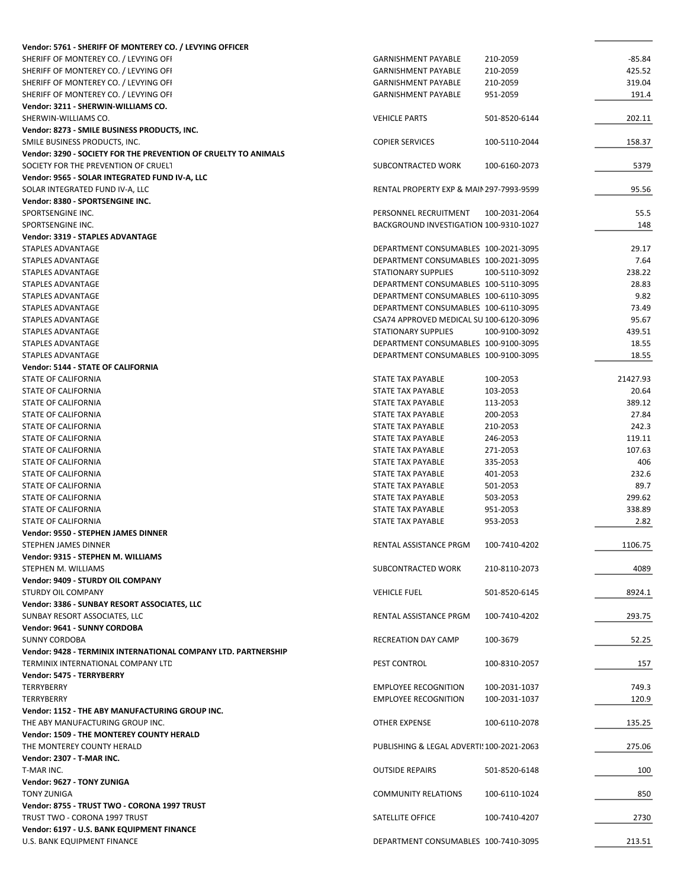| | | | |
|---|---|---|---|
| **Vendor: 5761 - SHERIFF OF MONTEREY CO. / LEVYING OFFICER** | | | |
| SHERIFF OF MONTEREY CO. / LEVYING OFI | GARNISHMENT PAYABLE | 210-2059 | -85.84 |
| SHERIFF OF MONTEREY CO. / LEVYING OFI | GARNISHMENT PAYABLE | 210-2059 | 425.52 |
| SHERIFF OF MONTEREY CO. / LEVYING OFI | GARNISHMENT PAYABLE | 210-2059 | 319.04 |
| SHERIFF OF MONTEREY CO. / LEVYING OFI | GARNISHMENT PAYABLE | 951-2059 | 191.4 |
| **Vendor: 3211 - SHERWIN-WILLIAMS CO.** | | | |
| SHERWIN-WILLIAMS CO. | VEHICLE PARTS | 501-8520-6144 | 202.11 |
| **Vendor: 8273 - SMILE BUSINESS PRODUCTS, INC.** | | | |
| SMILE BUSINESS PRODUCTS, INC. | COPIER SERVICES | 100-5110-2044 | 158.37 |
| **Vendor: 3290 - SOCIETY FOR THE PREVENTION OF CRUELTY TO ANIMALS** | | | |
| SOCIETY FOR THE PREVENTION OF CRUELT | SUBCONTRACTED WORK | 100-6160-2073 | 5379 |
| **Vendor: 9565 - SOLAR INTEGRATED FUND IV-A, LLC** | | | |
| SOLAR INTEGRATED FUND IV-A, LLC | RENTAL PROPERTY EXP & MAIN | 297-7993-9599 | 95.56 |
| **Vendor: 8380 - SPORTSENGINE INC.** | | | |
| SPORTSENGINE INC. | PERSONNEL RECRUITMENT | 100-2031-2064 | 55.5 |
| SPORTSENGINE INC. | BACKGROUND INVESTIGATION | 100-9310-1027 | 148 |
| **Vendor: 3319 - STAPLES ADVANTAGE** | | | |
| STAPLES ADVANTAGE | DEPARTMENT CONSUMABLES | 100-2021-3095 | 29.17 |
| STAPLES ADVANTAGE | DEPARTMENT CONSUMABLES | 100-2021-3095 | 7.64 |
| STAPLES ADVANTAGE | STATIONARY SUPPLIES | 100-5110-3092 | 238.22 |
| STAPLES ADVANTAGE | DEPARTMENT CONSUMABLES | 100-5110-3095 | 28.83 |
| STAPLES ADVANTAGE | DEPARTMENT CONSUMABLES | 100-6110-3095 | 9.82 |
| STAPLES ADVANTAGE | DEPARTMENT CONSUMABLES | 100-6110-3095 | 73.49 |
| STAPLES ADVANTAGE | CSA74 APPROVED MEDICAL SU | 100-6120-3096 | 95.67 |
| STAPLES ADVANTAGE | STATIONARY SUPPLIES | 100-9100-3092 | 439.51 |
| STAPLES ADVANTAGE | DEPARTMENT CONSUMABLES | 100-9100-3095 | 18.55 |
| STAPLES ADVANTAGE | DEPARTMENT CONSUMABLES | 100-9100-3095 | 18.55 |
| **Vendor: 5144 - STATE OF CALIFORNIA** | | | |
| STATE OF CALIFORNIA | STATE TAX PAYABLE | 100-2053 | 21427.93 |
| STATE OF CALIFORNIA | STATE TAX PAYABLE | 103-2053 | 20.64 |
| STATE OF CALIFORNIA | STATE TAX PAYABLE | 113-2053 | 389.12 |
| STATE OF CALIFORNIA | STATE TAX PAYABLE | 200-2053 | 27.84 |
| STATE OF CALIFORNIA | STATE TAX PAYABLE | 210-2053 | 242.3 |
| STATE OF CALIFORNIA | STATE TAX PAYABLE | 246-2053 | 119.11 |
| STATE OF CALIFORNIA | STATE TAX PAYABLE | 271-2053 | 107.63 |
| STATE OF CALIFORNIA | STATE TAX PAYABLE | 335-2053 | 406 |
| STATE OF CALIFORNIA | STATE TAX PAYABLE | 401-2053 | 232.6 |
| STATE OF CALIFORNIA | STATE TAX PAYABLE | 501-2053 | 89.7 |
| STATE OF CALIFORNIA | STATE TAX PAYABLE | 503-2053 | 299.62 |
| STATE OF CALIFORNIA | STATE TAX PAYABLE | 951-2053 | 338.89 |
| STATE OF CALIFORNIA | STATE TAX PAYABLE | 953-2053 | 2.82 |
| **Vendor: 9550 - STEPHEN JAMES DINNER** | | | |
| STEPHEN JAMES DINNER | RENTAL ASSISTANCE PRGM | 100-7410-4202 | 1106.75 |
| **Vendor: 9315 - STEPHEN M. WILLIAMS** | | | |
| STEPHEN M. WILLIAMS | SUBCONTRACTED WORK | 210-8110-2073 | 4089 |
| **Vendor: 9409 - STURDY OIL COMPANY** | | | |
| STURDY OIL COMPANY | VEHICLE FUEL | 501-8520-6145 | 8924.1 |
| **Vendor: 3386 - SUNBAY RESORT ASSOCIATES, LLC** | | | |
| SUNBAY RESORT ASSOCIATES, LLC | RENTAL ASSISTANCE PRGM | 100-7410-4202 | 293.75 |
| **Vendor: 9641 - SUNNY CORDOBA** | | | |
| SUNNY CORDOBA | RECREATION DAY CAMP | 100-3679 | 52.25 |
| **Vendor: 9428 - TERMINIX INTERNATIONAL COMPANY LTD. PARTNERSHIP** | | | |
| TERMINIX INTERNATIONAL COMPANY LTD | PEST CONTROL | 100-8310-2057 | 157 |
| **Vendor: 5475 - TERRYBERRY** | | | |
| TERRYBERRY | EMPLOYEE RECOGNITION | 100-2031-1037 | 749.3 |
| TERRYBERRY | EMPLOYEE RECOGNITION | 100-2031-1037 | 120.9 |
| **Vendor: 1152 - THE ABY MANUFACTURING GROUP INC.** | | | |
| THE ABY MANUFACTURING GROUP INC. | OTHER EXPENSE | 100-6110-2078 | 135.25 |
| **Vendor: 1509 - THE MONTEREY COUNTY HERALD** | | | |
| THE MONTEREY COUNTY HERALD | PUBLISHING & LEGAL ADVERTIS | 100-2021-2063 | 275.06 |
| **Vendor: 2307 - T-MAR INC.** | | | |
| T-MAR INC. | OUTSIDE REPAIRS | 501-8520-6148 | 100 |
| **Vendor: 9627 - TONY ZUNIGA** | | | |
| TONY ZUNIGA | COMMUNITY RELATIONS | 100-6110-1024 | 850 |
| **Vendor: 8755 - TRUST TWO - CORONA 1997 TRUST** | | | |
| TRUST TWO - CORONA 1997 TRUST | SATELLITE OFFICE | 100-7410-4207 | 2730 |
| **Vendor: 6197 - U.S. BANK EQUIPMENT FINANCE** | | | |
| U.S. BANK EQUIPMENT FINANCE | DEPARTMENT CONSUMABLES | 100-7410-3095 | 213.51 |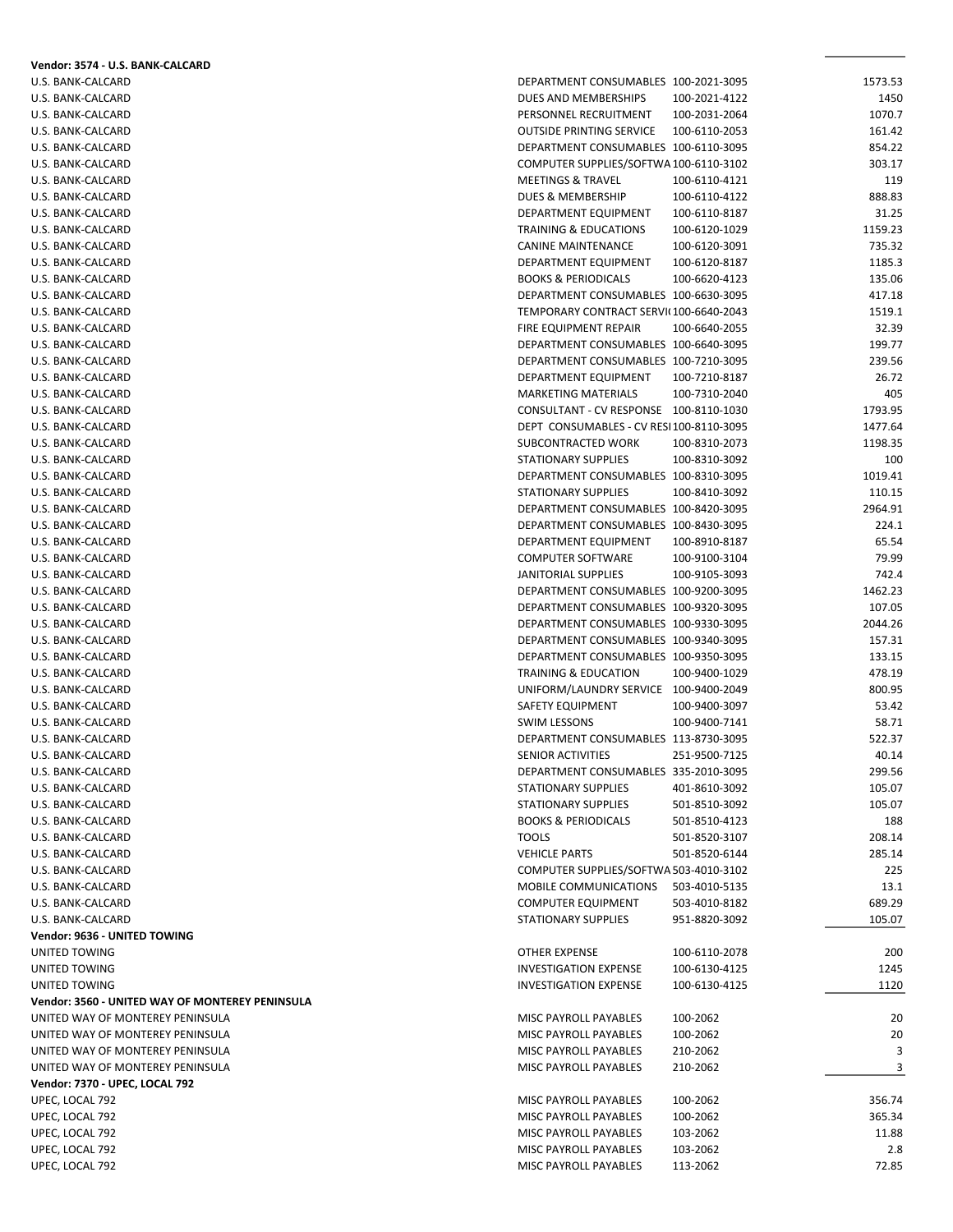**Vendor: 3574 - U.S. BANK-CALCARD**

| Vendor | Description | Account | Amount |
|---|---|---|---|
| U.S. BANK-CALCARD | DEPARTMENT CONSUMABLES | 100-2021-3095 | 1573.53 |
| U.S. BANK-CALCARD | DUES AND MEMBERSHIPS | 100-2021-4122 | 1450 |
| U.S. BANK-CALCARD | PERSONNEL RECRUITMENT | 100-2031-2064 | 1070.7 |
| U.S. BANK-CALCARD | OUTSIDE PRINTING SERVICE | 100-6110-2053 | 161.42 |
| U.S. BANK-CALCARD | DEPARTMENT CONSUMABLES | 100-6110-3095 | 854.22 |
| U.S. BANK-CALCARD | COMPUTER SUPPLIES/SOFTWA | 100-6110-3102 | 303.17 |
| U.S. BANK-CALCARD | MEETINGS & TRAVEL | 100-6110-4121 | 119 |
| U.S. BANK-CALCARD | DUES & MEMBERSHIP | 100-6110-4122 | 888.83 |
| U.S. BANK-CALCARD | DEPARTMENT EQUIPMENT | 100-6110-8187 | 31.25 |
| U.S. BANK-CALCARD | TRAINING & EDUCATIONS | 100-6120-1029 | 1159.23 |
| U.S. BANK-CALCARD | CANINE MAINTENANCE | 100-6120-3091 | 735.32 |
| U.S. BANK-CALCARD | DEPARTMENT EQUIPMENT | 100-6120-8187 | 1185.3 |
| U.S. BANK-CALCARD | BOOKS & PERIODICALS | 100-6620-4123 | 135.06 |
| U.S. BANK-CALCARD | DEPARTMENT CONSUMABLES | 100-6630-3095 | 417.18 |
| U.S. BANK-CALCARD | TEMPORARY CONTRACT SERVI | 100-6640-2043 | 1519.1 |
| U.S. BANK-CALCARD | FIRE EQUIPMENT REPAIR | 100-6640-2055 | 32.39 |
| U.S. BANK-CALCARD | DEPARTMENT CONSUMABLES | 100-6640-3095 | 199.77 |
| U.S. BANK-CALCARD | DEPARTMENT CONSUMABLES | 100-7210-3095 | 239.56 |
| U.S. BANK-CALCARD | DEPARTMENT EQUIPMENT | 100-7210-8187 | 26.72 |
| U.S. BANK-CALCARD | MARKETING MATERIALS | 100-7310-2040 | 405 |
| U.S. BANK-CALCARD | CONSULTANT - CV RESPONSE | 100-8110-1030 | 1793.95 |
| U.S. BANK-CALCARD | DEPT CONSUMABLES - CV RESI | 100-8110-3095 | 1477.64 |
| U.S. BANK-CALCARD | SUBCONTRACTED WORK | 100-8310-2073 | 1198.35 |
| U.S. BANK-CALCARD | STATIONARY SUPPLIES | 100-8310-3092 | 100 |
| U.S. BANK-CALCARD | DEPARTMENT CONSUMABLES | 100-8310-3095 | 1019.41 |
| U.S. BANK-CALCARD | STATIONARY SUPPLIES | 100-8410-3092 | 110.15 |
| U.S. BANK-CALCARD | DEPARTMENT CONSUMABLES | 100-8420-3095 | 2964.91 |
| U.S. BANK-CALCARD | DEPARTMENT CONSUMABLES | 100-8430-3095 | 224.1 |
| U.S. BANK-CALCARD | DEPARTMENT EQUIPMENT | 100-8910-8187 | 65.54 |
| U.S. BANK-CALCARD | COMPUTER SOFTWARE | 100-9100-3104 | 79.99 |
| U.S. BANK-CALCARD | JANITORIAL SUPPLIES | 100-9105-3093 | 742.4 |
| U.S. BANK-CALCARD | DEPARTMENT CONSUMABLES | 100-9200-3095 | 1462.23 |
| U.S. BANK-CALCARD | DEPARTMENT CONSUMABLES | 100-9320-3095 | 107.05 |
| U.S. BANK-CALCARD | DEPARTMENT CONSUMABLES | 100-9330-3095 | 2044.26 |
| U.S. BANK-CALCARD | DEPARTMENT CONSUMABLES | 100-9340-3095 | 157.31 |
| U.S. BANK-CALCARD | DEPARTMENT CONSUMABLES | 100-9350-3095 | 133.15 |
| U.S. BANK-CALCARD | TRAINING & EDUCATION | 100-9400-1029 | 478.19 |
| U.S. BANK-CALCARD | UNIFORM/LAUNDRY SERVICE | 100-9400-2049 | 800.95 |
| U.S. BANK-CALCARD | SAFETY EQUIPMENT | 100-9400-3097 | 53.42 |
| U.S. BANK-CALCARD | SWIM LESSONS | 100-9400-7141 | 58.71 |
| U.S. BANK-CALCARD | DEPARTMENT CONSUMABLES | 113-8730-3095 | 522.37 |
| U.S. BANK-CALCARD | SENIOR ACTIVITIES | 251-9500-7125 | 40.14 |
| U.S. BANK-CALCARD | DEPARTMENT CONSUMABLES | 335-2010-3095 | 299.56 |
| U.S. BANK-CALCARD | STATIONARY SUPPLIES | 401-8610-3092 | 105.07 |
| U.S. BANK-CALCARD | STATIONARY SUPPLIES | 501-8510-3092 | 105.07 |
| U.S. BANK-CALCARD | BOOKS & PERIODICALS | 501-8510-4123 | 188 |
| U.S. BANK-CALCARD | TOOLS | 501-8520-3107 | 208.14 |
| U.S. BANK-CALCARD | VEHICLE PARTS | 501-8520-6144 | 285.14 |
| U.S. BANK-CALCARD | COMPUTER SUPPLIES/SOFTWA | 503-4010-3102 | 225 |
| U.S. BANK-CALCARD | MOBILE COMMUNICATIONS | 503-4010-5135 | 13.1 |
| U.S. BANK-CALCARD | COMPUTER EQUIPMENT | 503-4010-8182 | 689.29 |
| U.S. BANK-CALCARD | STATIONARY SUPPLIES | 951-8820-3092 | 105.07 |

**Vendor: 9636 - UNITED TOWING**

| Vendor | Description | Account | Amount |
|---|---|---|---|
| UNITED TOWING | OTHER EXPENSE | 100-6110-2078 | 200 |
| UNITED TOWING | INVESTIGATION EXPENSE | 100-6130-4125 | 1245 |
| UNITED TOWING | INVESTIGATION EXPENSE | 100-6130-4125 | 1120 |

**Vendor: 3560 - UNITED WAY OF MONTEREY PENINSULA**

| Vendor | Description | Account | Amount |
|---|---|---|---|
| UNITED WAY OF MONTEREY PENINSULA | MISC PAYROLL PAYABLES | 100-2062 | 20 |
| UNITED WAY OF MONTEREY PENINSULA | MISC PAYROLL PAYABLES | 100-2062 | 20 |
| UNITED WAY OF MONTEREY PENINSULA | MISC PAYROLL PAYABLES | 210-2062 | 3 |
| UNITED WAY OF MONTEREY PENINSULA | MISC PAYROLL PAYABLES | 210-2062 | 3 |

**Vendor: 7370 - UPEC, LOCAL 792**

| Vendor | Description | Account | Amount |
|---|---|---|---|
| UPEC, LOCAL 792 | MISC PAYROLL PAYABLES | 100-2062 | 356.74 |
| UPEC, LOCAL 792 | MISC PAYROLL PAYABLES | 100-2062 | 365.34 |
| UPEC, LOCAL 792 | MISC PAYROLL PAYABLES | 103-2062 | 11.88 |
| UPEC, LOCAL 792 | MISC PAYROLL PAYABLES | 103-2062 | 2.8 |
| UPEC, LOCAL 792 | MISC PAYROLL PAYABLES | 113-2062 | 72.85 |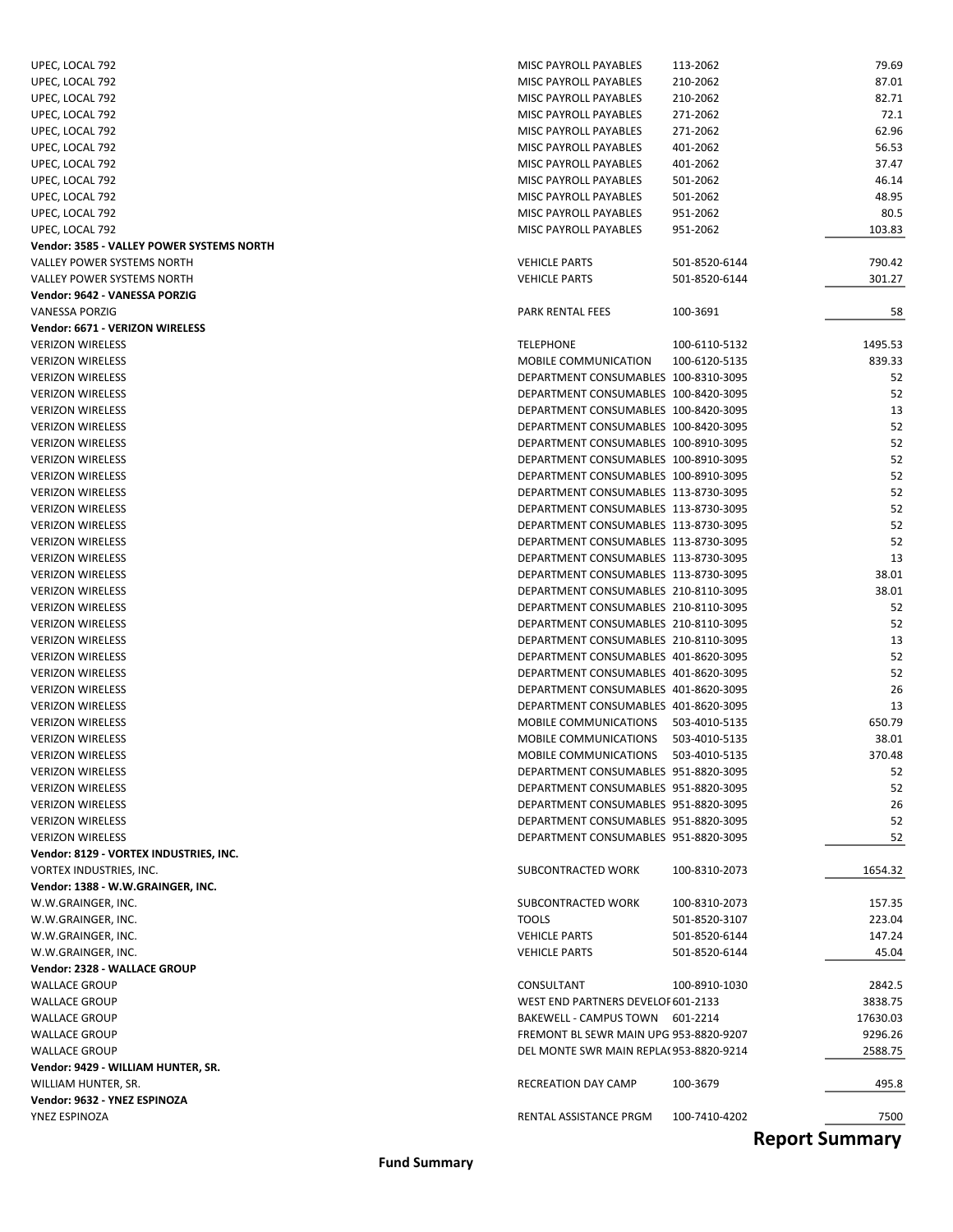| Vendor | Description | Account | Amount |
|---|---|---|---|
| UPEC, LOCAL 792 | MISC PAYROLL PAYABLES | 113-2062 | 79.69 |
| UPEC, LOCAL 792 | MISC PAYROLL PAYABLES | 210-2062 | 87.01 |
| UPEC, LOCAL 792 | MISC PAYROLL PAYABLES | 210-2062 | 82.71 |
| UPEC, LOCAL 792 | MISC PAYROLL PAYABLES | 271-2062 | 72.1 |
| UPEC, LOCAL 792 | MISC PAYROLL PAYABLES | 271-2062 | 62.96 |
| UPEC, LOCAL 792 | MISC PAYROLL PAYABLES | 401-2062 | 56.53 |
| UPEC, LOCAL 792 | MISC PAYROLL PAYABLES | 401-2062 | 37.47 |
| UPEC, LOCAL 792 | MISC PAYROLL PAYABLES | 501-2062 | 46.14 |
| UPEC, LOCAL 792 | MISC PAYROLL PAYABLES | 501-2062 | 48.95 |
| UPEC, LOCAL 792 | MISC PAYROLL PAYABLES | 951-2062 | 80.5 |
| UPEC, LOCAL 792 | MISC PAYROLL PAYABLES | 951-2062 | 103.83 |
| **Vendor: 3585 - VALLEY POWER SYSTEMS NORTH** | | | |
| VALLEY POWER SYSTEMS NORTH | VEHICLE PARTS | 501-8520-6144 | 790.42 |
| VALLEY POWER SYSTEMS NORTH | VEHICLE PARTS | 501-8520-6144 | 301.27 |
| **Vendor: 9642 - VANESSA PORZIG** | | | |
| VANESSA PORZIG | PARK RENTAL FEES | 100-3691 | 58 |
| **Vendor: 6671 - VERIZON WIRELESS** | | | |
| VERIZON WIRELESS | TELEPHONE | 100-6110-5132 | 1495.53 |
| VERIZON WIRELESS | MOBILE COMMUNICATION | 100-6120-5135 | 839.33 |
| VERIZON WIRELESS | DEPARTMENT CONSUMABLES | 100-8310-3095 | 52 |
| VERIZON WIRELESS | DEPARTMENT CONSUMABLES | 100-8420-3095 | 52 |
| VERIZON WIRELESS | DEPARTMENT CONSUMABLES | 100-8420-3095 | 13 |
| VERIZON WIRELESS | DEPARTMENT CONSUMABLES | 100-8420-3095 | 52 |
| VERIZON WIRELESS | DEPARTMENT CONSUMABLES | 100-8910-3095 | 52 |
| VERIZON WIRELESS | DEPARTMENT CONSUMABLES | 100-8910-3095 | 52 |
| VERIZON WIRELESS | DEPARTMENT CONSUMABLES | 100-8910-3095 | 52 |
| VERIZON WIRELESS | DEPARTMENT CONSUMABLES | 113-8730-3095 | 52 |
| VERIZON WIRELESS | DEPARTMENT CONSUMABLES | 113-8730-3095 | 52 |
| VERIZON WIRELESS | DEPARTMENT CONSUMABLES | 113-8730-3095 | 52 |
| VERIZON WIRELESS | DEPARTMENT CONSUMABLES | 113-8730-3095 | 52 |
| VERIZON WIRELESS | DEPARTMENT CONSUMABLES | 113-8730-3095 | 13 |
| VERIZON WIRELESS | DEPARTMENT CONSUMABLES | 113-8730-3095 | 38.01 |
| VERIZON WIRELESS | DEPARTMENT CONSUMABLES | 210-8110-3095 | 38.01 |
| VERIZON WIRELESS | DEPARTMENT CONSUMABLES | 210-8110-3095 | 52 |
| VERIZON WIRELESS | DEPARTMENT CONSUMABLES | 210-8110-3095 | 52 |
| VERIZON WIRELESS | DEPARTMENT CONSUMABLES | 210-8110-3095 | 13 |
| VERIZON WIRELESS | DEPARTMENT CONSUMABLES | 401-8620-3095 | 52 |
| VERIZON WIRELESS | DEPARTMENT CONSUMABLES | 401-8620-3095 | 52 |
| VERIZON WIRELESS | DEPARTMENT CONSUMABLES | 401-8620-3095 | 26 |
| VERIZON WIRELESS | DEPARTMENT CONSUMABLES | 401-8620-3095 | 13 |
| VERIZON WIRELESS | MOBILE COMMUNICATIONS | 503-4010-5135 | 650.79 |
| VERIZON WIRELESS | MOBILE COMMUNICATIONS | 503-4010-5135 | 38.01 |
| VERIZON WIRELESS | MOBILE COMMUNICATIONS | 503-4010-5135 | 370.48 |
| VERIZON WIRELESS | DEPARTMENT CONSUMABLES | 951-8820-3095 | 52 |
| VERIZON WIRELESS | DEPARTMENT CONSUMABLES | 951-8820-3095 | 52 |
| VERIZON WIRELESS | DEPARTMENT CONSUMABLES | 951-8820-3095 | 26 |
| VERIZON WIRELESS | DEPARTMENT CONSUMABLES | 951-8820-3095 | 52 |
| VERIZON WIRELESS | DEPARTMENT CONSUMABLES | 951-8820-3095 | 52 |
| **Vendor: 8129 - VORTEX INDUSTRIES, INC.** | | | |
| VORTEX INDUSTRIES, INC. | SUBCONTRACTED WORK | 100-8310-2073 | 1654.32 |
| **Vendor: 1388 - W.W.GRAINGER, INC.** | | | |
| W.W.GRAINGER, INC. | SUBCONTRACTED WORK | 100-8310-2073 | 157.35 |
| W.W.GRAINGER, INC. | TOOLS | 501-8520-3107 | 223.04 |
| W.W.GRAINGER, INC. | VEHICLE PARTS | 501-8520-6144 | 147.24 |
| W.W.GRAINGER, INC. | VEHICLE PARTS | 501-8520-6144 | 45.04 |
| **Vendor: 2328 - WALLACE GROUP** | | | |
| WALLACE GROUP | CONSULTANT | 100-8910-1030 | 2842.5 |
| WALLACE GROUP | WEST END PARTNERS DEVELOF | 601-2133 | 3838.75 |
| WALLACE GROUP | BAKEWELL - CAMPUS TOWN | 601-2214 | 17630.03 |
| WALLACE GROUP | FREMONT BL SEWR MAIN UPG | 953-8820-9207 | 9296.26 |
| WALLACE GROUP | DEL MONTE SWR MAIN REPLA( | 953-8820-9214 | 2588.75 |
| **Vendor: 9429 - WILLIAM HUNTER, SR.** | | | |
| WILLIAM HUNTER, SR. | RECREATION DAY CAMP | 100-3679 | 495.8 |
| **Vendor: 9632 - YNEZ ESPINOZA** | | | |
| YNEZ ESPINOZA | RENTAL ASSISTANCE PRGM | 100-7410-4202 | 7500 |

## Report Summary

**Fund Summary**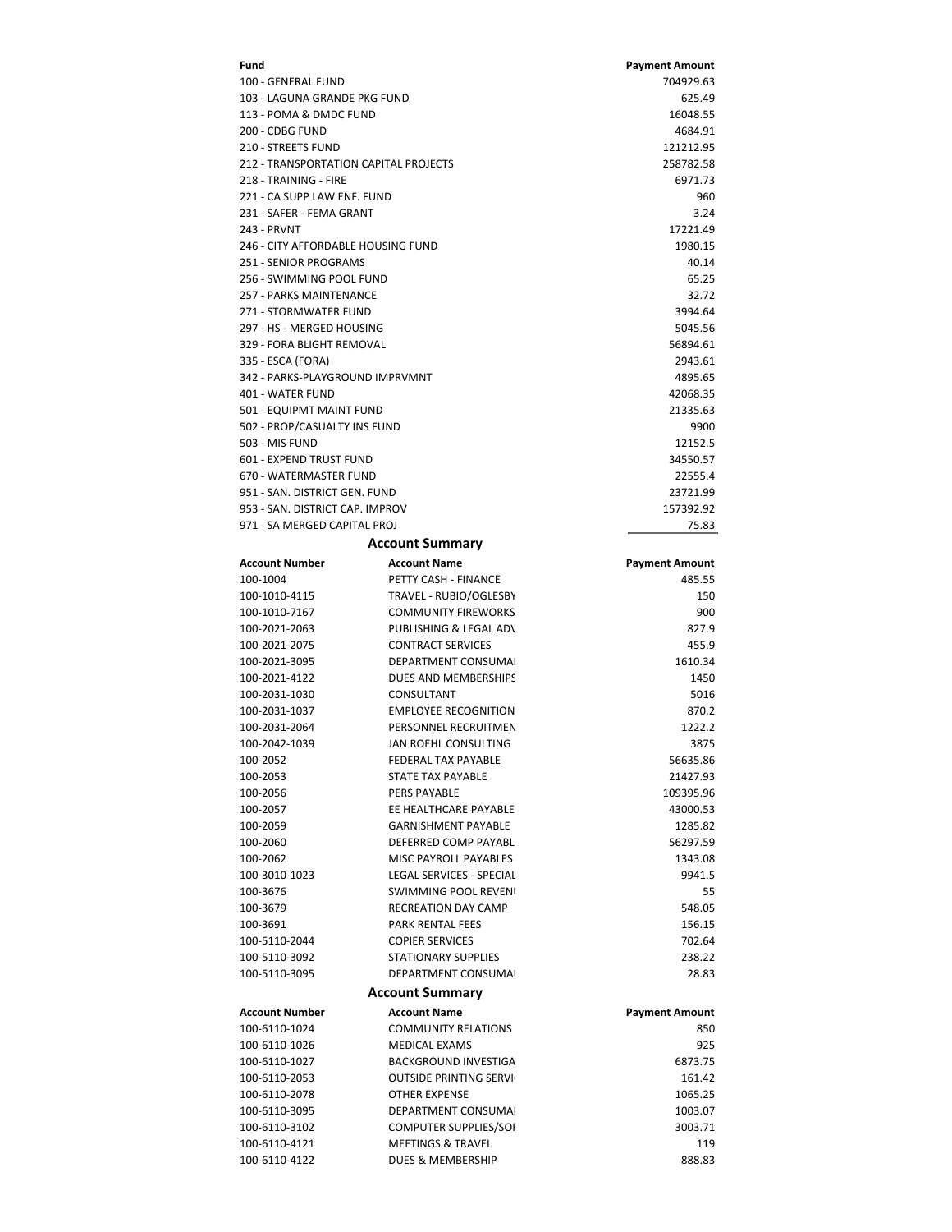| Fund | Payment Amount |
|---|---|
| 100 - GENERAL FUND | 704929.63 |
| 103 - LAGUNA GRANDE PKG FUND | 625.49 |
| 113 - POMA & DMDC FUND | 16048.55 |
| 200 - CDBG FUND | 4684.91 |
| 210 - STREETS FUND | 121212.95 |
| 212 - TRANSPORTATION CAPITAL PROJECTS | 258782.58 |
| 218 - TRAINING - FIRE | 6971.73 |
| 221 - CA SUPP LAW ENF. FUND | 960 |
| 231 - SAFER - FEMA GRANT | 3.24 |
| 243 - PRVNT | 17221.49 |
| 246 - CITY AFFORDABLE HOUSING FUND | 1980.15 |
| 251 - SENIOR PROGRAMS | 40.14 |
| 256 - SWIMMING POOL FUND | 65.25 |
| 257 - PARKS MAINTENANCE | 32.72 |
| 271 - STORMWATER FUND | 3994.64 |
| 297 - HS - MERGED HOUSING | 5045.56 |
| 329 - FORA BLIGHT REMOVAL | 56894.61 |
| 335 - ESCA (FORA) | 2943.61 |
| 342 - PARKS-PLAYGROUND IMPRVMNT | 4895.65 |
| 401 - WATER FUND | 42068.35 |
| 501 - EQUIPMT MAINT FUND | 21335.63 |
| 502 - PROP/CASUALTY INS FUND | 9900 |
| 503 - MIS FUND | 12152.5 |
| 601 - EXPEND TRUST FUND | 34550.57 |
| 670 - WATERMASTER FUND | 22555.4 |
| 951 - SAN. DISTRICT GEN. FUND | 23721.99 |
| 953 - SAN. DISTRICT CAP. IMPROV | 157392.92 |
| 971 - SA MERGED CAPITAL PROJ | 75.83 |

## Account Summary

| Account Number | Account Name | Payment Amount |
|---|---|---|
| 100-1004 | PETTY CASH - FINANCE | 485.55 |
| 100-1010-4115 | TRAVEL - RUBIO/OGLESBY | 150 |
| 100-1010-7167 | COMMUNITY FIREWORKS | 900 |
| 100-2021-2063 | PUBLISHING & LEGAL ADV | 827.9 |
| 100-2021-2075 | CONTRACT SERVICES | 455.9 |
| 100-2021-3095 | DEPARTMENT CONSUMAI | 1610.34 |
| 100-2021-4122 | DUES AND MEMBERSHIPS | 1450 |
| 100-2031-1030 | CONSULTANT | 5016 |
| 100-2031-1037 | EMPLOYEE RECOGNITION | 870.2 |
| 100-2031-2064 | PERSONNEL RECRUITMEN | 1222.2 |
| 100-2042-1039 | JAN ROEHL CONSULTING | 3875 |
| 100-2052 | FEDERAL TAX PAYABLE | 56635.86 |
| 100-2053 | STATE TAX PAYABLE | 21427.93 |
| 100-2056 | PERS PAYABLE | 109395.96 |
| 100-2057 | EE HEALTHCARE PAYABLE | 43000.53 |
| 100-2059 | GARNISHMENT PAYABLE | 1285.82 |
| 100-2060 | DEFERRED COMP PAYABL | 56297.59 |
| 100-2062 | MISC PAYROLL PAYABLES | 1343.08 |
| 100-3010-1023 | LEGAL SERVICES - SPECIAL | 9941.5 |
| 100-3676 | SWIMMING POOL REVENI | 55 |
| 100-3679 | RECREATION DAY CAMP | 548.05 |
| 100-3691 | PARK RENTAL FEES | 156.15 |
| 100-5110-2044 | COPIER SERVICES | 702.64 |
| 100-5110-3092 | STATIONARY SUPPLIES | 238.22 |
| 100-5110-3095 | DEPARTMENT CONSUMAI | 28.83 |

## Account Summary

| Account Number | Account Name | Payment Amount |
|---|---|---|
| 100-6110-1024 | COMMUNITY RELATIONS | 850 |
| 100-6110-1026 | MEDICAL EXAMS | 925 |
| 100-6110-1027 | BACKGROUND INVESTIGA | 6873.75 |
| 100-6110-2053 | OUTSIDE PRINTING SERVI | 161.42 |
| 100-6110-2078 | OTHER EXPENSE | 1065.25 |
| 100-6110-3095 | DEPARTMENT CONSUMAI | 1003.07 |
| 100-6110-3102 | COMPUTER SUPPLIES/SOI | 3003.71 |
| 100-6110-4121 | MEETINGS & TRAVEL | 119 |
| 100-6110-4122 | DUES & MEMBERSHIP | 888.83 |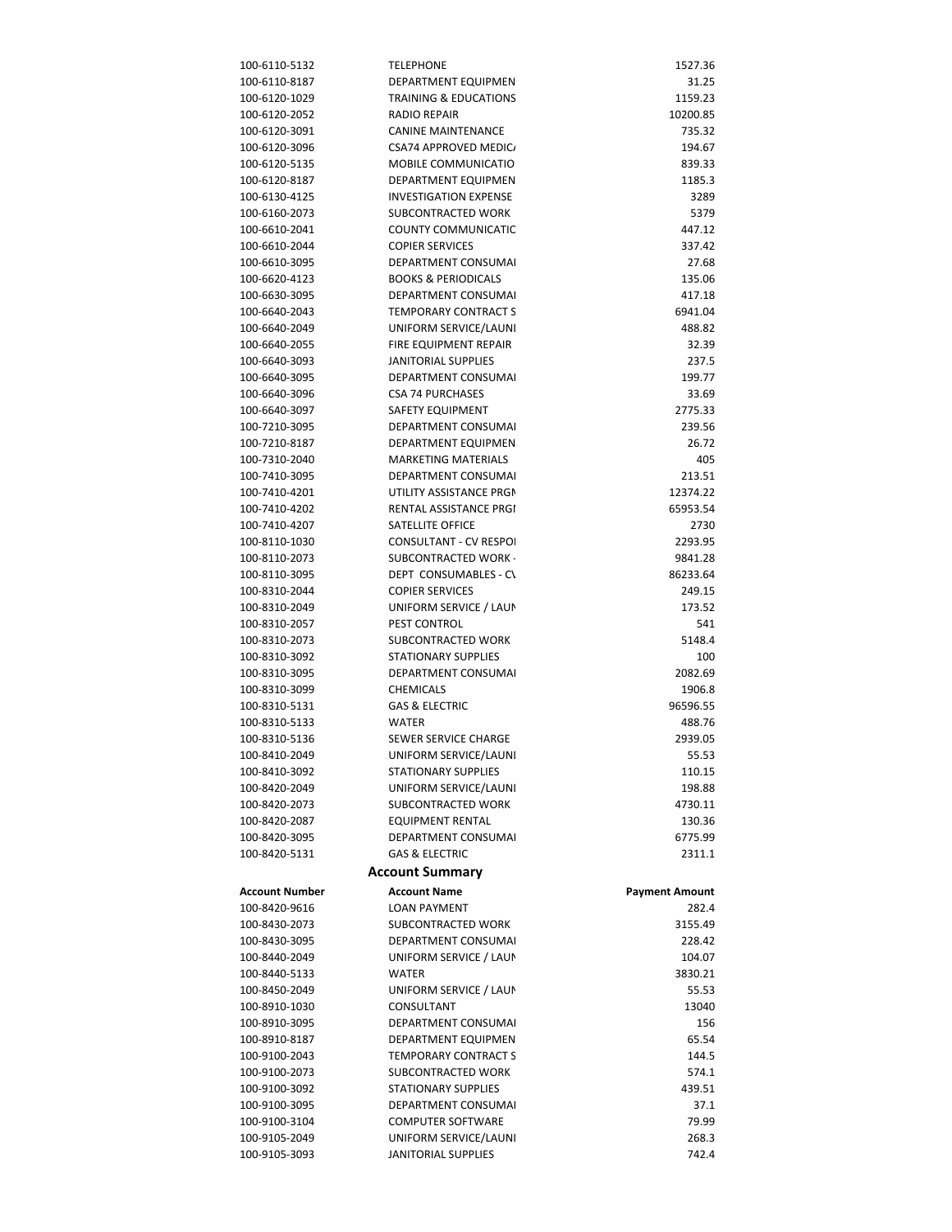| | | |
|---|---|---|
| 100-6110-5132 | TELEPHONE | 1527.36 |
| 100-6110-8187 | DEPARTMENT EQUIPMEN | 31.25 |
| 100-6120-1029 | TRAINING & EDUCATIONS | 1159.23 |
| 100-6120-2052 | RADIO REPAIR | 10200.85 |
| 100-6120-3091 | CANINE MAINTENANCE | 735.32 |
| 100-6120-3096 | CSA74 APPROVED MEDIC/ | 194.67 |
| 100-6120-5135 | MOBILE COMMUNICATIO | 839.33 |
| 100-6120-8187 | DEPARTMENT EQUIPMEN | 1185.3 |
| 100-6130-4125 | INVESTIGATION EXPENSE | 3289 |
| 100-6160-2073 | SUBCONTRACTED WORK | 5379 |
| 100-6610-2041 | COUNTY COMMUNICATIC | 447.12 |
| 100-6610-2044 | COPIER SERVICES | 337.42 |
| 100-6610-3095 | DEPARTMENT CONSUMAI | 27.68 |
| 100-6620-4123 | BOOKS & PERIODICALS | 135.06 |
| 100-6630-3095 | DEPARTMENT CONSUMAI | 417.18 |
| 100-6640-2043 | TEMPORARY CONTRACT S | 6941.04 |
| 100-6640-2049 | UNIFORM SERVICE/LAUNI | 488.82 |
| 100-6640-2055 | FIRE EQUIPMENT REPAIR | 32.39 |
| 100-6640-3093 | JANITORIAL SUPPLIES | 237.5 |
| 100-6640-3095 | DEPARTMENT CONSUMAI | 199.77 |
| 100-6640-3096 | CSA 74 PURCHASES | 33.69 |
| 100-6640-3097 | SAFETY EQUIPMENT | 2775.33 |
| 100-7210-3095 | DEPARTMENT CONSUMAI | 239.56 |
| 100-7210-8187 | DEPARTMENT EQUIPMEN | 26.72 |
| 100-7310-2040 | MARKETING MATERIALS | 405 |
| 100-7410-3095 | DEPARTMENT CONSUMAI | 213.51 |
| 100-7410-4201 | UTILITY ASSISTANCE PRGI | 12374.22 |
| 100-7410-4202 | RENTAL ASSISTANCE PRGI | 65953.54 |
| 100-7410-4207 | SATELLITE OFFICE | 2730 |
| 100-8110-1030 | CONSULTANT - CV RESPOI | 2293.95 |
| 100-8110-2073 | SUBCONTRACTED WORK - | 9841.28 |
| 100-8110-3095 | DEPT CONSUMABLES - CV | 86233.64 |
| 100-8310-2044 | COPIER SERVICES | 249.15 |
| 100-8310-2049 | UNIFORM SERVICE / LAUN | 173.52 |
| 100-8310-2057 | PEST CONTROL | 541 |
| 100-8310-2073 | SUBCONTRACTED WORK | 5148.4 |
| 100-8310-3092 | STATIONARY SUPPLIES | 100 |
| 100-8310-3095 | DEPARTMENT CONSUMAI | 2082.69 |
| 100-8310-3099 | CHEMICALS | 1906.8 |
| 100-8310-5131 | GAS & ELECTRIC | 96596.55 |
| 100-8310-5133 | WATER | 488.76 |
| 100-8310-5136 | SEWER SERVICE CHARGE | 2939.05 |
| 100-8410-2049 | UNIFORM SERVICE/LAUNI | 55.53 |
| 100-8410-3092 | STATIONARY SUPPLIES | 110.15 |
| 100-8420-2049 | UNIFORM SERVICE/LAUNI | 198.88 |
| 100-8420-2073 | SUBCONTRACTED WORK | 4730.11 |
| 100-8420-2087 | EQUIPMENT RENTAL | 130.36 |
| 100-8420-3095 | DEPARTMENT CONSUMAI | 6775.99 |
| 100-8420-5131 | GAS & ELECTRIC | 2311.1 |

## Account Summary

| Account Number | Account Name | Payment Amount |
|---|---|---|
| 100-8420-9616 | LOAN PAYMENT | 282.4 |
| 100-8430-2073 | SUBCONTRACTED WORK | 3155.49 |
| 100-8430-3095 | DEPARTMENT CONSUMAI | 228.42 |
| 100-8440-2049 | UNIFORM SERVICE / LAUN | 104.07 |
| 100-8440-5133 | WATER | 3830.21 |
| 100-8450-2049 | UNIFORM SERVICE / LAUN | 55.53 |
| 100-8910-1030 | CONSULTANT | 13040 |
| 100-8910-3095 | DEPARTMENT CONSUMAI | 156 |
| 100-8910-8187 | DEPARTMENT EQUIPMEN | 65.54 |
| 100-9100-2043 | TEMPORARY CONTRACT S | 144.5 |
| 100-9100-2073 | SUBCONTRACTED WORK | 574.1 |
| 100-9100-3092 | STATIONARY SUPPLIES | 439.51 |
| 100-9100-3095 | DEPARTMENT CONSUMAI | 37.1 |
| 100-9100-3104 | COMPUTER SOFTWARE | 79.99 |
| 100-9105-2049 | UNIFORM SERVICE/LAUNI | 268.3 |
| 100-9105-3093 | JANITORIAL SUPPLIES | 742.4 |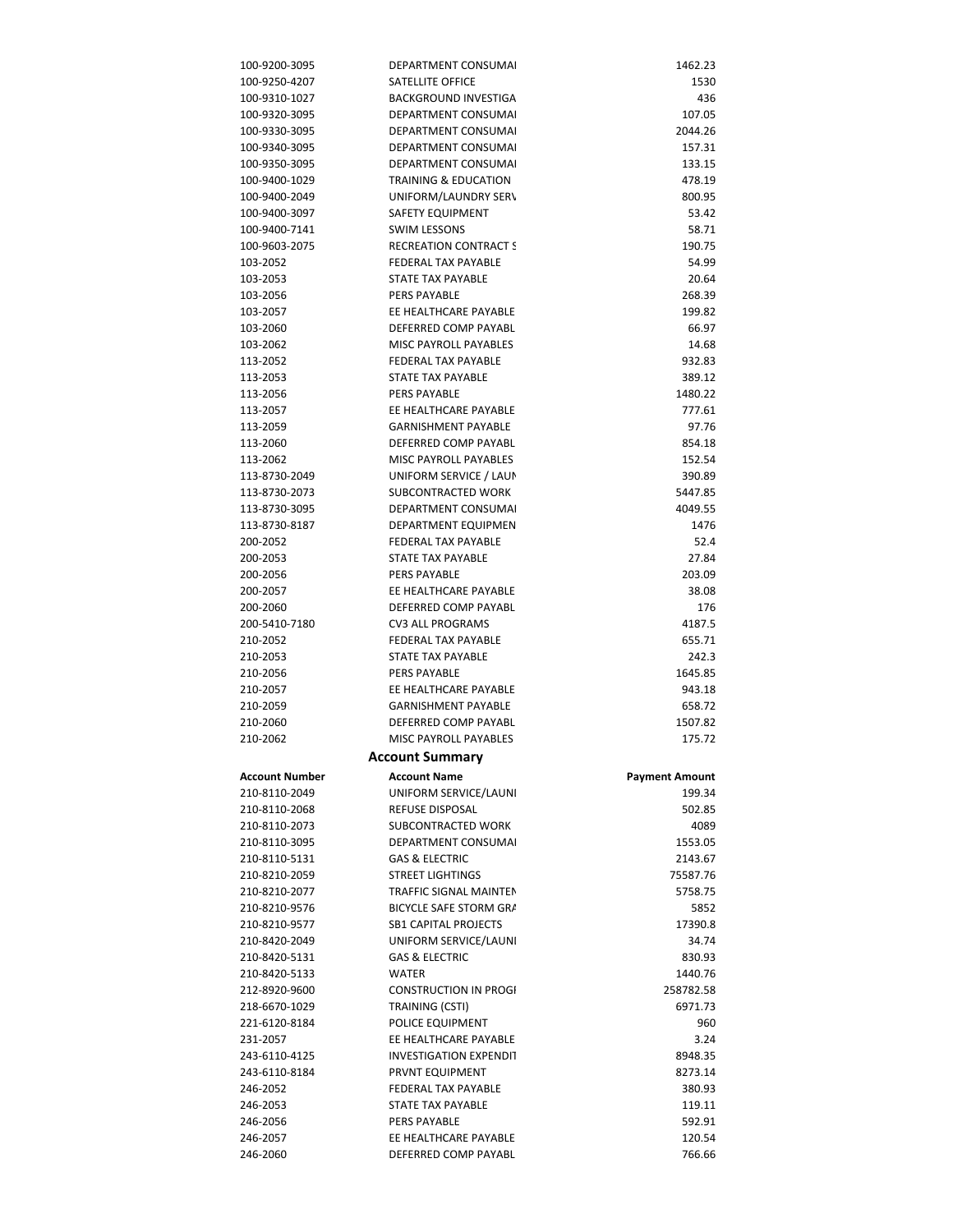| | | |
|---|---|---|
| 100-9200-3095 | DEPARTMENT CONSUMAI | 1462.23 |
| 100-9250-4207 | SATELLITE OFFICE | 1530 |
| 100-9310-1027 | BACKGROUND INVESTIGA | 436 |
| 100-9320-3095 | DEPARTMENT CONSUMAI | 107.05 |
| 100-9330-3095 | DEPARTMENT CONSUMAI | 2044.26 |
| 100-9340-3095 | DEPARTMENT CONSUMAI | 157.31 |
| 100-9350-3095 | DEPARTMENT CONSUMAI | 133.15 |
| 100-9400-1029 | TRAINING & EDUCATION | 478.19 |
| 100-9400-2049 | UNIFORM/LAUNDRY SERV | 800.95 |
| 100-9400-3097 | SAFETY EQUIPMENT | 53.42 |
| 100-9400-7141 | SWIM LESSONS | 58.71 |
| 100-9603-2075 | RECREATION CONTRACT S | 190.75 |
| 103-2052 | FEDERAL TAX PAYABLE | 54.99 |
| 103-2053 | STATE TAX PAYABLE | 20.64 |
| 103-2056 | PERS PAYABLE | 268.39 |
| 103-2057 | EE HEALTHCARE PAYABLE | 199.82 |
| 103-2060 | DEFERRED COMP PAYABL | 66.97 |
| 103-2062 | MISC PAYROLL PAYABLES | 14.68 |
| 113-2052 | FEDERAL TAX PAYABLE | 932.83 |
| 113-2053 | STATE TAX PAYABLE | 389.12 |
| 113-2056 | PERS PAYABLE | 1480.22 |
| 113-2057 | EE HEALTHCARE PAYABLE | 777.61 |
| 113-2059 | GARNISHMENT PAYABLE | 97.76 |
| 113-2060 | DEFERRED COMP PAYABL | 854.18 |
| 113-2062 | MISC PAYROLL PAYABLES | 152.54 |
| 113-8730-2049 | UNIFORM SERVICE / LAUN | 390.89 |
| 113-8730-2073 | SUBCONTRACTED WORK | 5447.85 |
| 113-8730-3095 | DEPARTMENT CONSUMAI | 4049.55 |
| 113-8730-8187 | DEPARTMENT EQUIPMEN | 1476 |
| 200-2052 | FEDERAL TAX PAYABLE | 52.4 |
| 200-2053 | STATE TAX PAYABLE | 27.84 |
| 200-2056 | PERS PAYABLE | 203.09 |
| 200-2057 | EE HEALTHCARE PAYABLE | 38.08 |
| 200-2060 | DEFERRED COMP PAYABL | 176 |
| 200-5410-7180 | CV3 ALL PROGRAMS | 4187.5 |
| 210-2052 | FEDERAL TAX PAYABLE | 655.71 |
| 210-2053 | STATE TAX PAYABLE | 242.3 |
| 210-2056 | PERS PAYABLE | 1645.85 |
| 210-2057 | EE HEALTHCARE PAYABLE | 943.18 |
| 210-2059 | GARNISHMENT PAYABLE | 658.72 |
| 210-2060 | DEFERRED COMP PAYABL | 1507.82 |
| 210-2062 | MISC PAYROLL PAYABLES | 175.72 |

## Account Summary

| Account Number | Account Name | Payment Amount |
|---|---|---|
| 210-8110-2049 | UNIFORM SERVICE/LAUNI | 199.34 |
| 210-8110-2068 | REFUSE DISPOSAL | 502.85 |
| 210-8110-2073 | SUBCONTRACTED WORK | 4089 |
| 210-8110-3095 | DEPARTMENT CONSUMAI | 1553.05 |
| 210-8110-5131 | GAS & ELECTRIC | 2143.67 |
| 210-8210-2059 | STREET LIGHTINGS | 75587.76 |
| 210-8210-2077 | TRAFFIC SIGNAL MAINTEN | 5758.75 |
| 210-8210-9576 | BICYCLE SAFE STORM GRA | 5852 |
| 210-8210-9577 | SB1 CAPITAL PROJECTS | 17390.8 |
| 210-8420-2049 | UNIFORM SERVICE/LAUNI | 34.74 |
| 210-8420-5131 | GAS & ELECTRIC | 830.93 |
| 210-8420-5133 | WATER | 1440.76 |
| 212-8920-9600 | CONSTRUCTION IN PROGI | 258782.58 |
| 218-6670-1029 | TRAINING (CSTI) | 6971.73 |
| 221-6120-8184 | POLICE EQUIPMENT | 960 |
| 231-2057 | EE HEALTHCARE PAYABLE | 3.24 |
| 243-6110-4125 | INVESTIGATION EXPENDIT | 8948.35 |
| 243-6110-8184 | PRVNT EQUIPMENT | 8273.14 |
| 246-2052 | FEDERAL TAX PAYABLE | 380.93 |
| 246-2053 | STATE TAX PAYABLE | 119.11 |
| 246-2056 | PERS PAYABLE | 592.91 |
| 246-2057 | EE HEALTHCARE PAYABLE | 120.54 |
| 246-2060 | DEFERRED COMP PAYABL | 766.66 |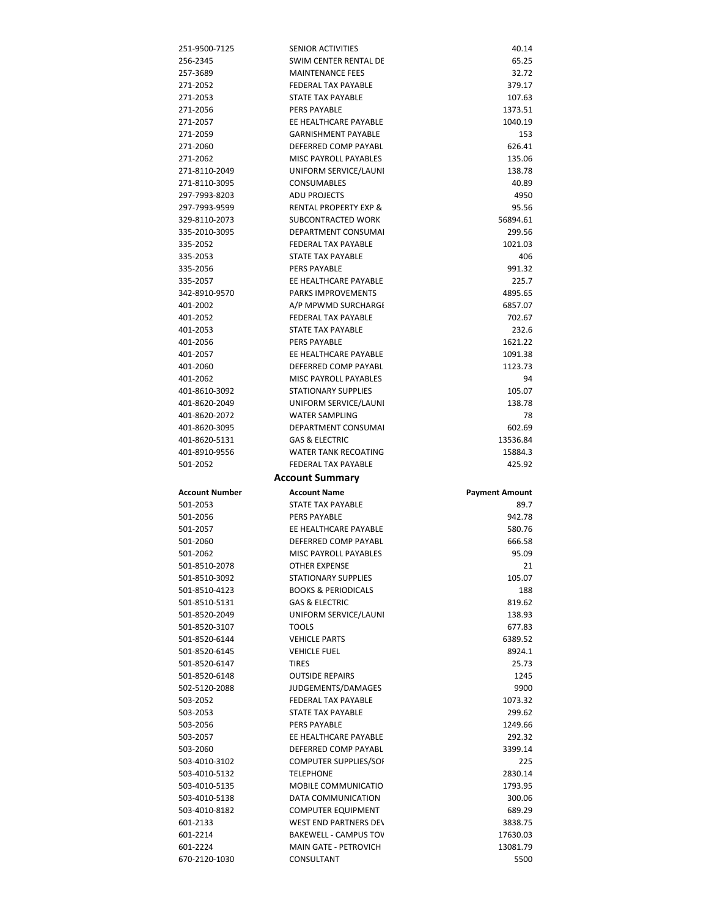| | | |
|---|---|---|
| 251-9500-7125 | SENIOR ACTIVITIES | 40.14 |
| 256-2345 | SWIM CENTER RENTAL DE | 65.25 |
| 257-3689 | MAINTENANCE FEES | 32.72 |
| 271-2052 | FEDERAL TAX PAYABLE | 379.17 |
| 271-2053 | STATE TAX PAYABLE | 107.63 |
| 271-2056 | PERS PAYABLE | 1373.51 |
| 271-2057 | EE HEALTHCARE PAYABLE | 1040.19 |
| 271-2059 | GARNISHMENT PAYABLE | 153 |
| 271-2060 | DEFERRED COMP PAYABL | 626.41 |
| 271-2062 | MISC PAYROLL PAYABLES | 135.06 |
| 271-8110-2049 | UNIFORM SERVICE/LAUNI | 138.78 |
| 271-8110-3095 | CONSUMABLES | 40.89 |
| 297-7993-8203 | ADU PROJECTS | 4950 |
| 297-7993-9599 | RENTAL PROPERTY EXP & | 95.56 |
| 329-8110-2073 | SUBCONTRACTED WORK | 56894.61 |
| 335-2010-3095 | DEPARTMENT CONSUMAI | 299.56 |
| 335-2052 | FEDERAL TAX PAYABLE | 1021.03 |
| 335-2053 | STATE TAX PAYABLE | 406 |
| 335-2056 | PERS PAYABLE | 991.32 |
| 335-2057 | EE HEALTHCARE PAYABLE | 225.7 |
| 342-8910-9570 | PARKS IMPROVEMENTS | 4895.65 |
| 401-2002 | A/P MPWMD SURCHARGI | 6857.07 |
| 401-2052 | FEDERAL TAX PAYABLE | 702.67 |
| 401-2053 | STATE TAX PAYABLE | 232.6 |
| 401-2056 | PERS PAYABLE | 1621.22 |
| 401-2057 | EE HEALTHCARE PAYABLE | 1091.38 |
| 401-2060 | DEFERRED COMP PAYABL | 1123.73 |
| 401-2062 | MISC PAYROLL PAYABLES | 94 |
| 401-8610-3092 | STATIONARY SUPPLIES | 105.07 |
| 401-8620-2049 | UNIFORM SERVICE/LAUNI | 138.78 |
| 401-8620-2072 | WATER SAMPLING | 78 |
| 401-8620-3095 | DEPARTMENT CONSUMAI | 602.69 |
| 401-8620-5131 | GAS & ELECTRIC | 13536.84 |
| 401-8910-9556 | WATER TANK RECOATING | 15884.3 |
| 501-2052 | FEDERAL TAX PAYABLE | 425.92 |

## Account Summary

| Account Number | Account Name | Payment Amount |
|---|---|---|
| 501-2053 | STATE TAX PAYABLE | 89.7 |
| 501-2056 | PERS PAYABLE | 942.78 |
| 501-2057 | EE HEALTHCARE PAYABLE | 580.76 |
| 501-2060 | DEFERRED COMP PAYABL | 666.58 |
| 501-2062 | MISC PAYROLL PAYABLES | 95.09 |
| 501-8510-2078 | OTHER EXPENSE | 21 |
| 501-8510-3092 | STATIONARY SUPPLIES | 105.07 |
| 501-8510-4123 | BOOKS & PERIODICALS | 188 |
| 501-8510-5131 | GAS & ELECTRIC | 819.62 |
| 501-8520-2049 | UNIFORM SERVICE/LAUNI | 138.93 |
| 501-8520-3107 | TOOLS | 677.83 |
| 501-8520-6144 | VEHICLE PARTS | 6389.52 |
| 501-8520-6145 | VEHICLE FUEL | 8924.1 |
| 501-8520-6147 | TIRES | 25.73 |
| 501-8520-6148 | OUTSIDE REPAIRS | 1245 |
| 502-5120-2088 | JUDGEMENTS/DAMAGES | 9900 |
| 503-2052 | FEDERAL TAX PAYABLE | 1073.32 |
| 503-2053 | STATE TAX PAYABLE | 299.62 |
| 503-2056 | PERS PAYABLE | 1249.66 |
| 503-2057 | EE HEALTHCARE PAYABLE | 292.32 |
| 503-2060 | DEFERRED COMP PAYABL | 3399.14 |
| 503-4010-3102 | COMPUTER SUPPLIES/SOI | 225 |
| 503-4010-5132 | TELEPHONE | 2830.14 |
| 503-4010-5135 | MOBILE COMMUNICATIO | 1793.95 |
| 503-4010-5138 | DATA COMMUNICATION | 300.06 |
| 503-4010-8182 | COMPUTER EQUIPMENT | 689.29 |
| 601-2133 | WEST END PARTNERS DEV | 3838.75 |
| 601-2214 | BAKEWELL - CAMPUS TOV | 17630.03 |
| 601-2224 | MAIN GATE - PETROVICH | 13081.79 |
| 670-2120-1030 | CONSULTANT | 5500 |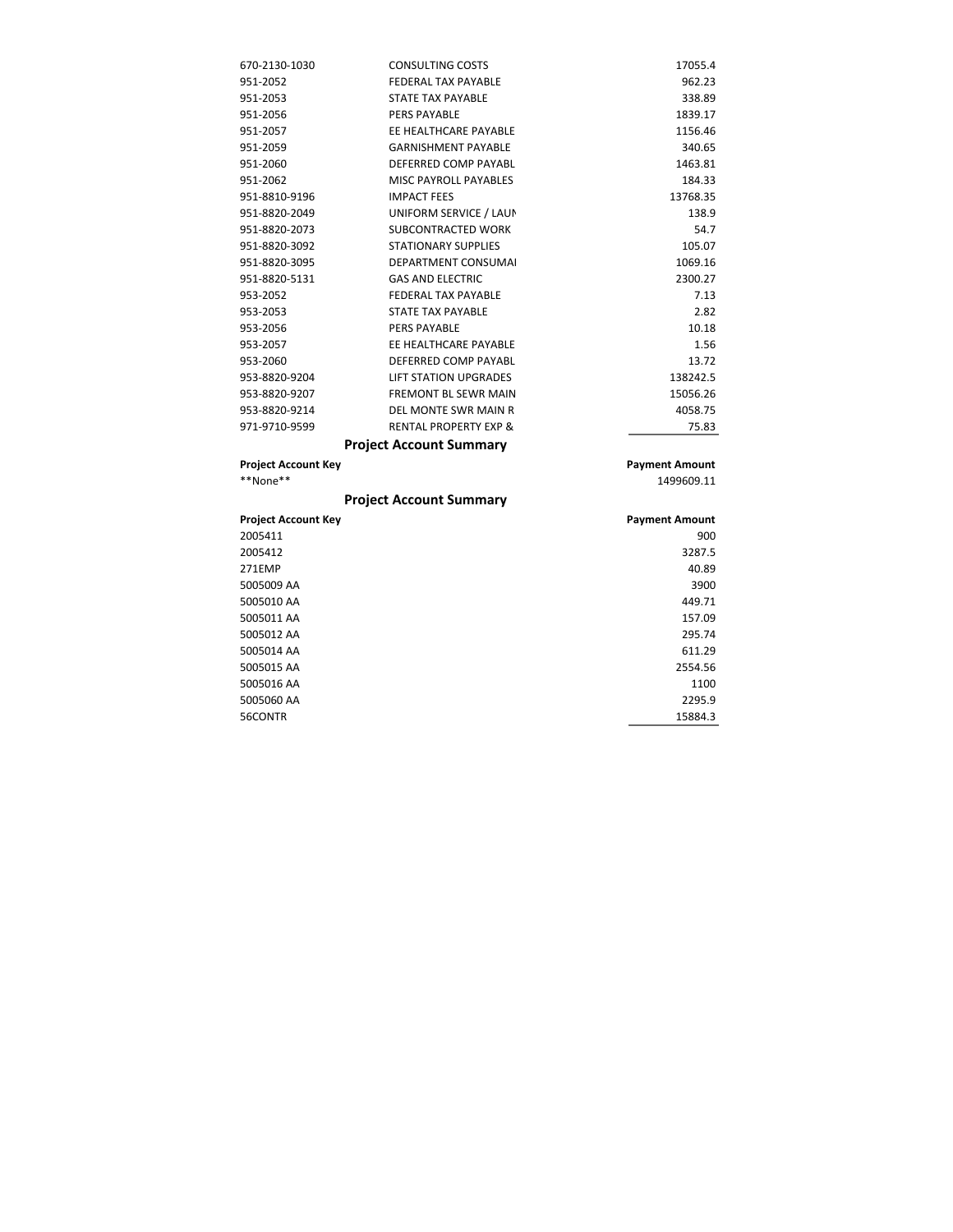| | | |
|---|---|---|
| 670-2130-1030 | CONSULTING COSTS | 17055.4 |
| 951-2052 | FEDERAL TAX PAYABLE | 962.23 |
| 951-2053 | STATE TAX PAYABLE | 338.89 |
| 951-2056 | PERS PAYABLE | 1839.17 |
| 951-2057 | EE HEALTHCARE PAYABLE | 1156.46 |
| 951-2059 | GARNISHMENT PAYABLE | 340.65 |
| 951-2060 | DEFERRED COMP PAYABL | 1463.81 |
| 951-2062 | MISC PAYROLL PAYABLES | 184.33 |
| 951-8810-9196 | IMPACT FEES | 13768.35 |
| 951-8820-2049 | UNIFORM SERVICE / LAUN | 138.9 |
| 951-8820-2073 | SUBCONTRACTED WORK | 54.7 |
| 951-8820-3092 | STATIONARY SUPPLIES | 105.07 |
| 951-8820-3095 | DEPARTMENT CONSUMAI | 1069.16 |
| 951-8820-5131 | GAS AND ELECTRIC | 2300.27 |
| 953-2052 | FEDERAL TAX PAYABLE | 7.13 |
| 953-2053 | STATE TAX PAYABLE | 2.82 |
| 953-2056 | PERS PAYABLE | 10.18 |
| 953-2057 | EE HEALTHCARE PAYABLE | 1.56 |
| 953-2060 | DEFERRED COMP PAYABL | 13.72 |
| 953-8820-9204 | LIFT STATION UPGRADES | 138242.5 |
| 953-8820-9207 | FREMONT BL SEWR MAIN | 15056.26 |
| 953-8820-9214 | DEL MONTE SWR MAIN R | 4058.75 |
| 971-9710-9599 | RENTAL PROPERTY EXP & | 75.83 |

## Project Account Summary

| Project Account Key | Payment Amount |
|---|---|
| **None** | 1499609.11 |

## Project Account Summary

| Project Account Key | Payment Amount |
|---|---|
| 2005411 | 900 |
| 2005412 | 3287.5 |
| 271EMP | 40.89 |
| 5005009 AA | 3900 |
| 5005010 AA | 449.71 |
| 5005011 AA | 157.09 |
| 5005012 AA | 295.74 |
| 5005014 AA | 611.29 |
| 5005015 AA | 2554.56 |
| 5005016 AA | 1100 |
| 5005060 AA | 2295.9 |
| 56CONTR | 15884.3 |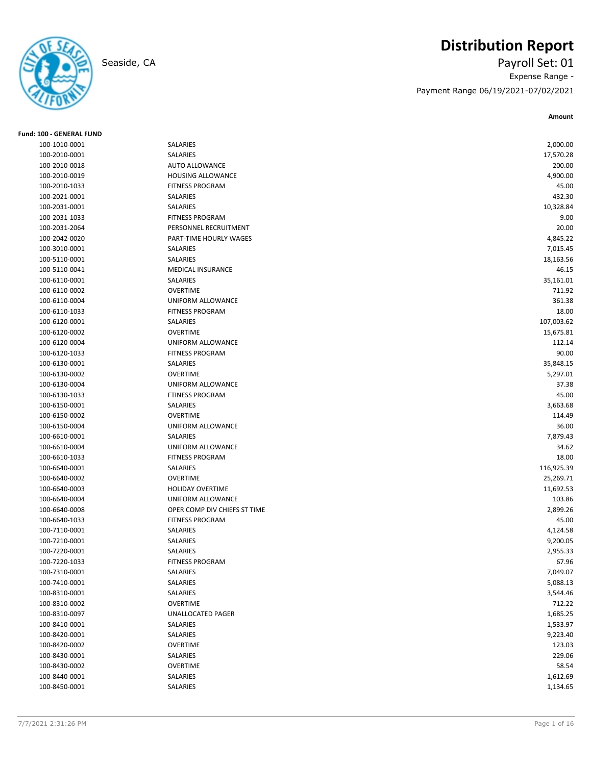# Distribution Report

Seaside, CA

**Payroll Set: 01**

Expense Range -

Payment Range 06/19/2021-07/02/2021

**Fund: 100 - GENERAL FUND**

| Account | Description | Amount |
|---|---|---|
| 100-1010-0001 | SALARIES | 2,000.00 |
| 100-2010-0001 | SALARIES | 17,570.28 |
| 100-2010-0018 | AUTO ALLOWANCE | 200.00 |
| 100-2010-0019 | HOUSING ALLOWANCE | 4,900.00 |
| 100-2010-1033 | FITNESS PROGRAM | 45.00 |
| 100-2021-0001 | SALARIES | 432.30 |
| 100-2031-0001 | SALARIES | 10,328.84 |
| 100-2031-1033 | FITNESS PROGRAM | 9.00 |
| 100-2031-2064 | PERSONNEL RECRUITMENT | 20.00 |
| 100-2042-0020 | PART-TIME HOURLY WAGES | 4,845.22 |
| 100-3010-0001 | SALARIES | 7,015.45 |
| 100-5110-0001 | SALARIES | 18,163.56 |
| 100-5110-0041 | MEDICAL INSURANCE | 46.15 |
| 100-6110-0001 | SALARIES | 35,161.01 |
| 100-6110-0002 | OVERTIME | 711.92 |
| 100-6110-0004 | UNIFORM ALLOWANCE | 361.38 |
| 100-6110-1033 | FITNESS PROGRAM | 18.00 |
| 100-6120-0001 | SALARIES | 107,003.62 |
| 100-6120-0002 | OVERTIME | 15,675.81 |
| 100-6120-0004 | UNIFORM ALLOWANCE | 112.14 |
| 100-6120-1033 | FITNESS PROGRAM | 90.00 |
| 100-6130-0001 | SALARIES | 35,848.15 |
| 100-6130-0002 | OVERTIME | 5,297.01 |
| 100-6130-0004 | UNIFORM ALLOWANCE | 37.38 |
| 100-6130-1033 | FTINESS PROGRAM | 45.00 |
| 100-6150-0001 | SALARIES | 3,663.68 |
| 100-6150-0002 | OVERTIME | 114.49 |
| 100-6150-0004 | UNIFORM ALLOWANCE | 36.00 |
| 100-6610-0001 | SALARIES | 7,879.43 |
| 100-6610-0004 | UNIFORM ALLOWANCE | 34.62 |
| 100-6610-1033 | FITNESS PROGRAM | 18.00 |
| 100-6640-0001 | SALARIES | 116,925.39 |
| 100-6640-0002 | OVERTIME | 25,269.71 |
| 100-6640-0003 | HOLIDAY OVERTIME | 11,692.53 |
| 100-6640-0004 | UNIFORM ALLOWANCE | 103.86 |
| 100-6640-0008 | OPER COMP DIV CHIEFS ST TIME | 2,899.26 |
| 100-6640-1033 | FITNESS PROGRAM | 45.00 |
| 100-7110-0001 | SALARIES | 4,124.58 |
| 100-7210-0001 | SALARIES | 9,200.05 |
| 100-7220-0001 | SALARIES | 2,955.33 |
| 100-7220-1033 | FITNESS PROGRAM | 67.96 |
| 100-7310-0001 | SALARIES | 7,049.07 |
| 100-7410-0001 | SALARIES | 5,088.13 |
| 100-8310-0001 | SALARIES | 3,544.46 |
| 100-8310-0002 | OVERTIME | 712.22 |
| 100-8310-0097 | UNALLOCATED PAGER | 1,685.25 |
| 100-8410-0001 | SALARIES | 1,533.97 |
| 100-8420-0001 | SALARIES | 9,223.40 |
| 100-8420-0002 | OVERTIME | 123.03 |
| 100-8430-0001 | SALARIES | 229.06 |
| 100-8430-0002 | OVERTIME | 58.54 |
| 100-8440-0001 | SALARIES | 1,612.69 |
| 100-8450-0001 | SALARIES | 1,134.65 |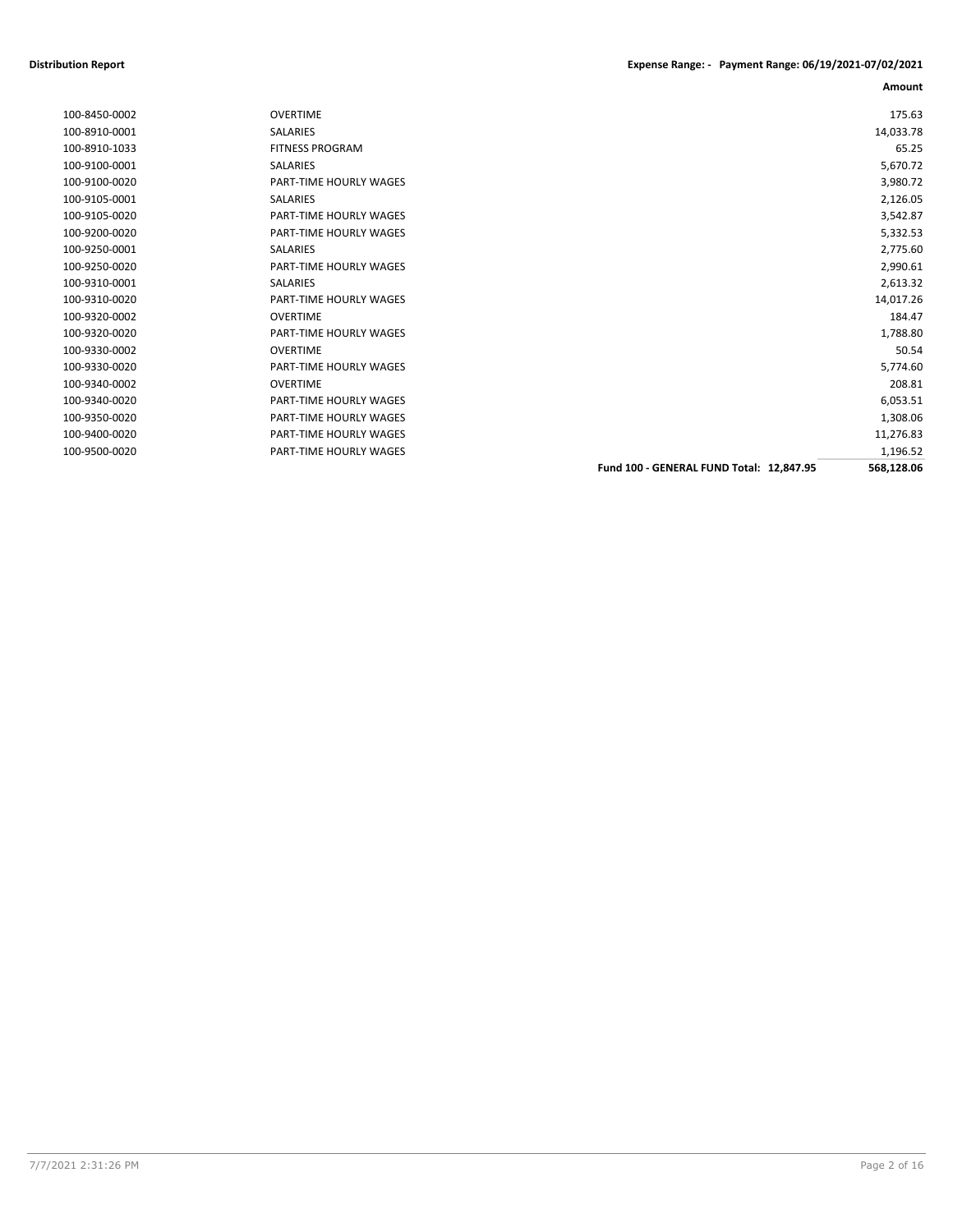| | | Amount |
|---|---|---|
| 100-8450-0002 | OVERTIME | 175.63 |
| 100-8910-0001 | SALARIES | 14,033.78 |
| 100-8910-1033 | FITNESS PROGRAM | 65.25 |
| 100-9100-0001 | SALARIES | 5,670.72 |
| 100-9100-0020 | PART-TIME HOURLY WAGES | 3,980.72 |
| 100-9105-0001 | SALARIES | 2,126.05 |
| 100-9105-0020 | PART-TIME HOURLY WAGES | 3,542.87 |
| 100-9200-0020 | PART-TIME HOURLY WAGES | 5,332.53 |
| 100-9250-0001 | SALARIES | 2,775.60 |
| 100-9250-0020 | PART-TIME HOURLY WAGES | 2,990.61 |
| 100-9310-0001 | SALARIES | 2,613.32 |
| 100-9310-0020 | PART-TIME HOURLY WAGES | 14,017.26 |
| 100-9320-0002 | OVERTIME | 184.47 |
| 100-9320-0020 | PART-TIME HOURLY WAGES | 1,788.80 |
| 100-9330-0002 | OVERTIME | 50.54 |
| 100-9330-0020 | PART-TIME HOURLY WAGES | 5,774.60 |
| 100-9340-0002 | OVERTIME | 208.81 |
| 100-9340-0020 | PART-TIME HOURLY WAGES | 6,053.51 |
| 100-9350-0020 | PART-TIME HOURLY WAGES | 1,308.06 |
| 100-9400-0020 | PART-TIME HOURLY WAGES | 11,276.83 |
| 100-9500-0020 | PART-TIME HOURLY WAGES | 1,196.52 |
| | **Fund 100 - GENERAL FUND Total: 12,847.95** | **568,128.06** |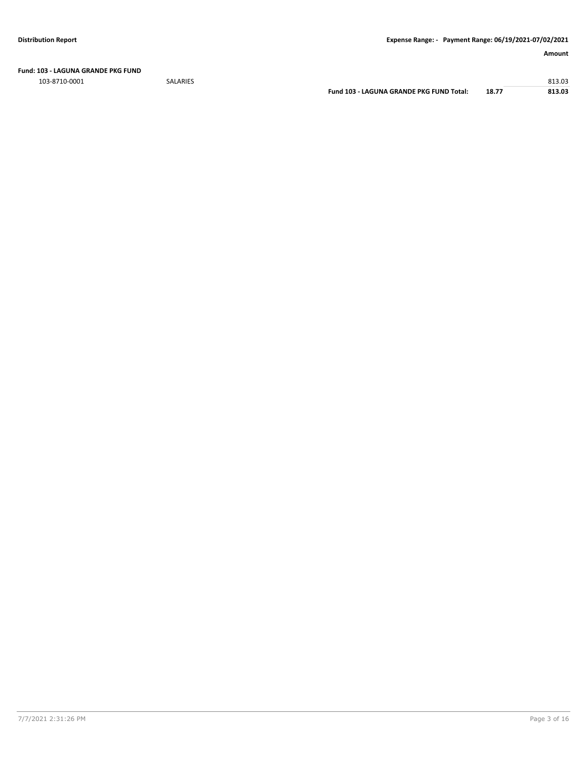**Distribution Report** | **Expense Range: - Payment Range: 06/19/2021-07/02/2021**

| | | | | **Amount** |
|---|---|---|---|---|
| **Fund: 103 - LAGUNA GRANDE PKG FUND** | | | | |
| 103-8710-0001 | SALARIES | | | 813.03 |
| | | **Fund 103 - LAGUNA GRANDE PKG FUND Total:** | **18.77** | **813.03** |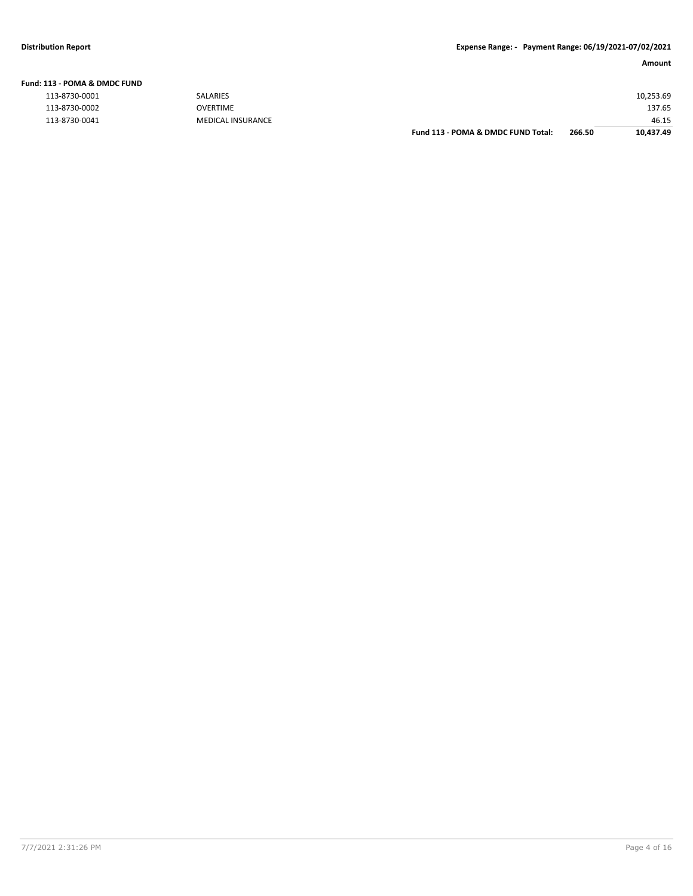**Distribution Report** — **Expense Range: - Payment Range: 06/19/2021-07/02/2021**

| | | | | Amount |
|---|---|---|---|---|
| **Fund: 113 - POMA & DMDC FUND** | | | | |
| 113-8730-0001 | SALARIES | | | 10,253.69 |
| 113-8730-0002 | OVERTIME | | | 137.65 |
| 113-8730-0041 | MEDICAL INSURANCE | | | 46.15 |
| | | **Fund 113 - POMA & DMDC FUND Total:** | **266.50** | **10,437.49** |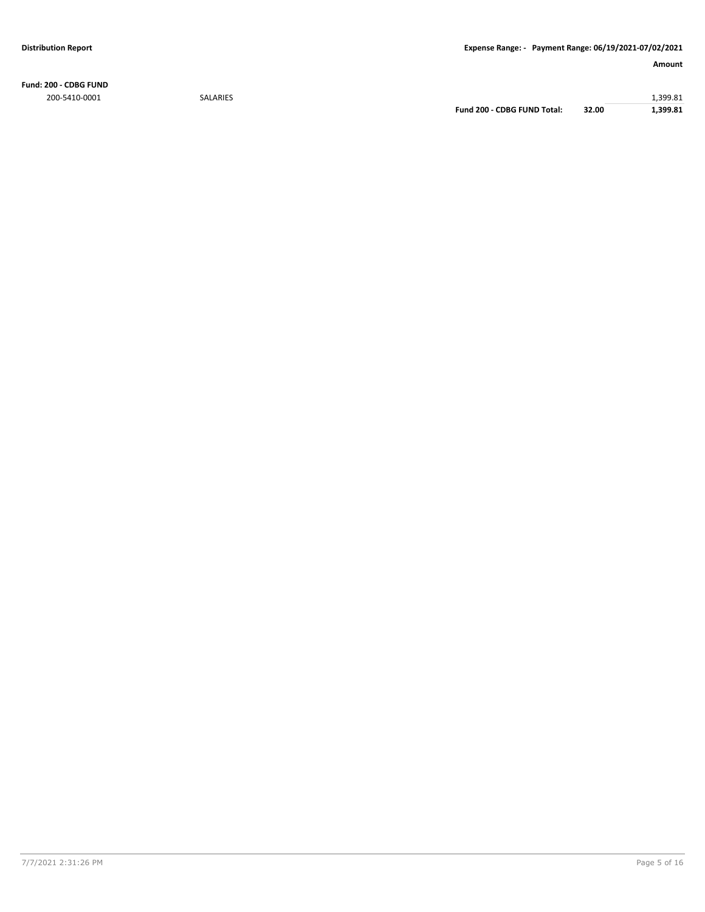**Distribution Report** | **Expense Range: - Payment Range: 06/19/2021-07/02/2021**

| | | | | **Amount** |
|---|---|---|---|---|
| **Fund: 200 - CDBG FUND** | | | | |
| 200-5410-0001 | SALARIES | | | 1,399.81 |
| | | **Fund 200 - CDBG FUND Total:** | **32.00** | **1,399.81** |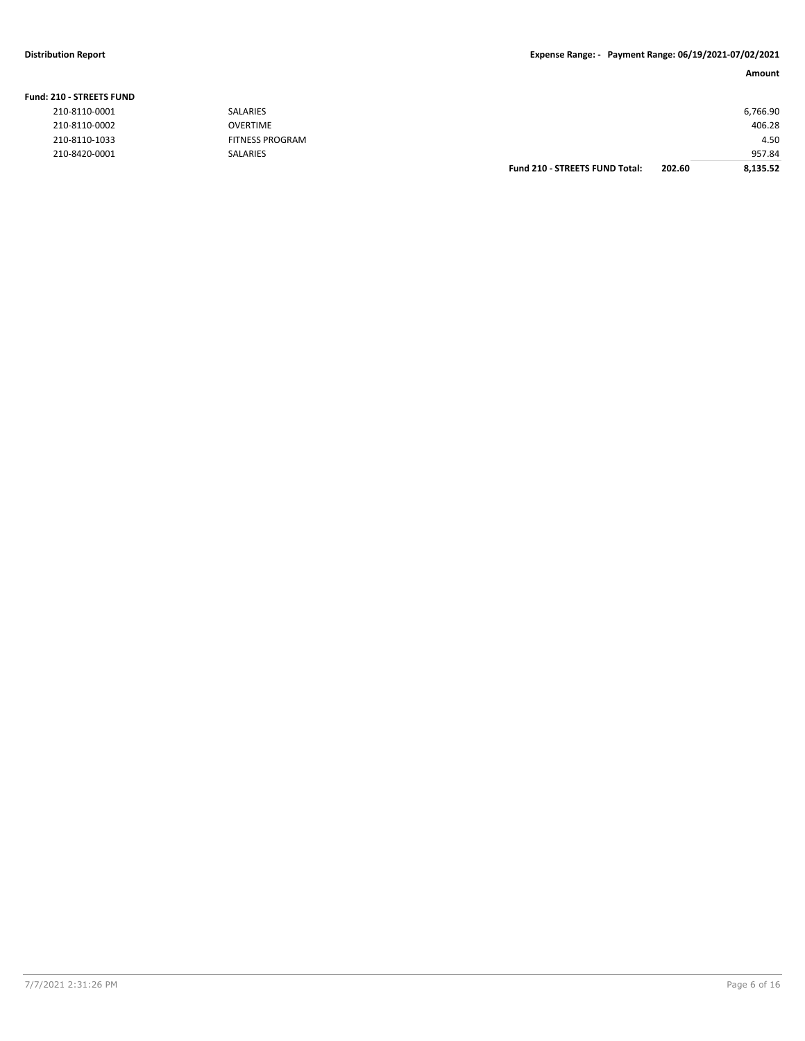**Distribution Report** **Expense Range: - Payment Range: 06/19/2021-07/02/2021**

| | | | | Amount |
|---|---|---|---|---|
| **Fund: 210 - STREETS FUND** | | | | |
| 210-8110-0001 | SALARIES | | | 6,766.90 |
| 210-8110-0002 | OVERTIME | | | 406.28 |
| 210-8110-1033 | FITNESS PROGRAM | | | 4.50 |
| 210-8420-0001 | SALARIES | | | 957.84 |
| | | **Fund 210 - STREETS FUND Total:** | **202.60** | **8,135.52** |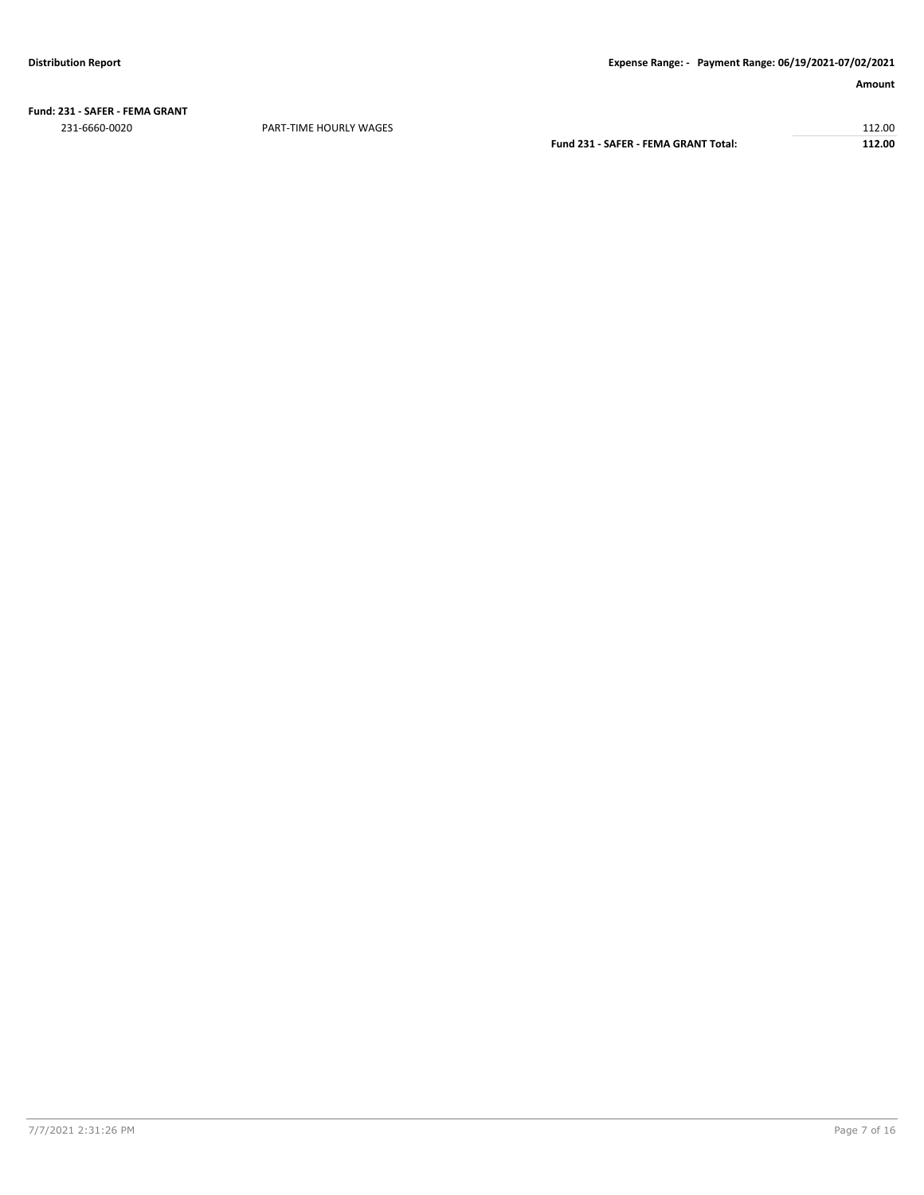**Fund: 231 - SAFER - FEMA GRANT**

| | | | Amount |
|---|---|---|---|
| 231-6660-0020 | PART-TIME HOURLY WAGES | | 112.00 |
| | | **Fund 231 - SAFER - FEMA GRANT Total:** | **112.00** |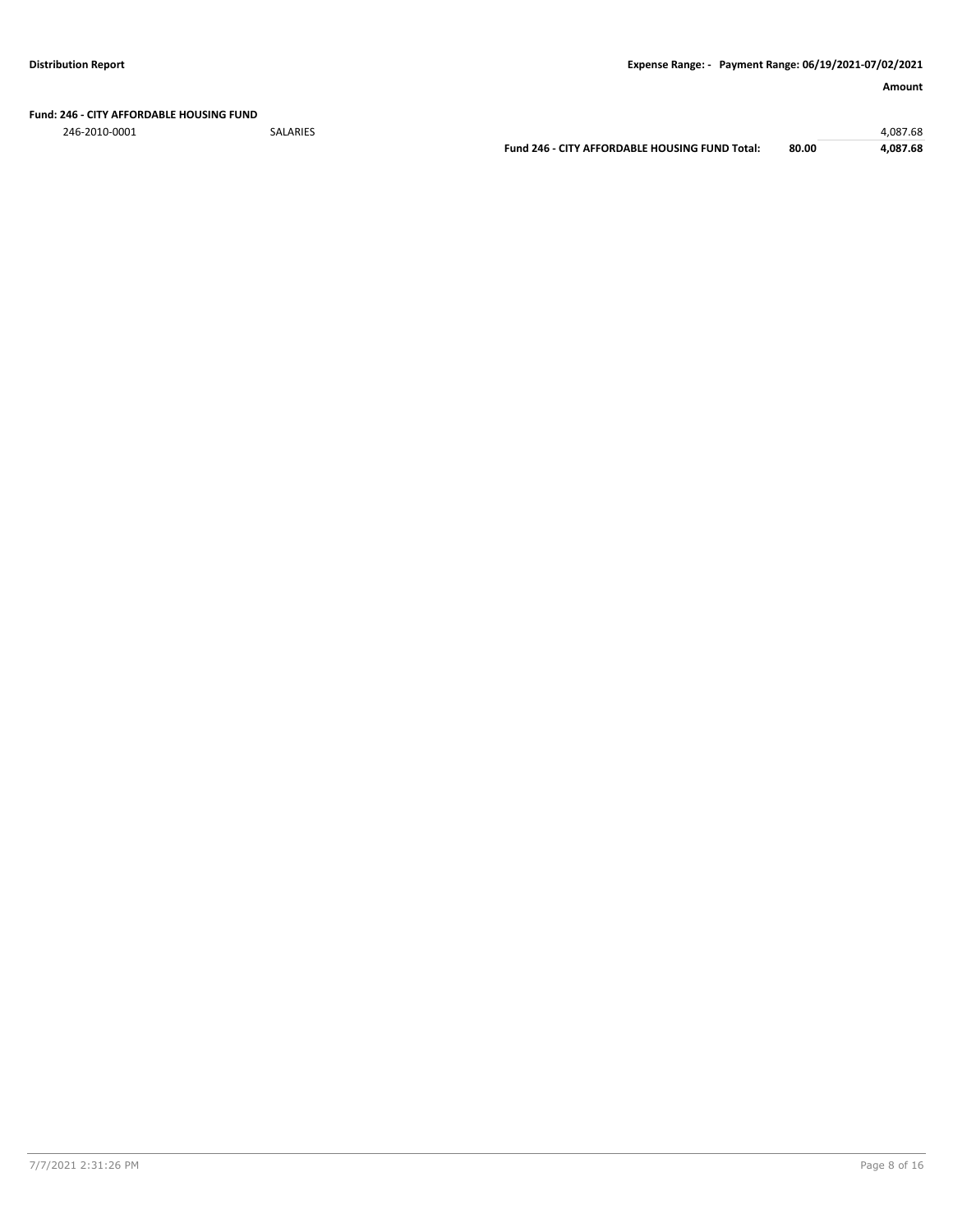**Fund: 246 - CITY AFFORDABLE HOUSING FUND**

| Account | Description | | | Amount |
|---|---|---|---|---|
| 246-2010-0001 | SALARIES | | | 4,087.68 |
| | | **Fund 246 - CITY AFFORDABLE HOUSING FUND Total:** | **80.00** | **4,087.68** |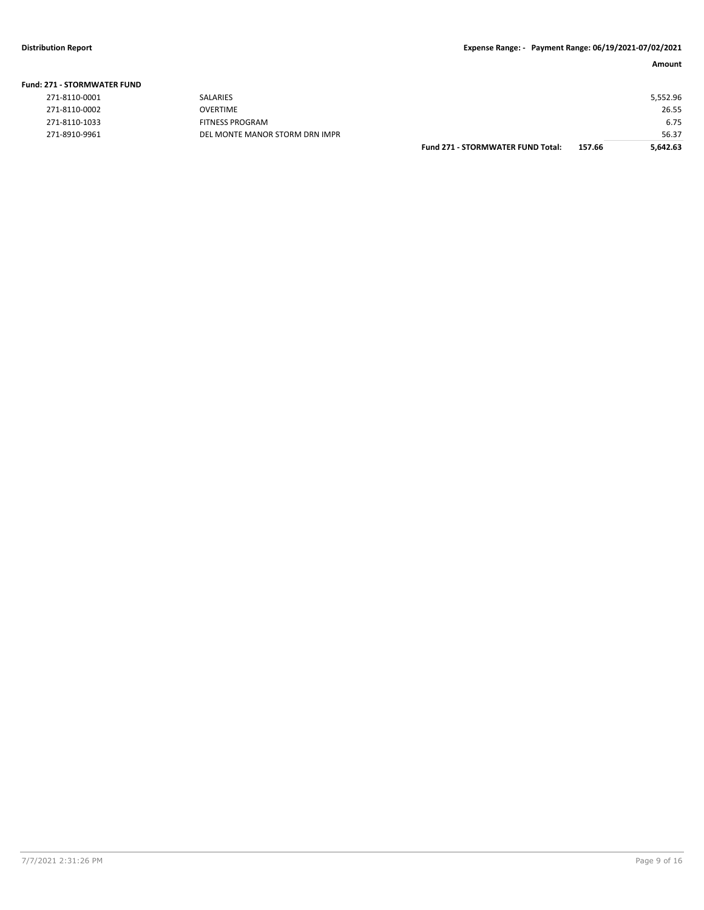**Distribution Report** **Expense Range: - Payment Range: 06/19/2021-07/02/2021**

| | | | | Amount |
|---|---|---|---|---|
| **Fund: 271 - STORMWATER FUND** | | | | |
| 271-8110-0001 | SALARIES | | | 5,552.96 |
| 271-8110-0002 | OVERTIME | | | 26.55 |
| 271-8110-1033 | FITNESS PROGRAM | | | 6.75 |
| 271-8910-9961 | DEL MONTE MANOR STORM DRN IMPR | | | 56.37 |
| | | **Fund 271 - STORMWATER FUND Total:** | **157.66** | **5,642.63** |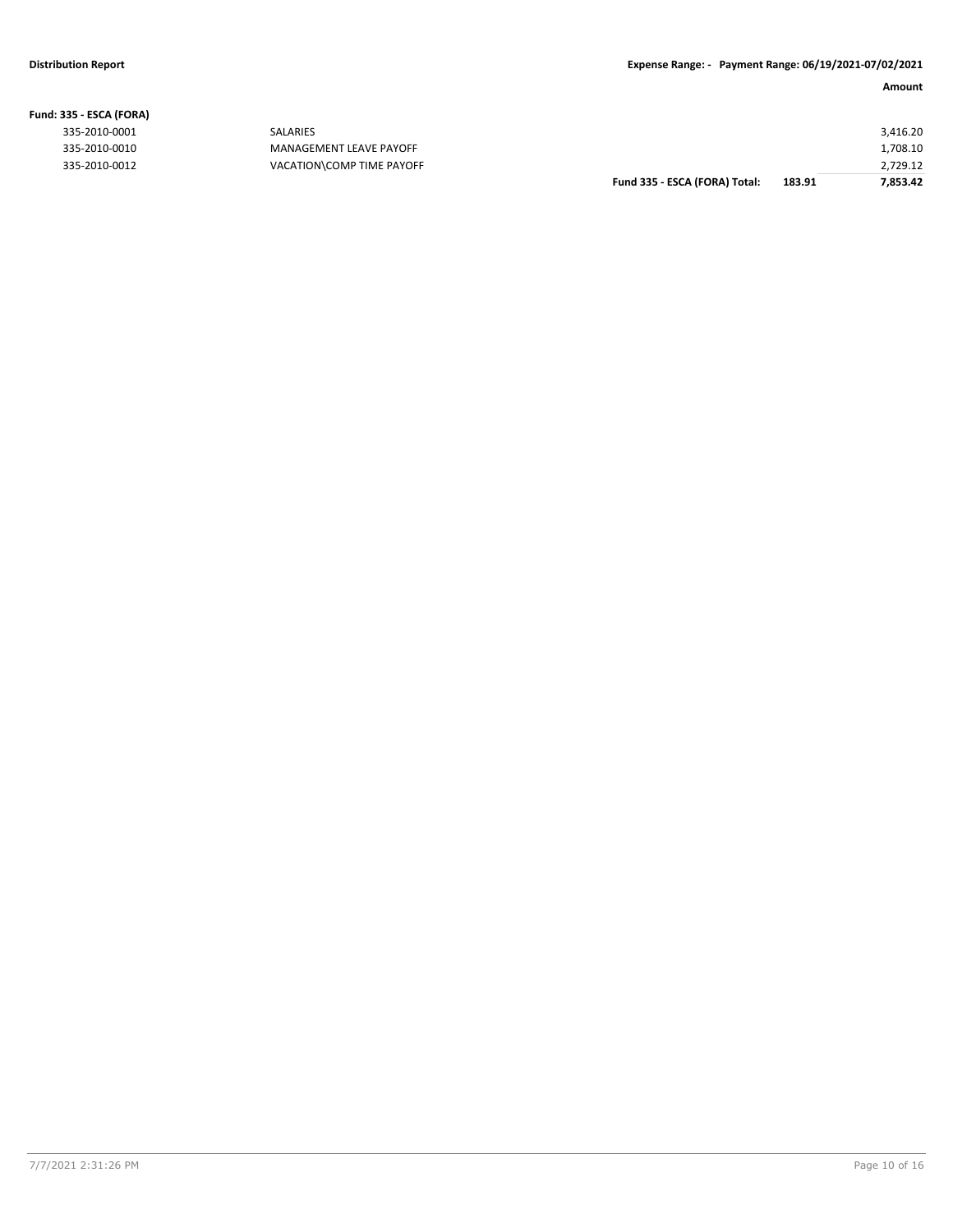**Distribution Report** | **Expense Range: - Payment Range: 06/19/2021-07/02/2021**

| | | | | **Amount** |
|---|---|---|---|---|
| **Fund: 335 - ESCA (FORA)** | | | | |
| 335-2010-0001 | SALARIES | | | 3,416.20 |
| 335-2010-0010 | MANAGEMENT LEAVE PAYOFF | | | 1,708.10 |
| 335-2010-0012 | VACATION\COMP TIME PAYOFF | | | 2,729.12 |
| | | **Fund 335 - ESCA (FORA) Total:** | **183.91** | **7,853.42** |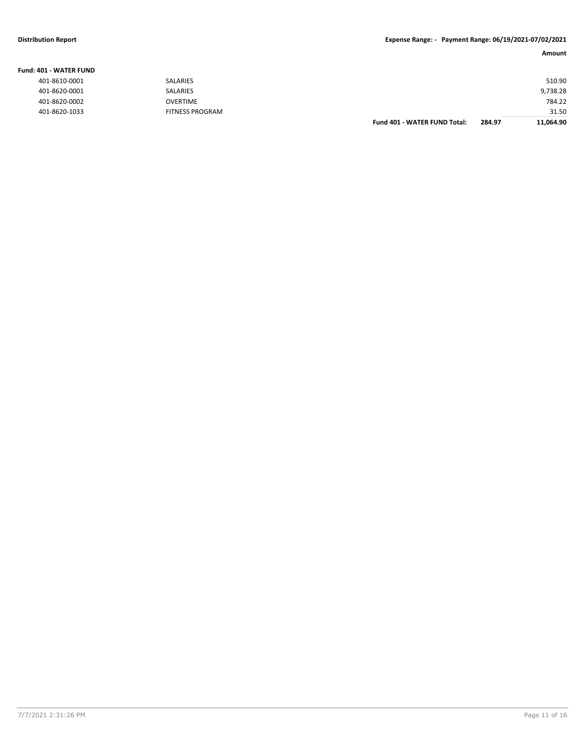**Distribution Report** | **Expense Range: - Payment Range: 06/19/2021-07/02/2021**

| | | | | Amount |
|---|---|---|---|---|
| **Fund: 401 - WATER FUND** | | | | |
| 401-8610-0001 | SALARIES | | | 510.90 |
| 401-8620-0001 | SALARIES | | | 9,738.28 |
| 401-8620-0002 | OVERTIME | | | 784.22 |
| 401-8620-1033 | FITNESS PROGRAM | | | 31.50 |
| | | **Fund 401 - WATER FUND Total:** | **284.97** | **11,064.90** |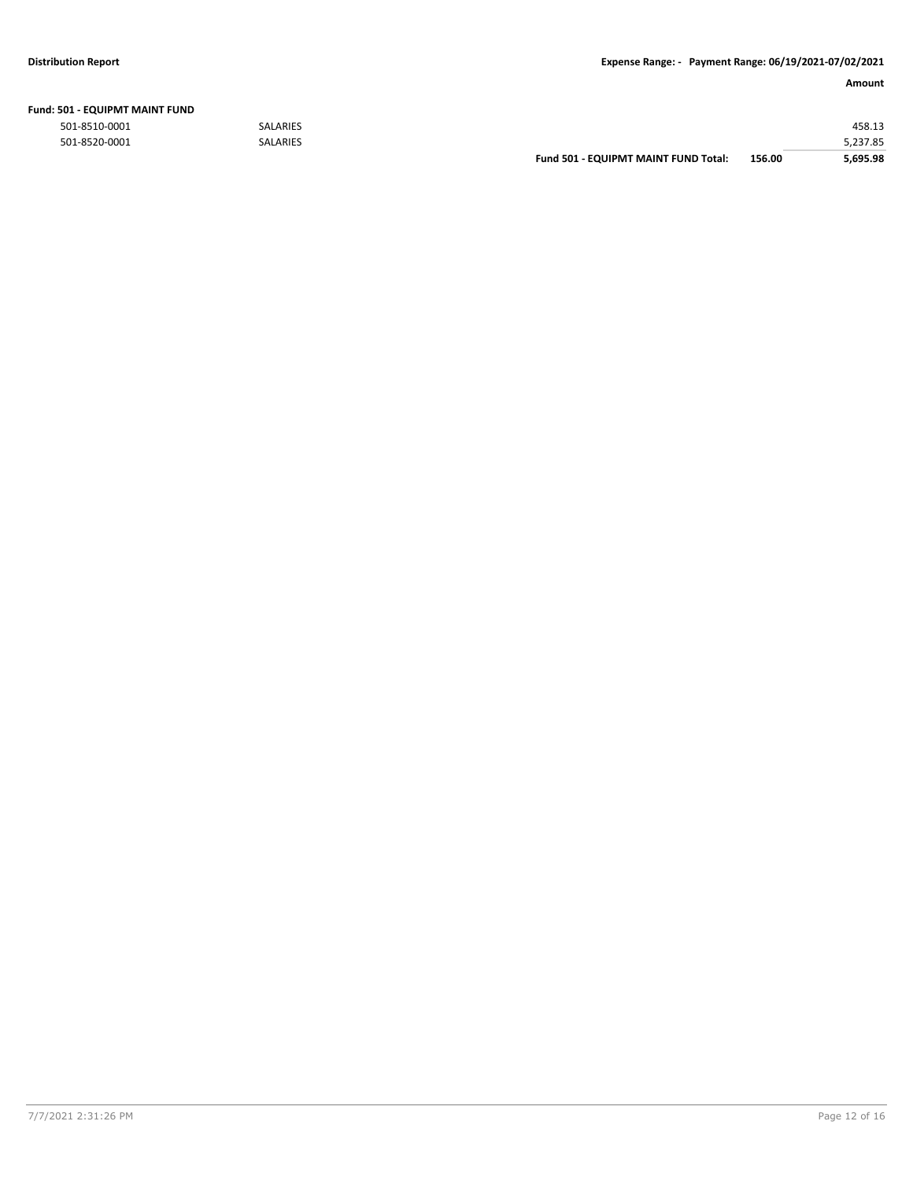| | | | Amount |
|---|---|---|---|
| **Fund: 501 - EQUIPMT MAINT FUND** | | | |
| 501-8510-0001 | SALARIES | | 458.13 |
| 501-8520-0001 | SALARIES | | 5,237.85 |
| | **Fund 501 - EQUIPMT MAINT FUND Total:** | **156.00** | **5,695.98** |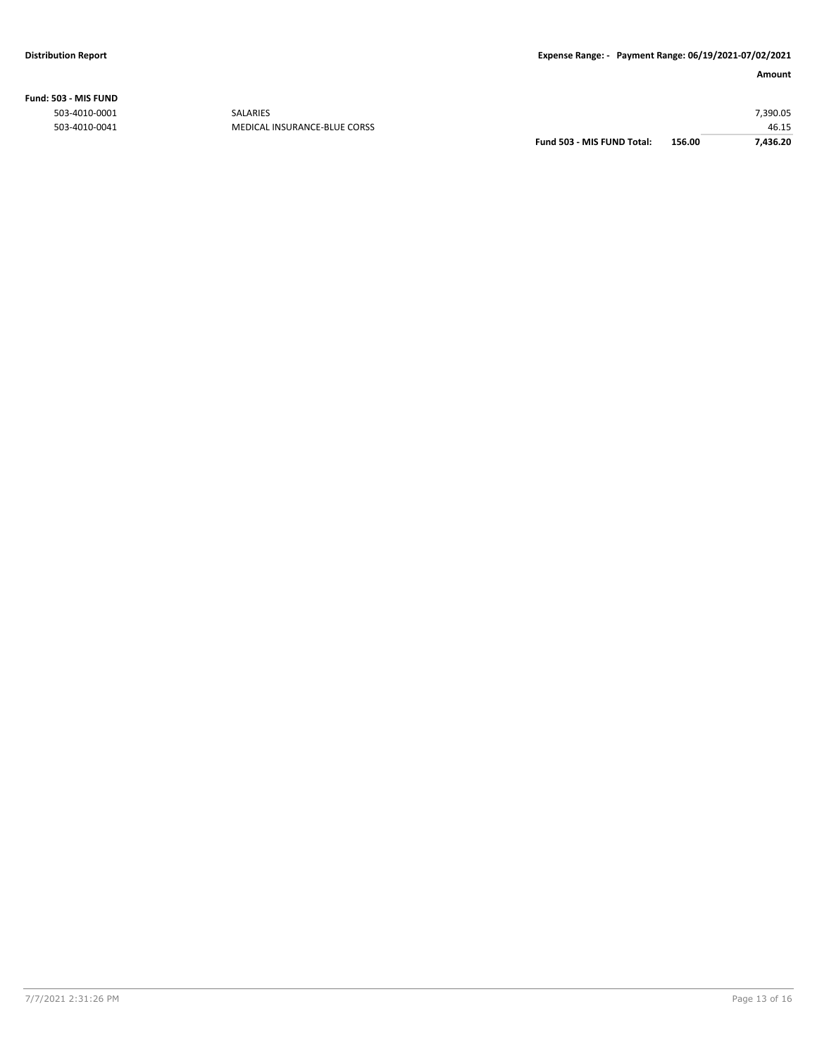**Distribution Report** **Expense Range: - Payment Range: 06/19/2021-07/02/2021**

| | | | | Amount |
|---|---|---|---|---|
| **Fund: 503 - MIS FUND** | | | | |
| 503-4010-0001 | SALARIES | | | 7,390.05 |
| 503-4010-0041 | MEDICAL INSURANCE-BLUE CORSS | | | 46.15 |
| | | **Fund 503 - MIS FUND Total:** | **156.00** | **7,436.20** |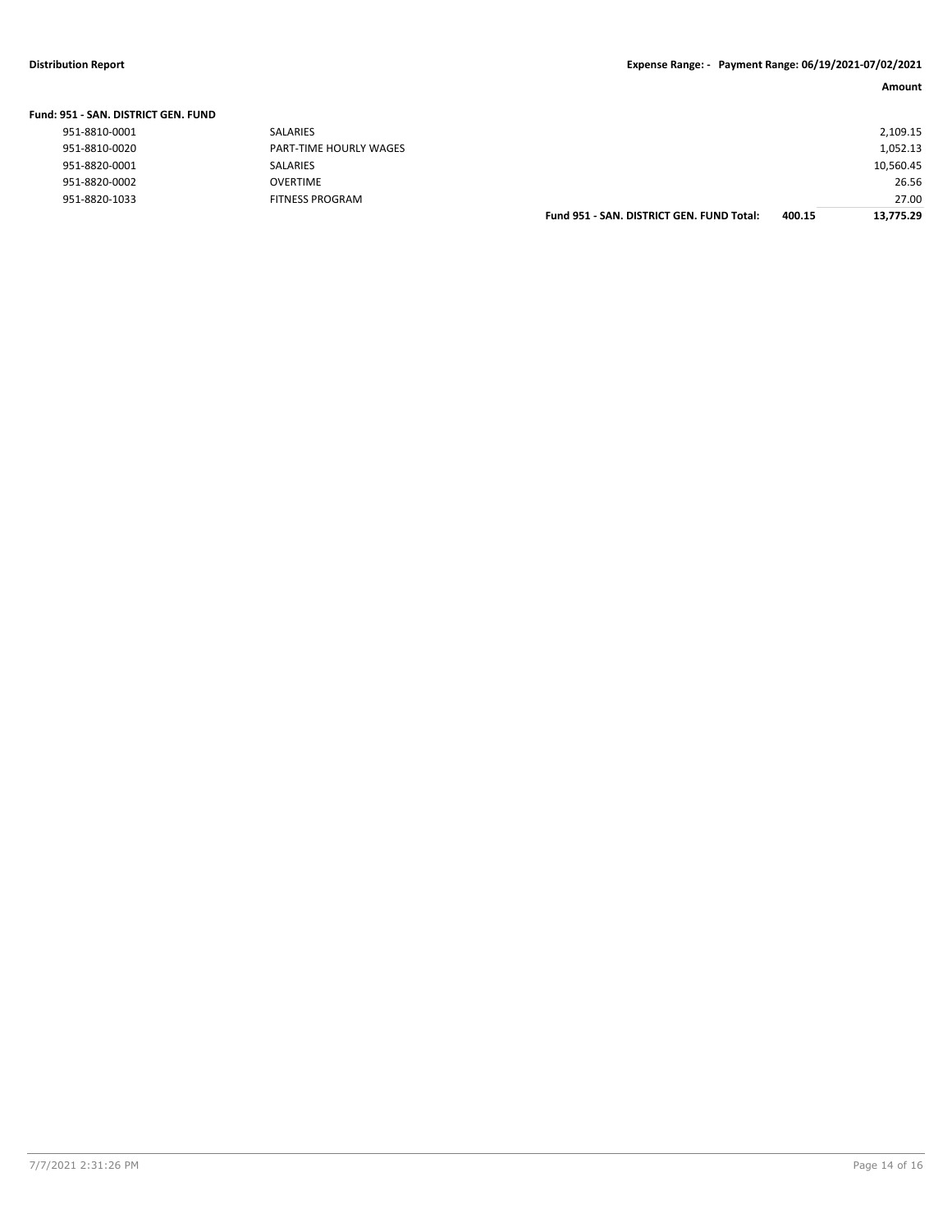| | | | Amount |
|---|---|---|---|
| **Fund: 951 - SAN. DISTRICT GEN. FUND** | | | |
| 951-8810-0001 | SALARIES | | 2,109.15 |
| 951-8810-0020 | PART-TIME HOURLY WAGES | | 1,052.13 |
| 951-8820-0001 | SALARIES | | 10,560.45 |
| 951-8820-0002 | OVERTIME | | 26.56 |
| 951-8820-1033 | FITNESS PROGRAM | | 27.00 |
| | **Fund 951 - SAN. DISTRICT GEN. FUND Total:** | **400.15** | **13,775.29** |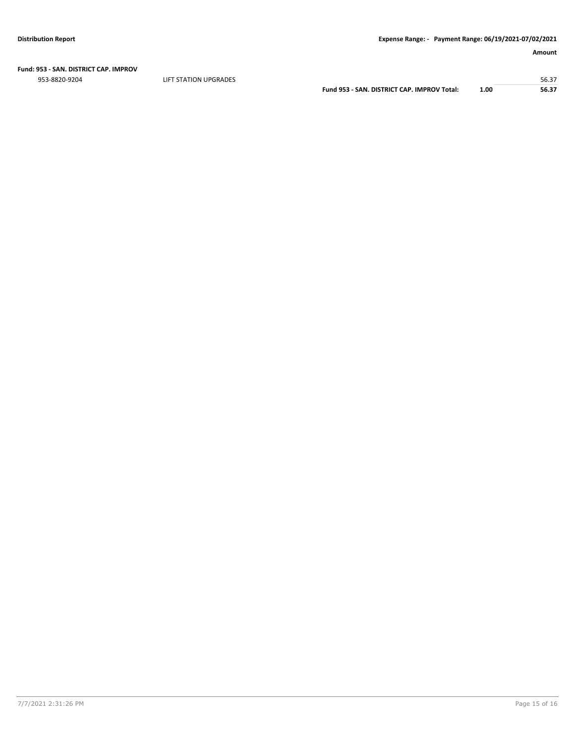Amount

**Fund: 953 - SAN. DISTRICT CAP. IMPROV**

| | | | | |
|---|---|---|---|---|
| 953-8820-9204 | LIFT STATION UPGRADES | | | 56.37 |
| | | **Fund 953 - SAN. DISTRICT CAP. IMPROV Total:** | **1.00** | **56.37** |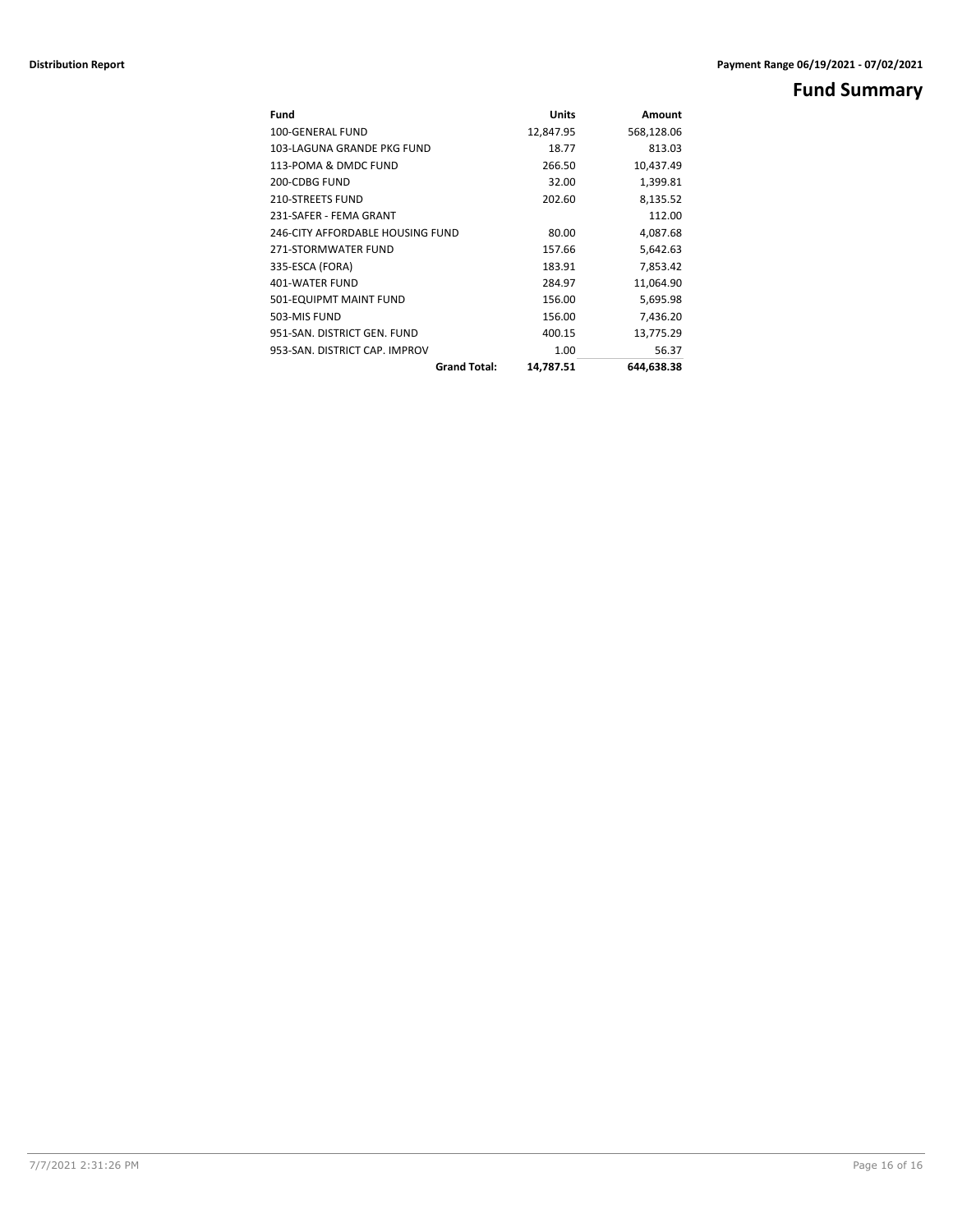# Fund Summary

| Fund | Units | Amount |
|---|---|---|
| 100-GENERAL FUND | 12,847.95 | 568,128.06 |
| 103-LAGUNA GRANDE PKG FUND | 18.77 | 813.03 |
| 113-POMA & DMDC FUND | 266.50 | 10,437.49 |
| 200-CDBG FUND | 32.00 | 1,399.81 |
| 210-STREETS FUND | 202.60 | 8,135.52 |
| 231-SAFER - FEMA GRANT | | 112.00 |
| 246-CITY AFFORDABLE HOUSING FUND | 80.00 | 4,087.68 |
| 271-STORMWATER FUND | 157.66 | 5,642.63 |
| 335-ESCA (FORA) | 183.91 | 7,853.42 |
| 401-WATER FUND | 284.97 | 11,064.90 |
| 501-EQUIPMT MAINT FUND | 156.00 | 5,695.98 |
| 503-MIS FUND | 156.00 | 7,436.20 |
| 951-SAN. DISTRICT GEN. FUND | 400.15 | 13,775.29 |
| 953-SAN. DISTRICT CAP. IMPROV | 1.00 | 56.37 |
| **Grand Total:** | **14,787.51** | **644,638.38** |